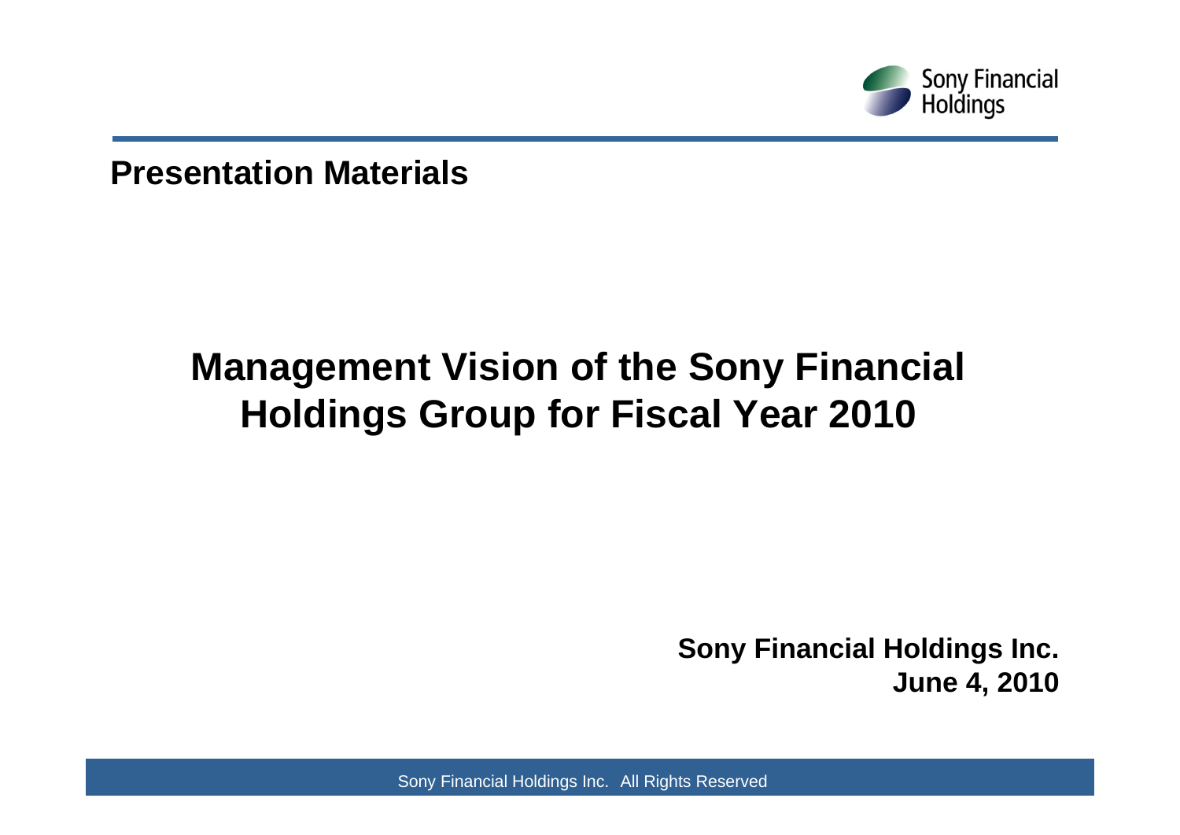**Presentation Materials**

# Management Vision of the Sony Financial Holdings Group for Fiscal Year 2010

**Sony Financial Holdings Inc.**
**June 4, 2010**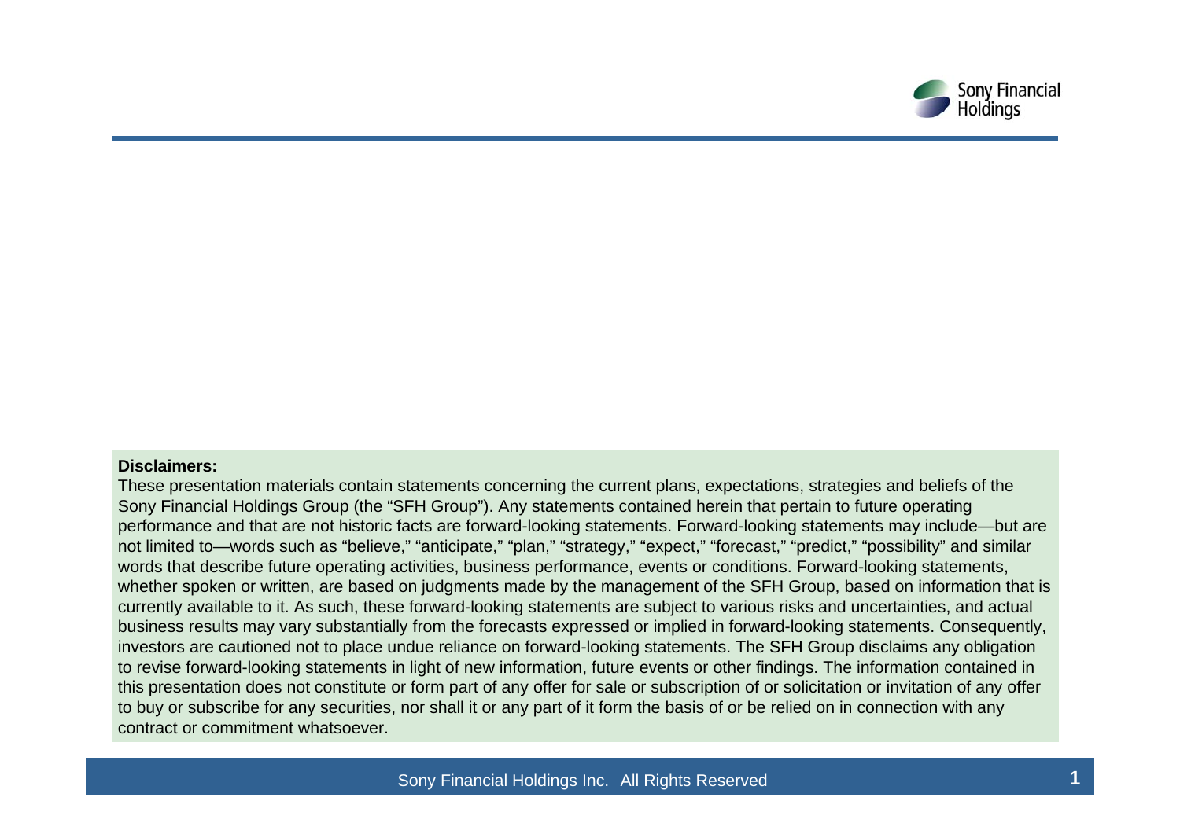**Disclaimers:**

These presentation materials contain statements concerning the current plans, expectations, strategies and beliefs of the Sony Financial Holdings Group (the "SFH Group"). Any statements contained herein that pertain to future operating performance and that are not historic facts are forward-looking statements. Forward-looking statements may include—but are not limited to—words such as "believe," "anticipate," "plan," "strategy," "expect," "forecast," "predict," "possibility" and similar words that describe future operating activities, business performance, events or conditions. Forward-looking statements, whether spoken or written, are based on judgments made by the management of the SFH Group, based on information that is currently available to it. As such, these forward-looking statements are subject to various risks and uncertainties, and actual business results may vary substantially from the forecasts expressed or implied in forward-looking statements. Consequently, investors are cautioned not to place undue reliance on forward-looking statements. The SFH Group disclaims any obligation to revise forward-looking statements in light of new information, future events or other findings. The information contained in this presentation does not constitute or form part of any offer for sale or subscription of or solicitation or invitation of any offer to buy or subscribe for any securities, nor shall it or any part of it form the basis of or be relied on in connection with any contract or commitment whatsoever.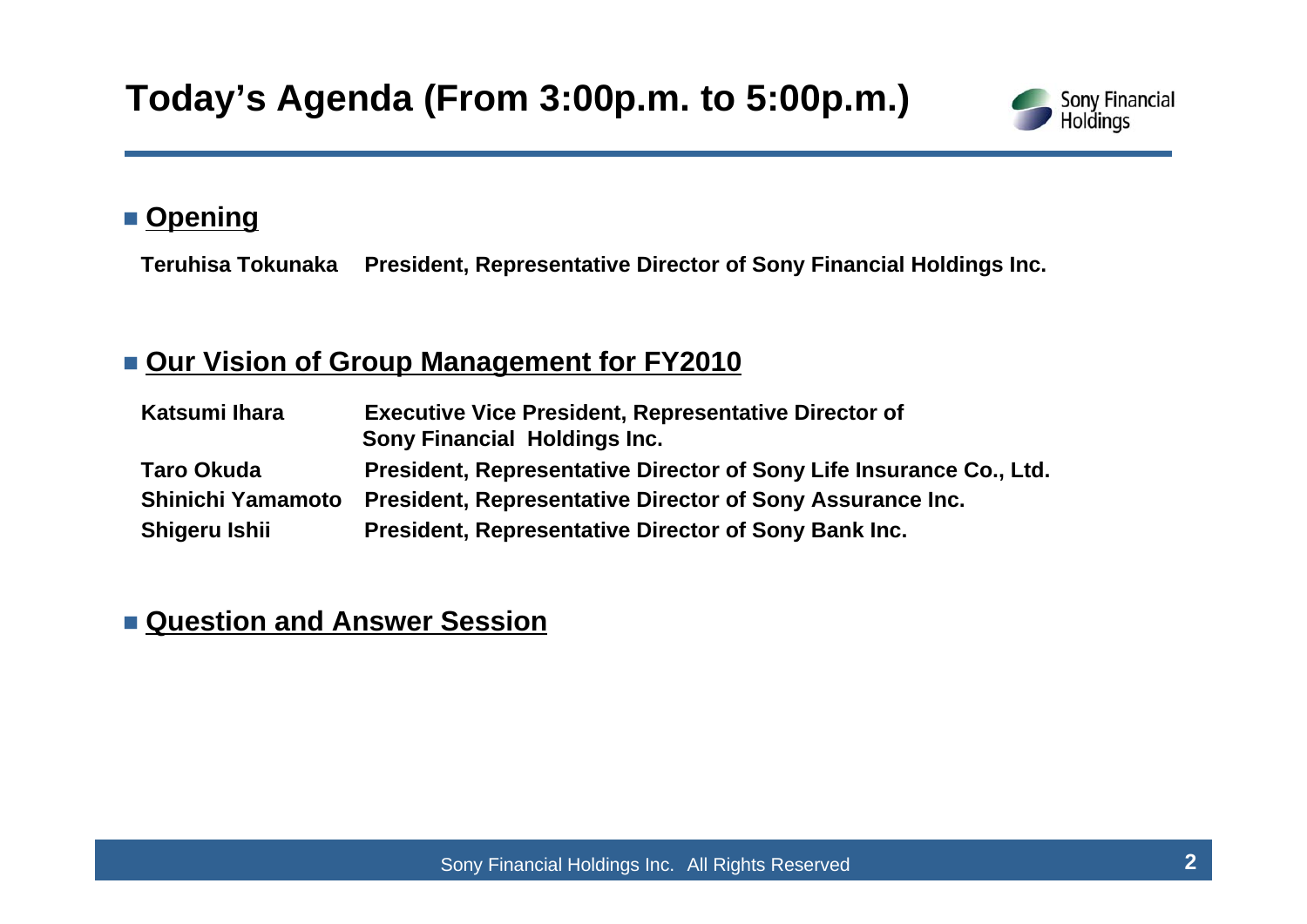# Today's Agenda (From 3:00p.m. to 5:00p.m.)

## Opening

| | |
|---|---|
| **Teruhisa Tokunaka** | **President, Representative Director of Sony Financial Holdings Inc.** |

## Our Vision of Group Management for FY2010

| | |
|---|---|
| **Katsumi Ihara** | **Executive Vice President, Representative Director of Sony Financial Holdings Inc.** |
| **Taro Okuda** | **President, Representative Director of Sony Life Insurance Co., Ltd.** |
| **Shinichi Yamamoto** | **President, Representative Director of Sony Assurance Inc.** |
| **Shigeru Ishii** | **President, Representative Director of Sony Bank Inc.** |

## Question and Answer Session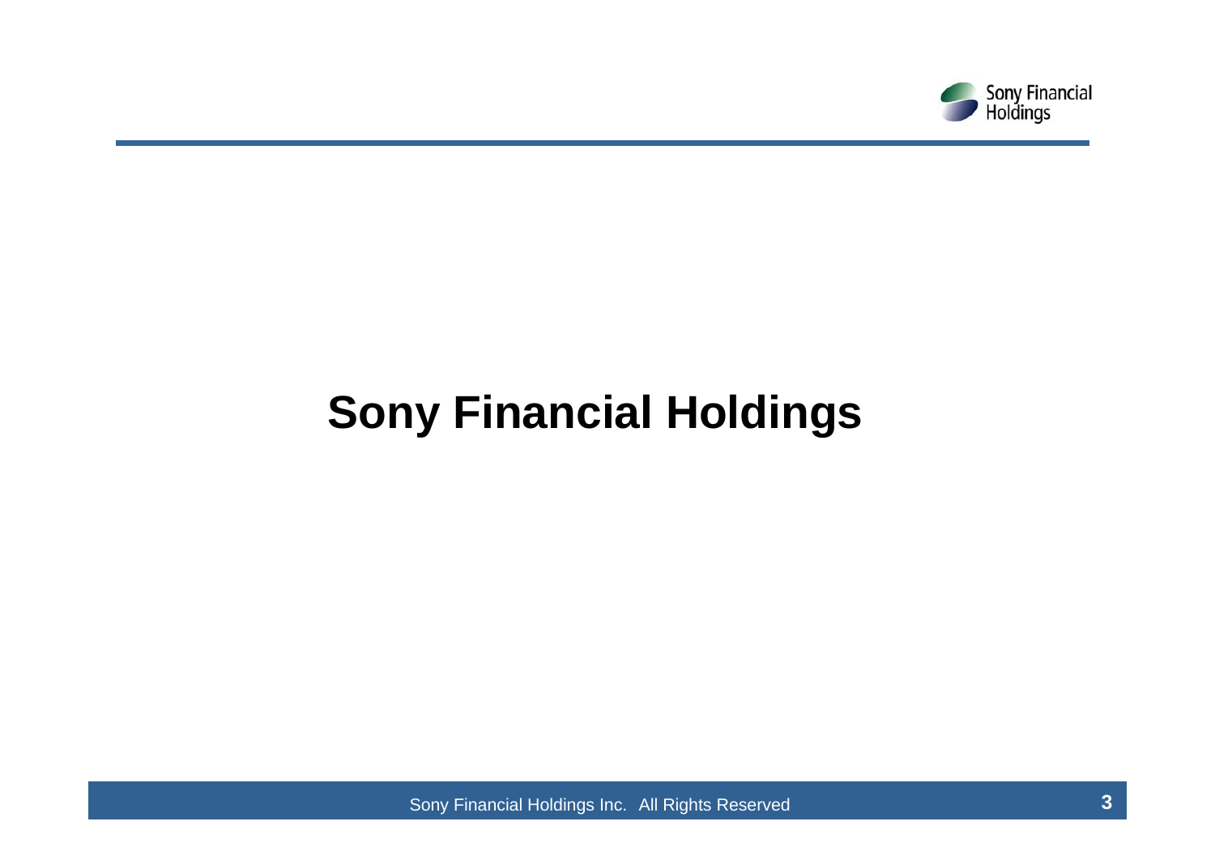# Sony Financial Holdings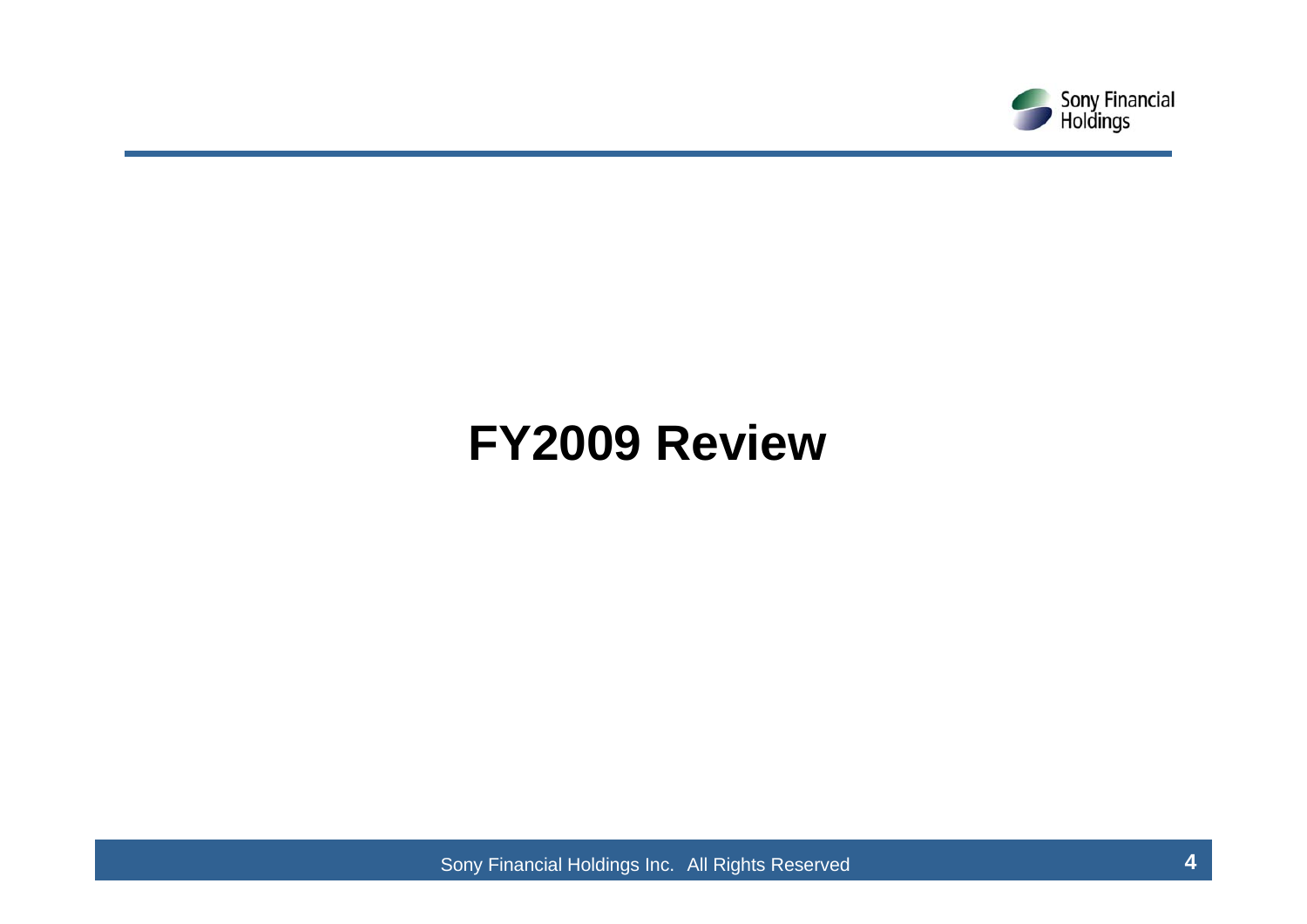# FY2009 Review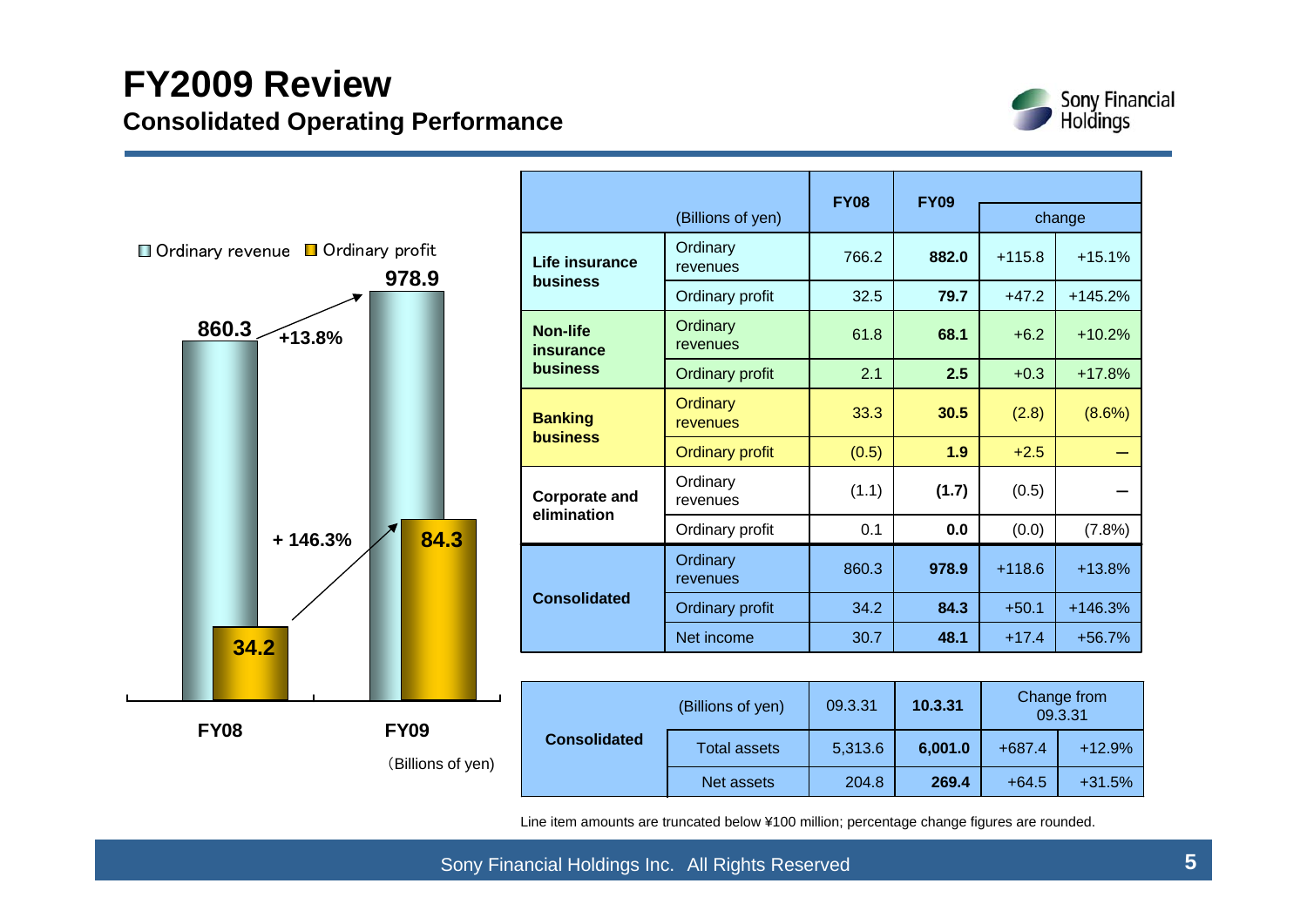# FY2009 Review

## Consolidated Operating Performance

Ordinary revenue / Ordinary profit

| (Billions of yen) | FY08 | FY09 | Change |
|---|---|---|---|
| Ordinary revenue | 860.3 | 978.9 | +13.8% |
| Ordinary profit | 34.2 | 84.3 | + 146.3% |

| (Billions of yen) | | FY08 | FY09 | change | |
|---|---|---|---|---|---|
| **Life insurance business** | Ordinary revenues | 766.2 | **882.0** | +115.8 | +15.1% |
| | Ordinary profit | 32.5 | **79.7** | +47.2 | +145.2% |
| **Non-life insurance business** | Ordinary revenues | 61.8 | **68.1** | +6.2 | +10.2% |
| | Ordinary profit | 2.1 | **2.5** | +0.3 | +17.8% |
| **Banking business** | Ordinary revenues | 33.3 | **30.5** | (2.8) | (8.6%) |
| | Ordinary profit | (0.5) | **1.9** | +2.5 | – |
| **Corporate and elimination** | Ordinary revenues | (1.1) | **(1.7)** | (0.5) | – |
| | Ordinary profit | 0.1 | **0.0** | (0.0) | (7.8%) |
| **Consolidated** | Ordinary revenues | 860.3 | **978.9** | +118.6 | +13.8% |
| | Ordinary profit | 34.2 | **84.3** | +50.1 | +146.3% |
| | Net income | 30.7 | **48.1** | +17.4 | +56.7% |

| | (Billions of yen) | 09.3.31 | 10.3.31 | Change from 09.3.31 | |
|---|---|---|---|---|---|
| **Consolidated** | Total assets | 5,313.6 | **6,001.0** | +687.4 | +12.9% |
| | Net assets | 204.8 | **269.4** | +64.5 | +31.5% |

Line item amounts are truncated below ¥100 million; percentage change figures are rounded.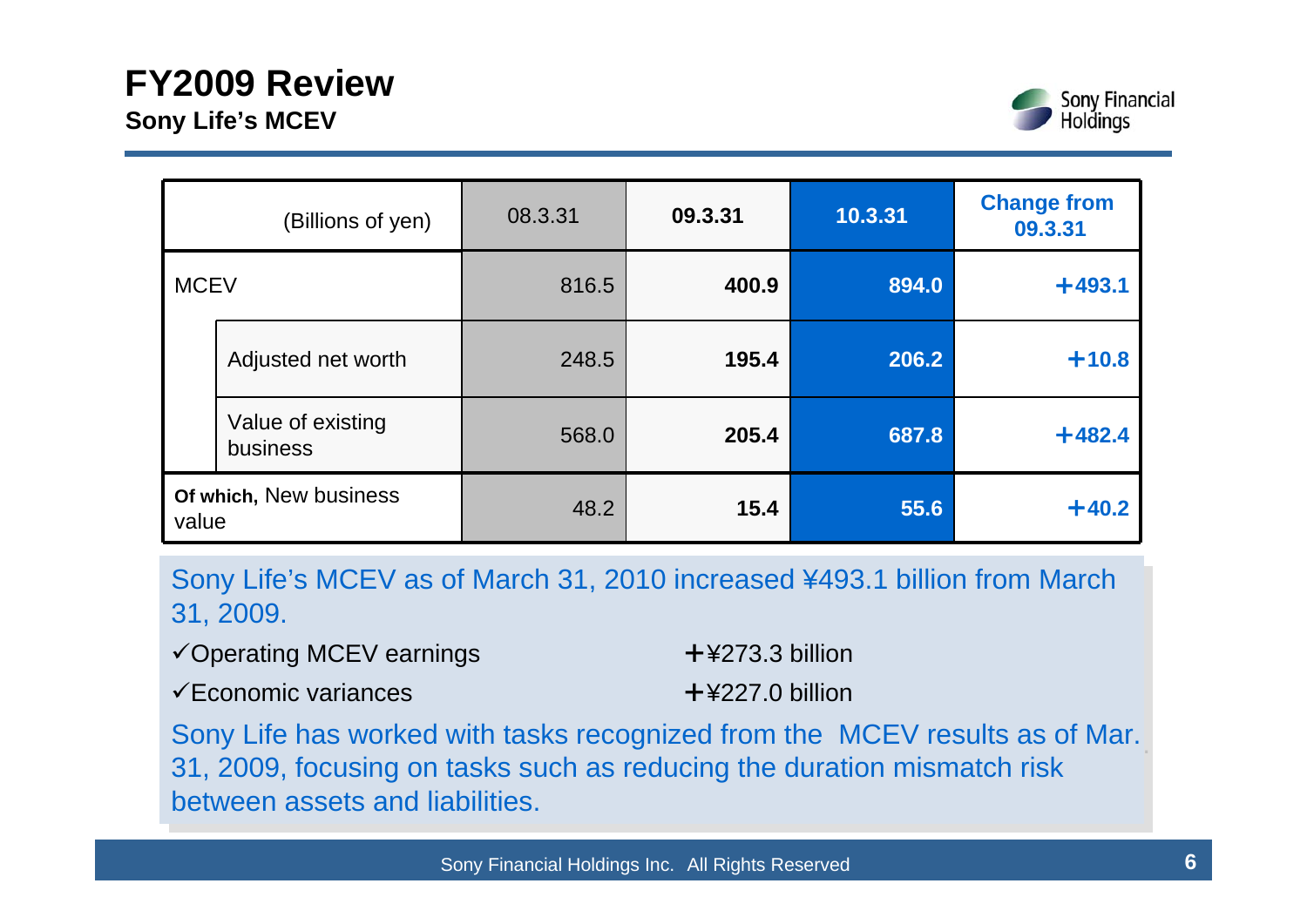# FY2009 Review

## Sony Life's MCEV

| (Billions of yen) | | 08.3.31 | 09.3.31 | 10.3.31 | Change from 09.3.31 |
|---|---|---|---|---|---|
| MCEV | | 816.5 | **400.9** | **894.0** | **+493.1** |
| | Adjusted net worth | 248.5 | **195.4** | **206.2** | **+10.8** |
| | Value of existing business | 568.0 | **205.4** | **687.8** | **+482.4** |
| **Of which,** New business value | | 48.2 | **15.4** | **55.6** | **+40.2** |

Sony Life's MCEV as of March 31, 2010 increased ¥493.1 billion from March 31, 2009.

- ✓Operating MCEV earnings +¥273.3 billion
- ✓Economic variances +¥227.0 billion

Sony Life has worked with tasks recognized from the MCEV results as of Mar. 31, 2009, focusing on tasks such as reducing the duration mismatch risk between assets and liabilities.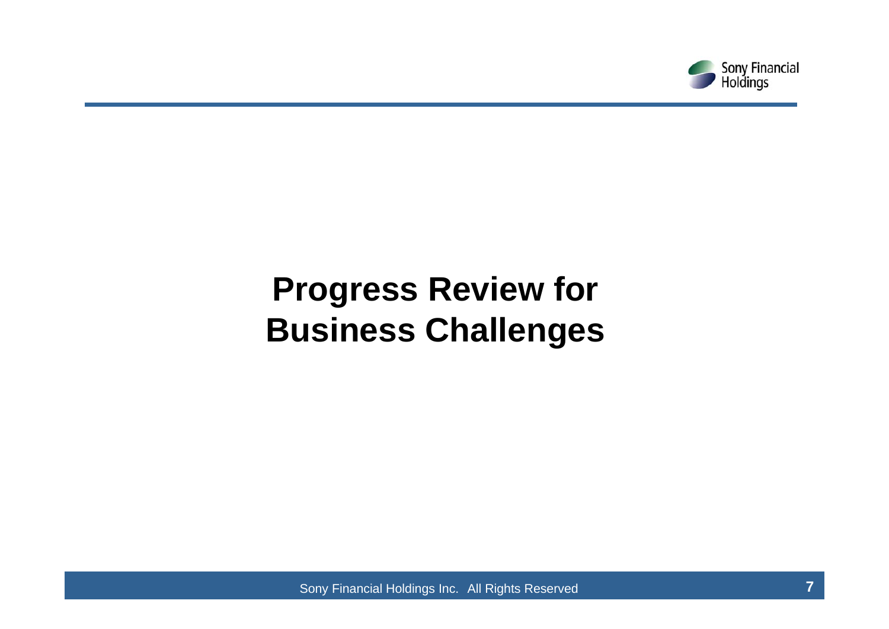# Progress Review for Business Challenges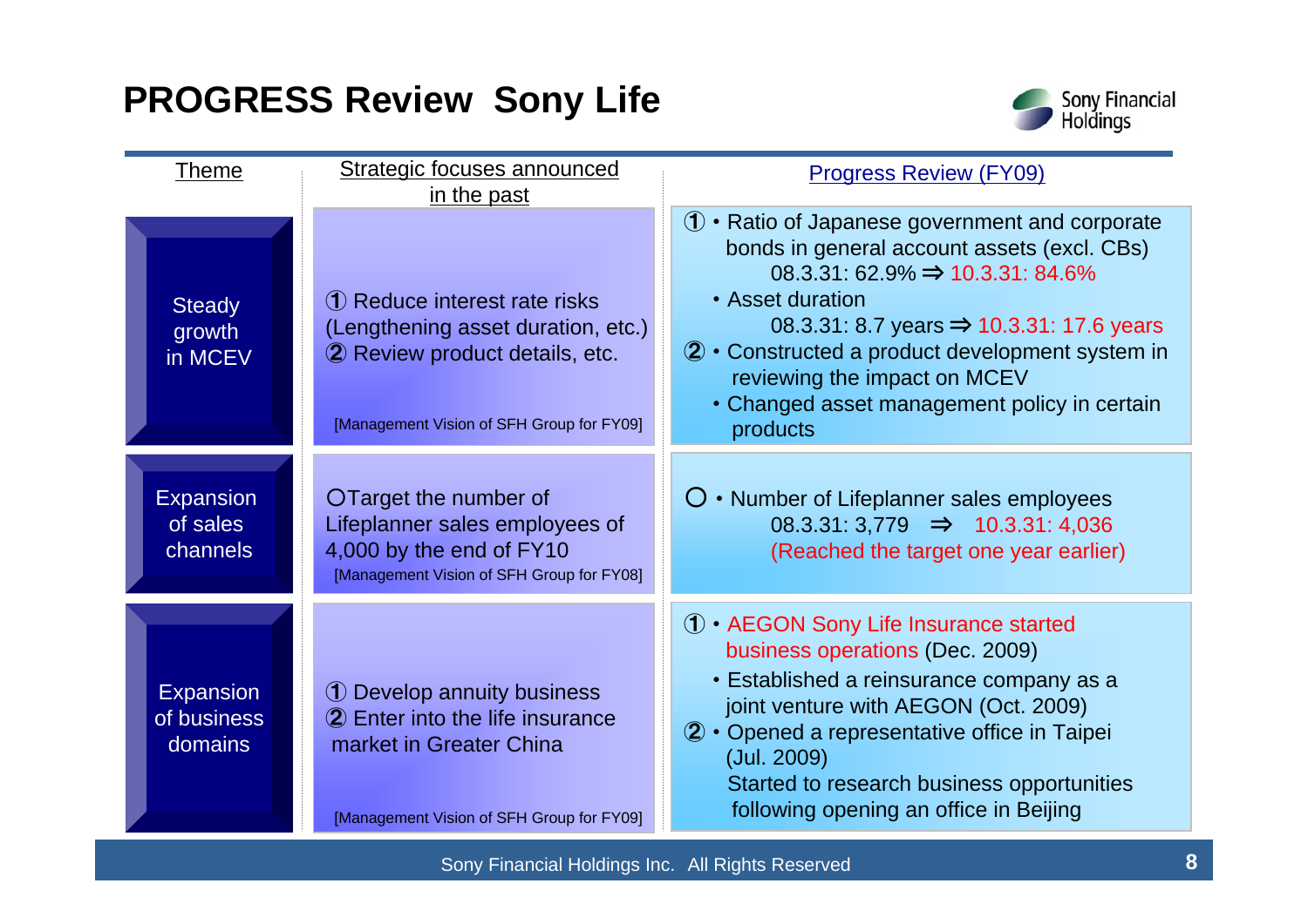# PROGRESS Review Sony Life

| Theme | Strategic focuses announced in the past | Progress Review (FY09) |
|---|---|---|
| Steady growth in MCEV | ① Reduce interest rate risks (Lengthening asset duration, etc.)<br>② Review product details, etc.<br><br>[Management Vision of SFH Group for FY09] | ① • Ratio of Japanese government and corporate bonds in general account assets (excl. CBs)<br>08.3.31: 62.9% ⇒ 10.3.31: 84.6%<br>• Asset duration<br>08.3.31: 8.7 years ⇒ 10.3.31: 17.6 years<br>② • Constructed a product development system in reviewing the impact on MCEV<br>• Changed asset management policy in certain products |
| Expansion of sales channels | ○Target the number of Lifeplanner sales employees of 4,000 by the end of FY10<br>[Management Vision of SFH Group for FY08] | ○ • Number of Lifeplanner sales employees<br>08.3.31: 3,779 ⇒ 10.3.31: 4,036<br>(Reached the target one year earlier) |
| Expansion of business domains | ① Develop annuity business<br>② Enter into the life insurance market in Greater China<br><br>[Management Vision of SFH Group for FY09] | ① • AEGON Sony Life Insurance started business operations (Dec. 2009)<br>• Established a reinsurance company as a joint venture with AEGON (Oct. 2009)<br>② • Opened a representative office in Taipei (Jul. 2009)<br>Started to research business opportunities following opening an office in Beijing |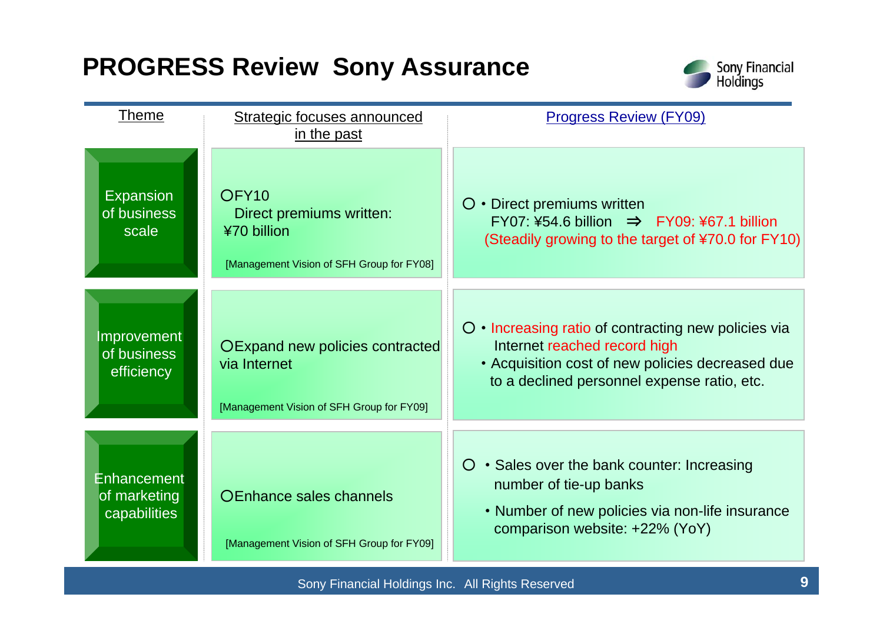# PROGRESS Review Sony Assurance

| Theme | Strategic focuses announced in the past | Progress Review (FY09) |
|---|---|---|
| Expansion of business scale | ○FY10 Direct premiums written: ¥70 billion<br><br>[Management Vision of SFH Group for FY08] | ○ • Direct premiums written<br>FY07: ¥54.6 billion ⇒ FY09: ¥67.1 billion<br>(Steadily growing to the target of ¥70.0 for FY10) |
| Improvement of business efficiency | ○Expand new policies contracted via Internet<br><br>[Management Vision of SFH Group for FY09] | ○ • Increasing ratio of contracting new policies via Internet reached record high<br>• Acquisition cost of new policies decreased due to a declined personnel expense ratio, etc. |
| Enhancement of marketing capabilities | ○Enhance sales channels<br><br>[Management Vision of SFH Group for FY09] | ○ • Sales over the bank counter: Increasing number of tie-up banks<br>• Number of new policies via non-life insurance comparison website: +22% (YoY) |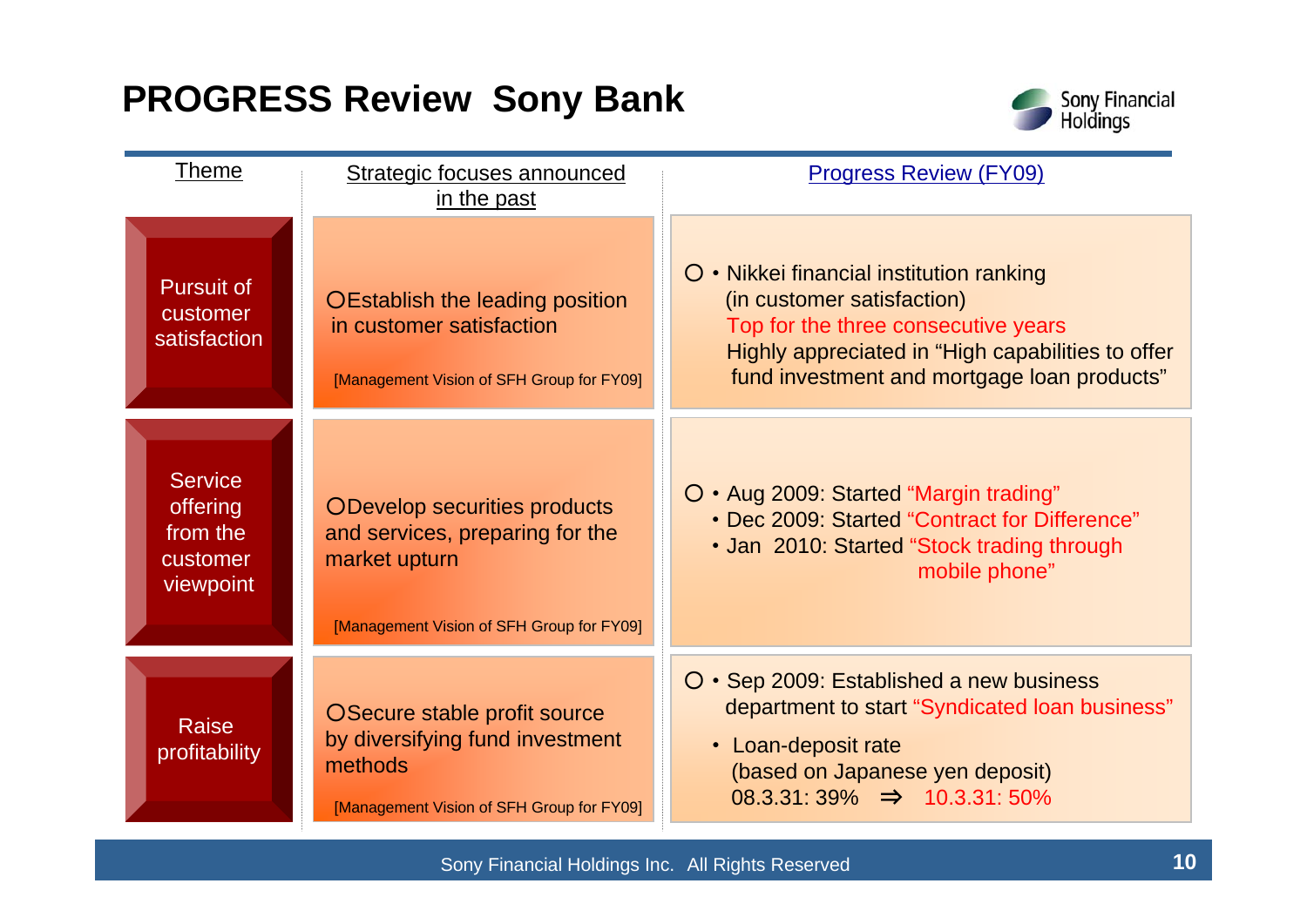# PROGRESS Review Sony Bank

| Theme | Strategic focuses announced in the past | Progress Review (FY09) |
| --- | --- | --- |
| Pursuit of customer satisfaction | ○Establish the leading position in customer satisfaction<br><br>[Management Vision of SFH Group for FY09] | ○ • Nikkei financial institution ranking (in customer satisfaction)<br>Top for the three consecutive years<br>Highly appreciated in "High capabilities to offer fund investment and mortgage loan products" |
| Service offering from the customer viewpoint | ○Develop securities products and services, preparing for the market upturn<br><br>[Management Vision of SFH Group for FY09] | ○ • Aug 2009: Started "Margin trading"<br>• Dec 2009: Started "Contract for Difference"<br>• Jan 2010: Started "Stock trading through mobile phone" |
| Raise profitability | ○Secure stable profit source by diversifying fund investment methods<br><br>[Management Vision of SFH Group for FY09] | ○ • Sep 2009: Established a new business department to start "Syndicated loan business"<br>• Loan-deposit rate (based on Japanese yen deposit)<br>08.3.31: 39% ⇒ 10.3.31: 50% |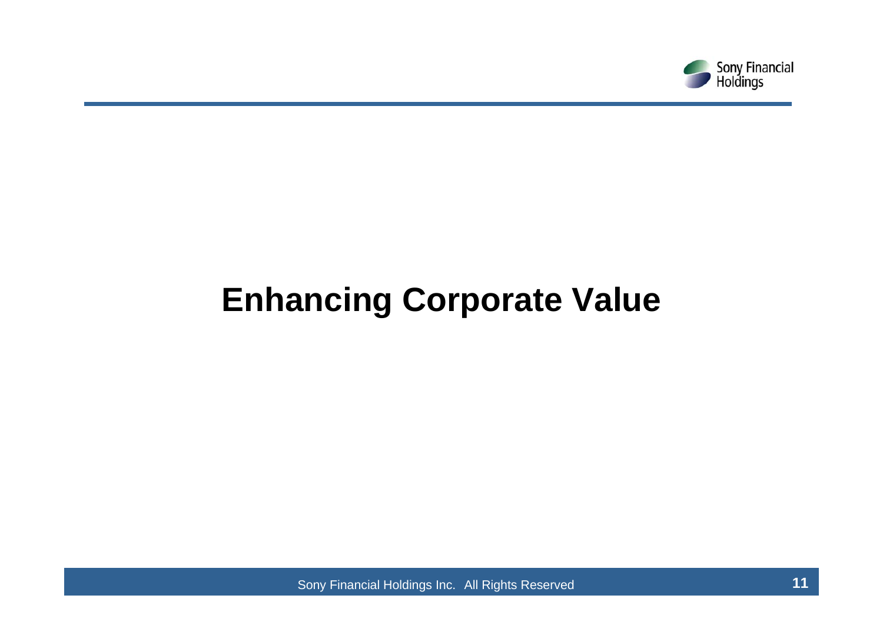# Enhancing Corporate Value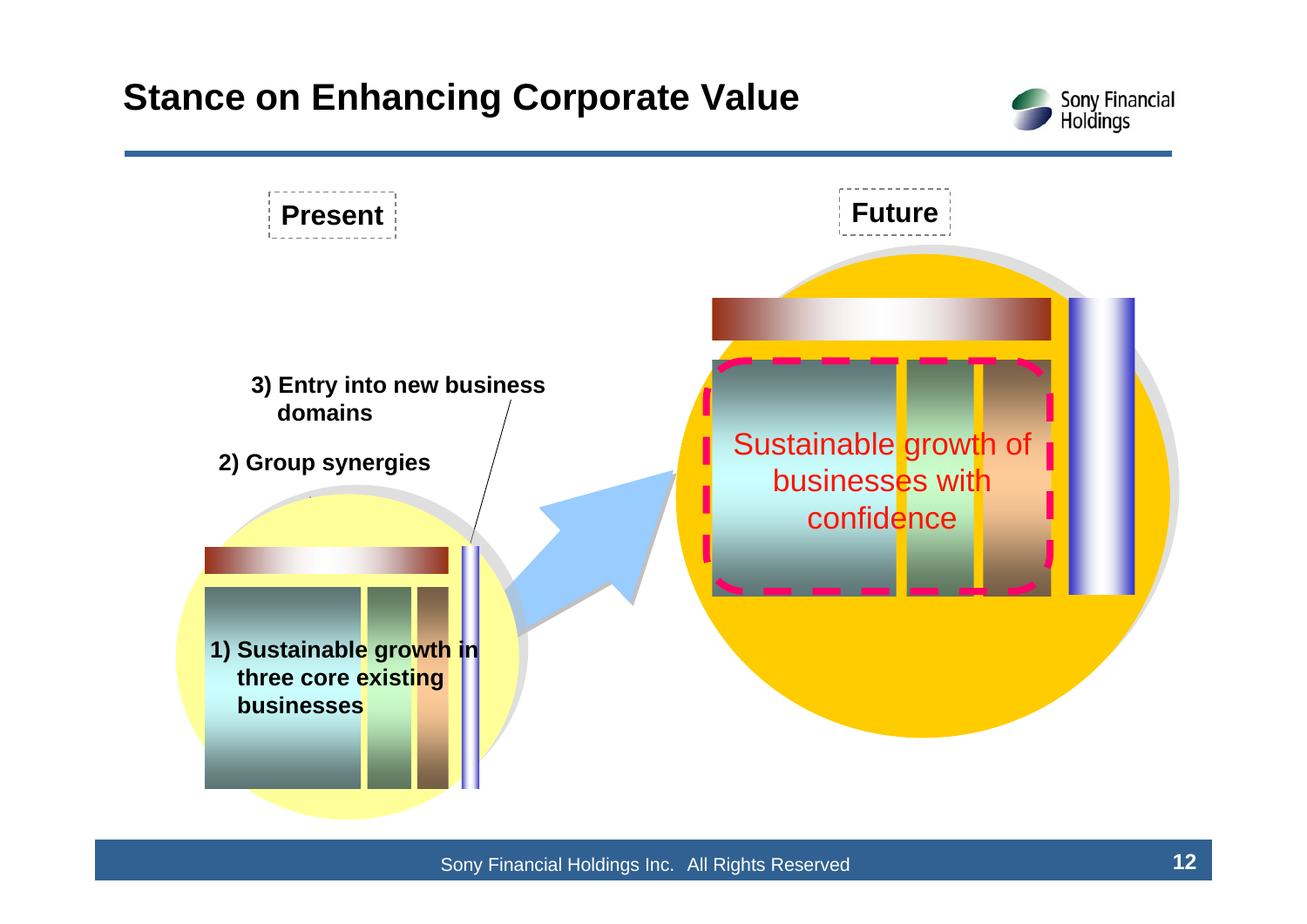# Stance on Enhancing Corporate Value

**Present**

3) Entry into new business domains

2) Group synergies

1) Sustainable growth in three core existing businesses

**Future**

Sustainable growth of businesses with confidence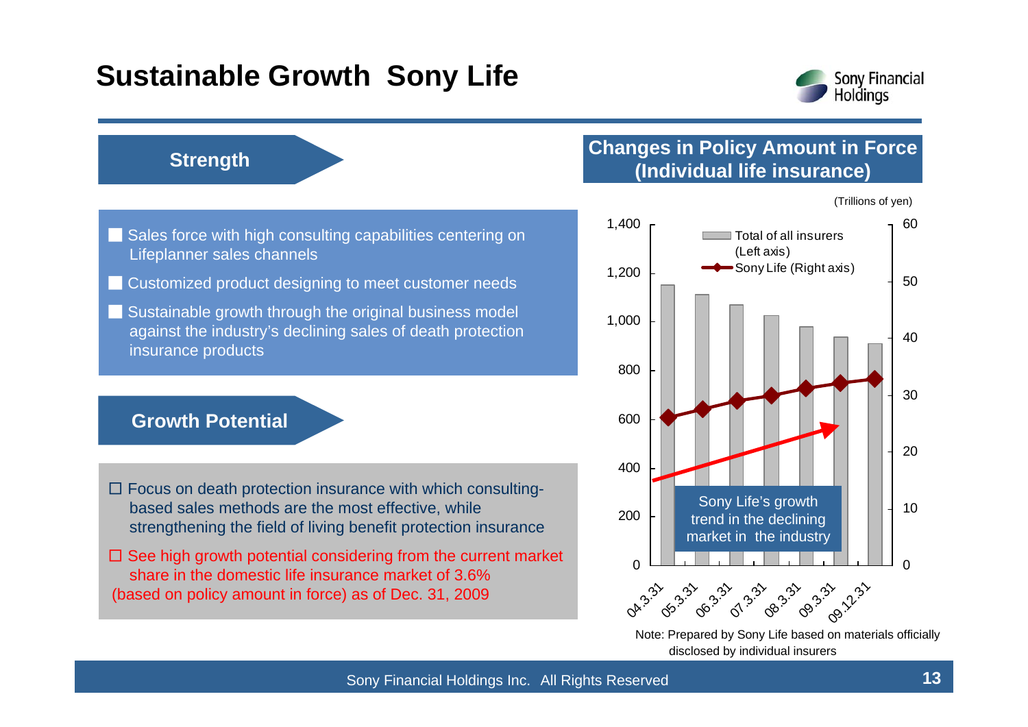# Sustainable Growth Sony Life

## Strength

- Sales force with high consulting capabilities centering on Lifeplanner sales channels
- Customized product designing to meet customer needs
- Sustainable growth through the original business model against the industry's declining sales of death protection insurance products

## Growth Potential

- Focus on death protection insurance with which consulting-based sales methods are the most effective, while strengthening the field of living benefit protection insurance
- See high growth potential considering from the current market share in the domestic life insurance market of 3.6% (based on policy amount in force) as of Dec. 31, 2009

## Changes in Policy Amount in Force (Individual life insurance)

(Trillions of yen)

Total of all insurers (Left axis)
Sony Life (Right axis)

Sony Life's growth trend in the declining market in the industry

04.3.31 | 05.3.31 | 06.3.31 | 07.3.31 | 08.3.31 | 09.3.31 | 09.12.31

Note: Prepared by Sony Life based on materials officially disclosed by individual insurers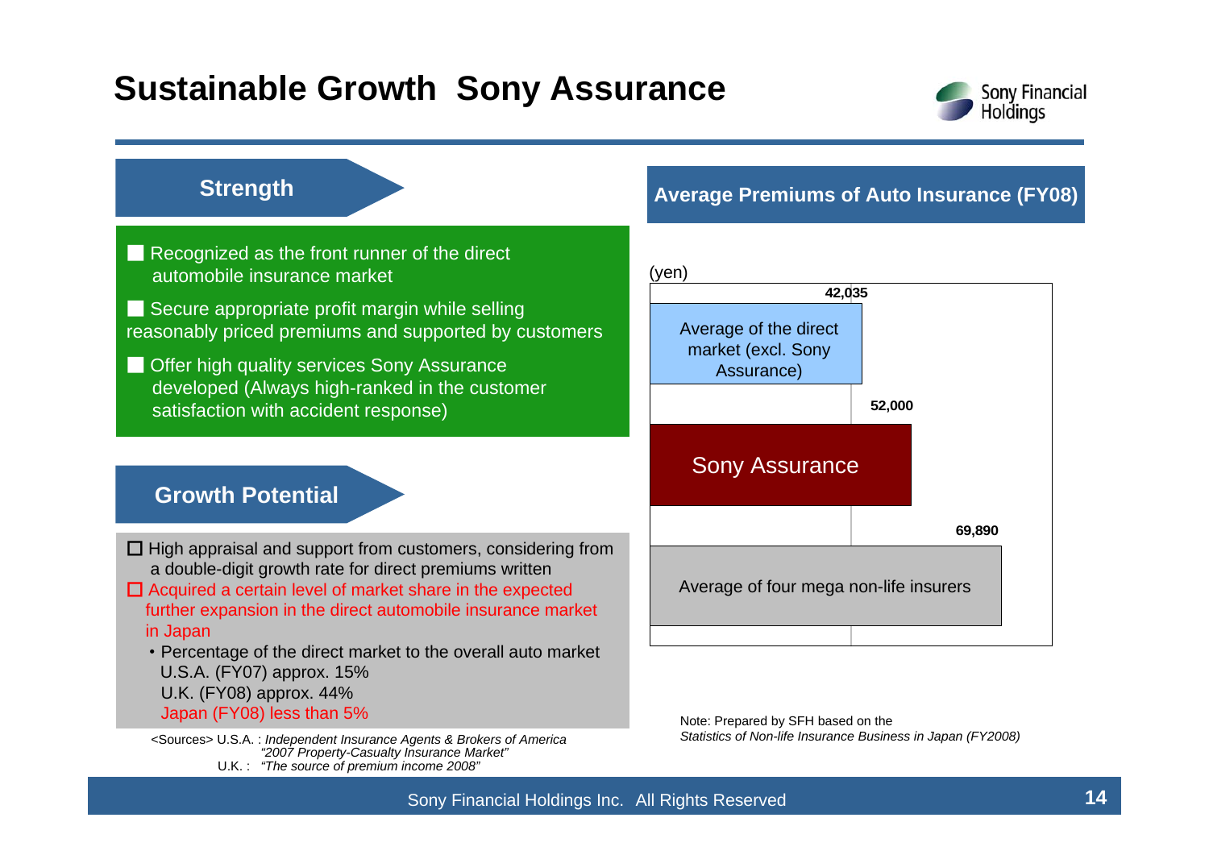# Sustainable Growth Sony Assurance

## Strength

- Recognized as the front runner of the direct automobile insurance market
- Secure appropriate profit margin while selling reasonably priced premiums and supported by customers
- Offer high quality services Sony Assurance developed (Always high-ranked in the customer satisfaction with accident response)

## Growth Potential

- High appraisal and support from customers, considering from a double-digit growth rate for direct premiums written
- Acquired a certain level of market share in the expected further expansion in the direct automobile insurance market in Japan
  - Percentage of the direct market to the overall auto market
    - U.S.A. (FY07) approx. 15%
    - U.K. (FY08) approx. 44%
    - Japan (FY08) less than 5%

<Sources> U.S.A. : *Independent Insurance Agents & Brokers of America "2007 Property-Casualty Insurance Market"*
U.K. : *"The source of premium income 2008"*

## Average Premiums of Auto Insurance (FY08)

(yen)

| | Average premium (yen) |
|---|---|
| Average of the direct market (excl. Sony Assurance) | 42,035 |
| Sony Assurance | 52,000 |
| Average of four mega non-life insurers | 69,890 |

Note: Prepared by SFH based on the *Statistics of Non-life Insurance Business in Japan (FY2008)*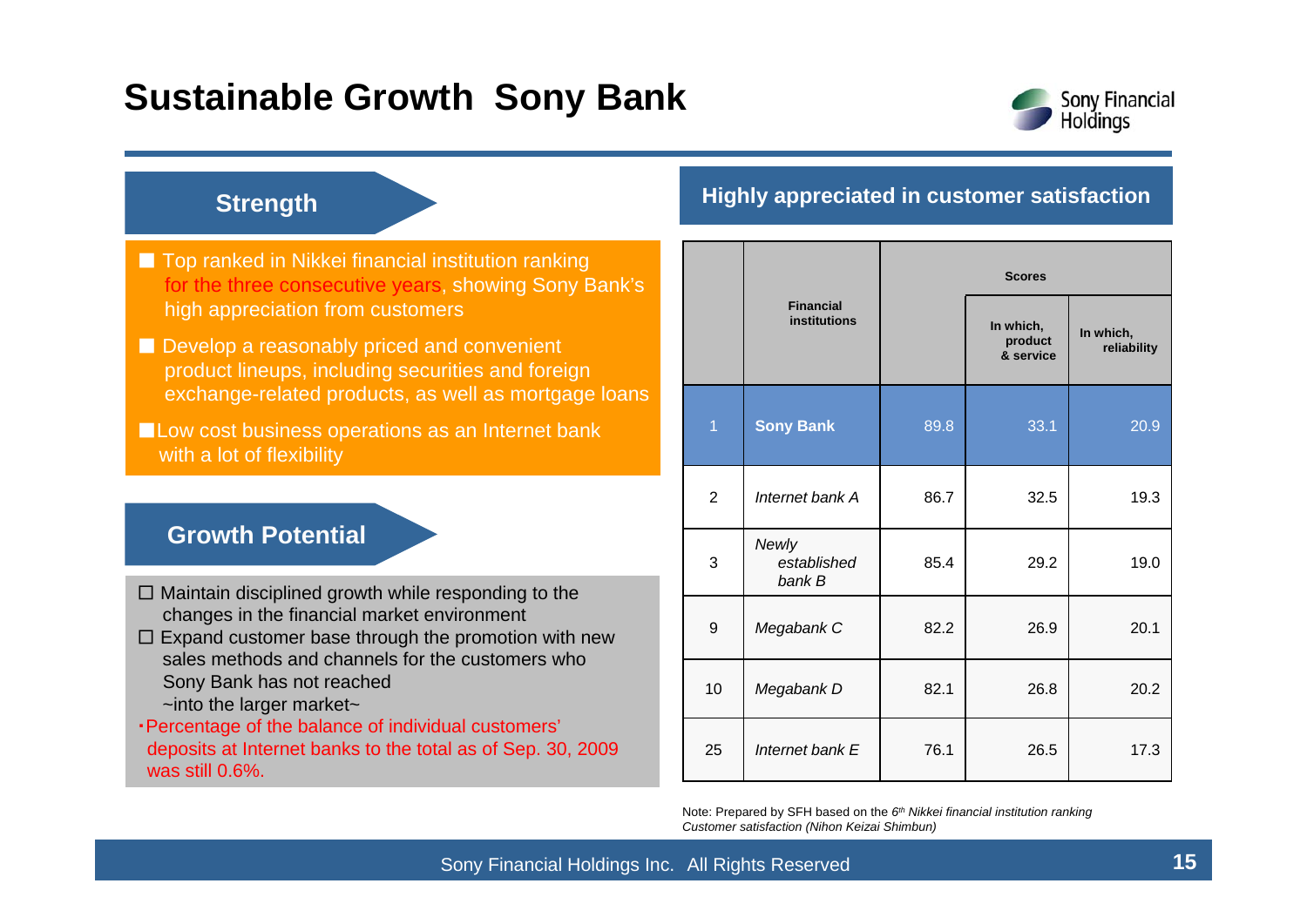# Sustainable Growth Sony Bank

## Strength

- Top ranked in Nikkei financial institution ranking for the three consecutive years, showing Sony Bank's high appreciation from customers
- Develop a reasonably priced and convenient product lineups, including securities and foreign exchange-related products, as well as mortgage loans
- Low cost business operations as an Internet bank with a lot of flexibility

## Growth Potential

- Maintain disciplined growth while responding to the changes in the financial market environment
- Expand customer base through the promotion with new sales methods and channels for the customers who Sony Bank has not reached ~into the larger market~

・Percentage of the balance of individual customers' deposits at Internet banks to the total as of Sep. 30, 2009 was still 0.6%.

## Highly appreciated in customer satisfaction

| | Financial institutions | Scores | | |
|---|---|---|---|---|
| | | | In which, product & service | In which, reliability |
| 1 | **Sony Bank** | 89.8 | 33.1 | 20.9 |
| 2 | *Internet bank A* | 86.7 | 32.5 | 19.3 |
| 3 | *Newly established bank B* | 85.4 | 29.2 | 19.0 |
| 9 | *Megabank C* | 82.2 | 26.9 | 20.1 |
| 10 | *Megabank D* | 82.1 | 26.8 | 20.2 |
| 25 | *Internet bank E* | 76.1 | 26.5 | 17.3 |

Note: Prepared by SFH based on the *6th Nikkei financial institution ranking Customer satisfaction (Nihon Keizai Shimbun)*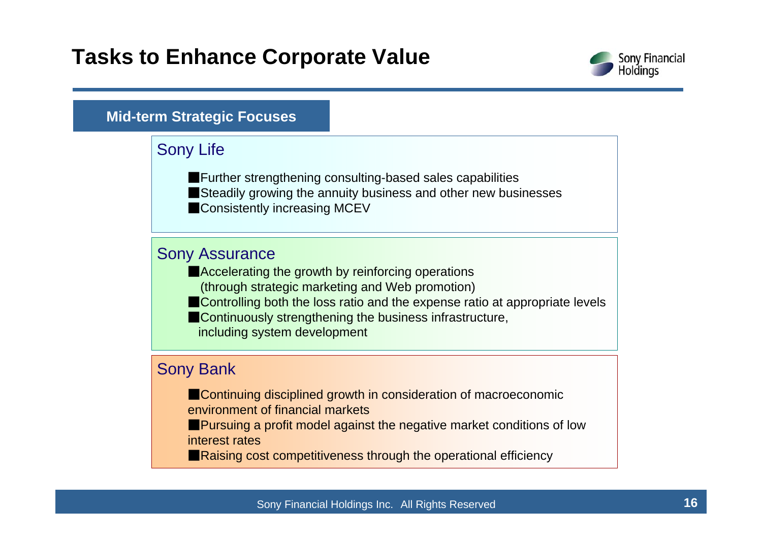# Tasks to Enhance Corporate Value

## Mid-term Strategic Focuses

### Sony Life

- Further strengthening consulting-based sales capabilities
- Steadily growing the annuity business and other new businesses
- Consistently increasing MCEV

### Sony Assurance

- Accelerating the growth by reinforcing operations (through strategic marketing and Web promotion)
- Controlling both the loss ratio and the expense ratio at appropriate levels
- Continuously strengthening the business infrastructure, including system development

### Sony Bank

- Continuing disciplined growth in consideration of macroeconomic environment of financial markets
- Pursuing a profit model against the negative market conditions of low interest rates
- Raising cost competitiveness through the operational efficiency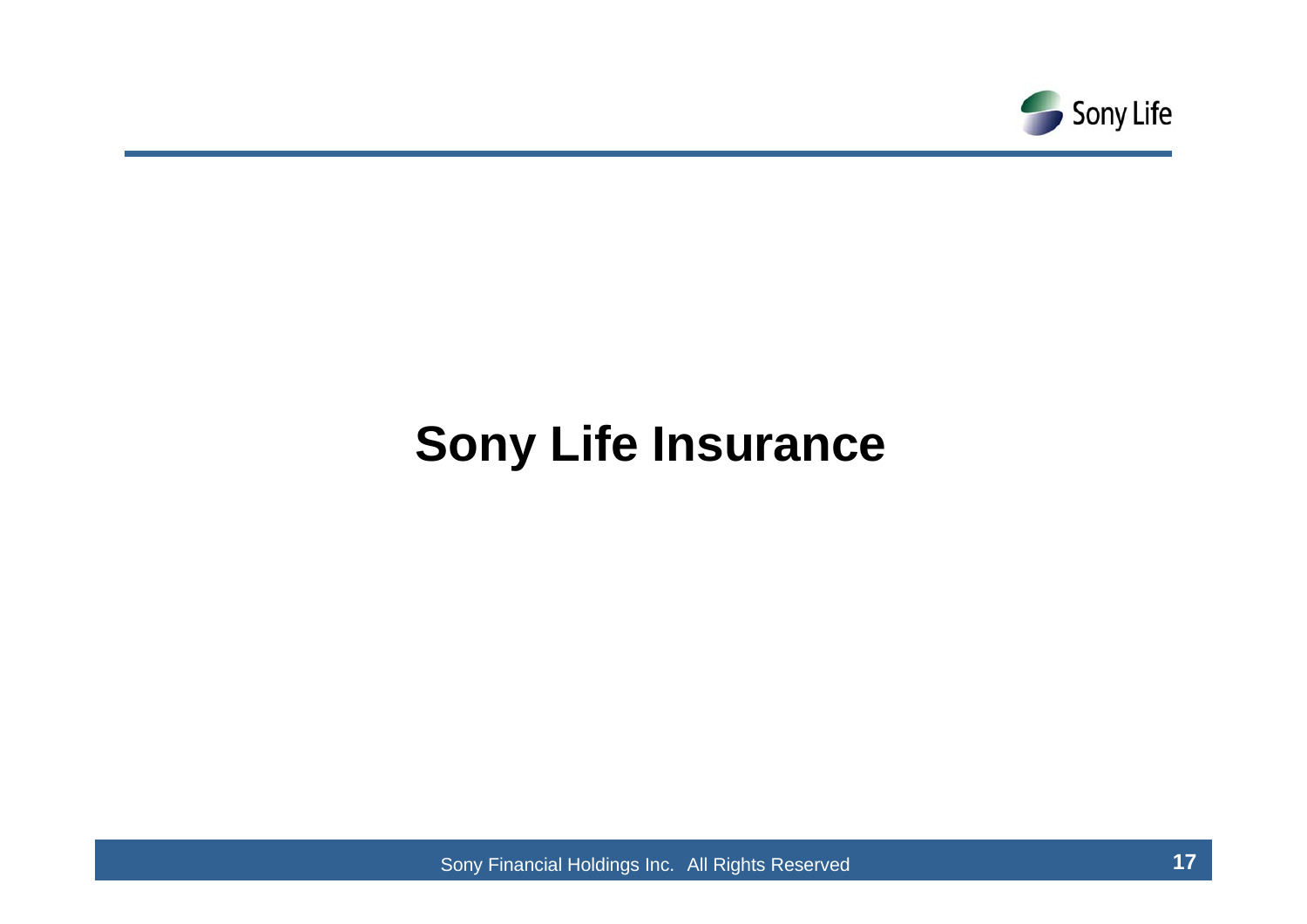# Sony Life Insurance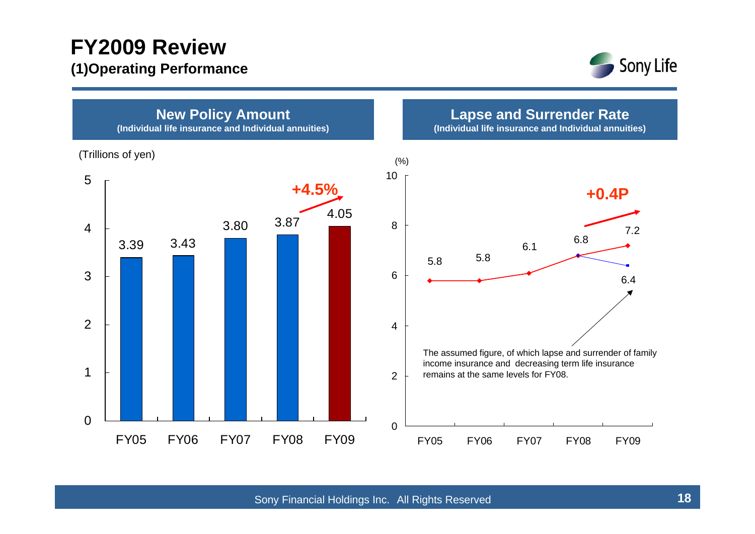# FY2009 Review

## (1)Operating Performance

### New Policy Amount

(Individual life insurance and Individual annuities)

(Trillions of yen)

| | FY05 | FY06 | FY07 | FY08 | FY09 |
|---|---|---|---|---|---|
| New Policy Amount | 3.39 | 3.43 | 3.80 | 3.87 | 4.05 |

+4.5%

### Lapse and Surrender Rate

(Individual life insurance and Individual annuities)

(%)

| | FY05 | FY06 | FY07 | FY08 | FY09 |
|---|---|---|---|---|---|
| Lapse and Surrender Rate | 5.8 | 5.8 | 6.1 | 6.8 | 7.2 |
| Assumed figure | | | | 6.8 | 6.4 |

+0.4P

The assumed figure, of which lapse and surrender of family income insurance and decreasing term life insurance remains at the same levels for FY08.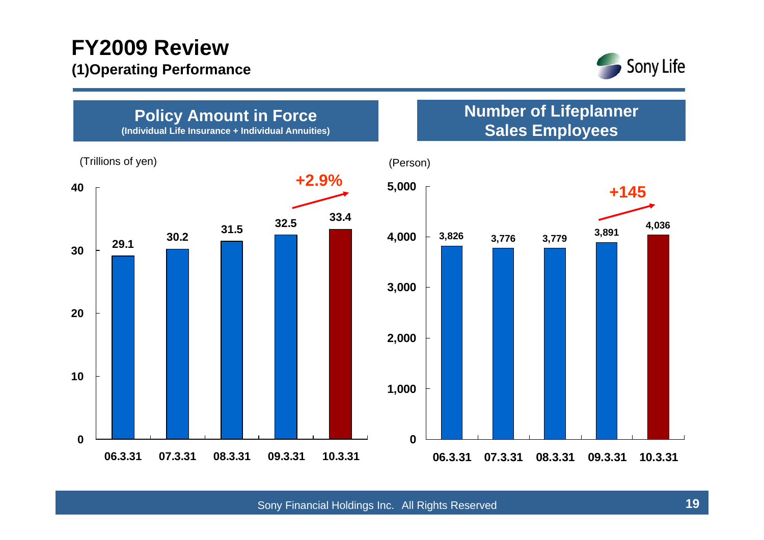# FY2009 Review

## (1)Operating Performance

### Policy Amount in Force
**(Individual Life Insurance + Individual Annuities)**

(Trillions of yen)

| | 06.3.31 | 07.3.31 | 08.3.31 | 09.3.31 | 10.3.31 |
|---|---|---|---|---|---|
| Policy Amount in Force | 29.1 | 30.2 | 31.5 | 32.5 | 33.4 |

+2.9%

### Number of Lifeplanner Sales Employees

(Person)

| | 06.3.31 | 07.3.31 | 08.3.31 | 09.3.31 | 10.3.31 |
|---|---|---|---|---|---|
| Number of Lifeplanner Sales Employees | 3,826 | 3,776 | 3,779 | 3,891 | 4,036 |

+145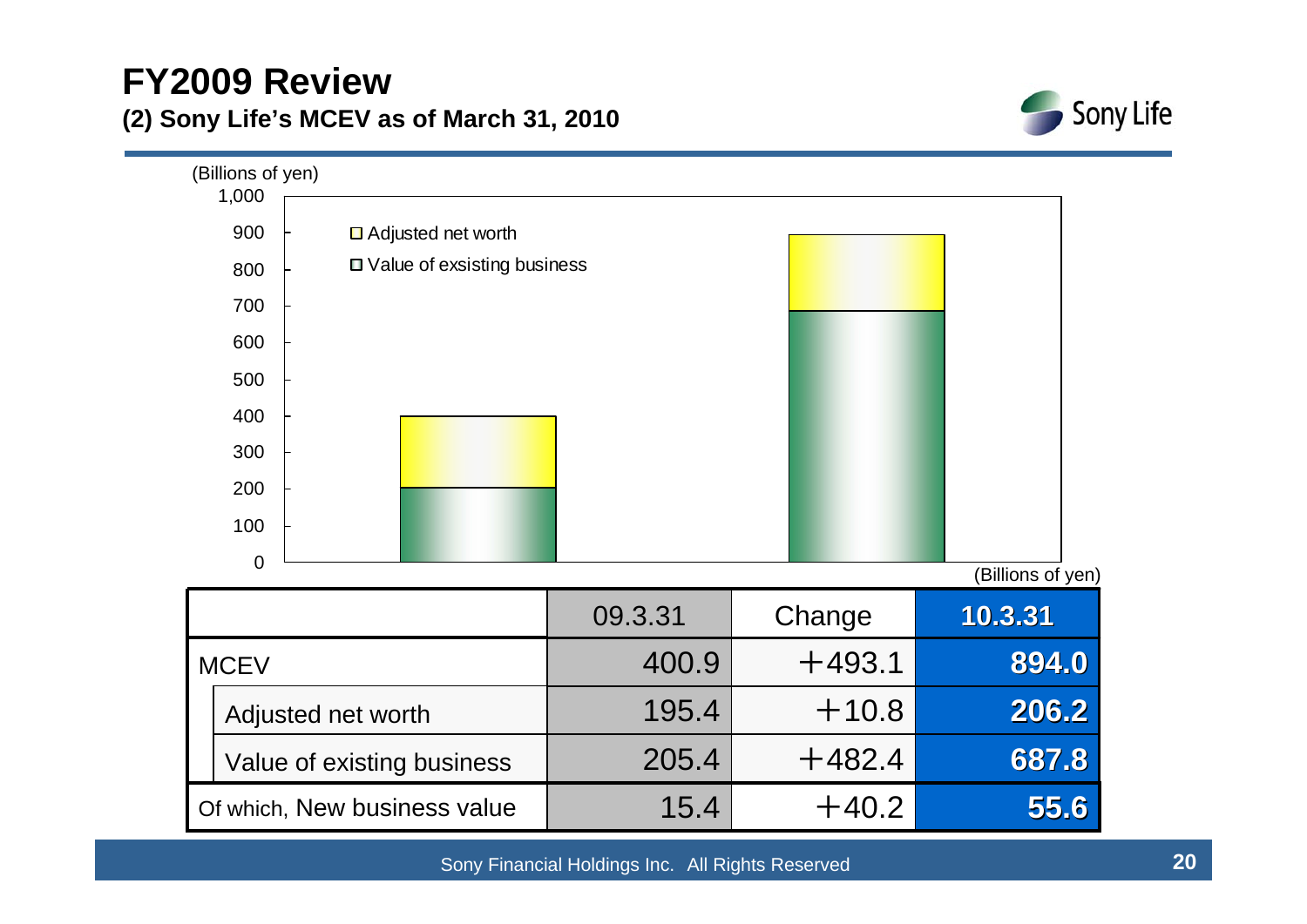# FY2009 Review

## (2) Sony Life's MCEV as of March 31, 2010

(Billions of yen)

- Adjusted net worth
- Value of exsisting business

(Billions of yen)

| | 09.3.31 | Change | 10.3.31 |
|---|---|---|---|
| MCEV | 400.9 | +493.1 | 894.0 |
| Adjusted net worth | 195.4 | +10.8 | 206.2 |
| Value of existing business | 205.4 | +482.4 | 687.8 |
| Of which, New business value | 15.4 | +40.2 | 55.6 |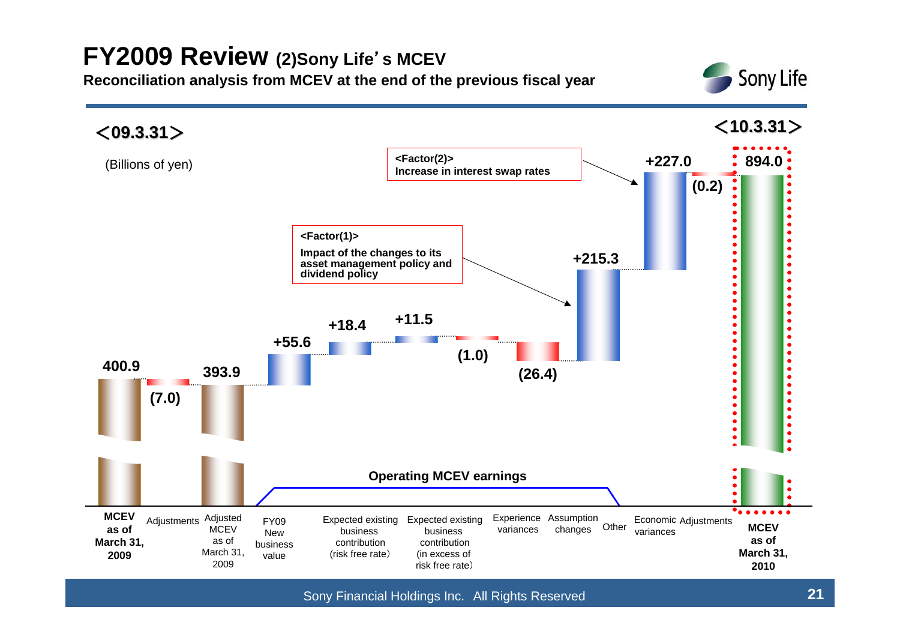# FY2009 Review (2)Sony Life's MCEV

**Reconciliation analysis from MCEV at the end of the previous fiscal year**

<09.3.31> <10.3.31>

(Billions of yen)

| Item | Amount |
| --- | --- |
| MCEV as of March 31, 2009 | 400.9 |
| Adjustments | (7.0) |
| Adjusted MCEV as of March 31, 2009 | 393.9 |
| FY09 New business value | +55.6 |
| Expected existing business contribution (risk free rate) | +18.4 |
| Expected existing business contribution (in excess of risk free rate) | +11.5 |
| Experience variances | (1.0) |
| Assumption changes | (26.4) |
| Other | +215.3 |
| Economic variances | +227.0 |
| Adjustments | (0.2) |
| MCEV as of March 31, 2010 | 894.0 |

Operating MCEV earnings: FY09 New business value through Other

**<Factor(1)>** Impact of the changes to its asset management policy and dividend policy (Other: +215.3)

**<Factor(2)>** Increase in interest swap rates (Economic variances: +227.0)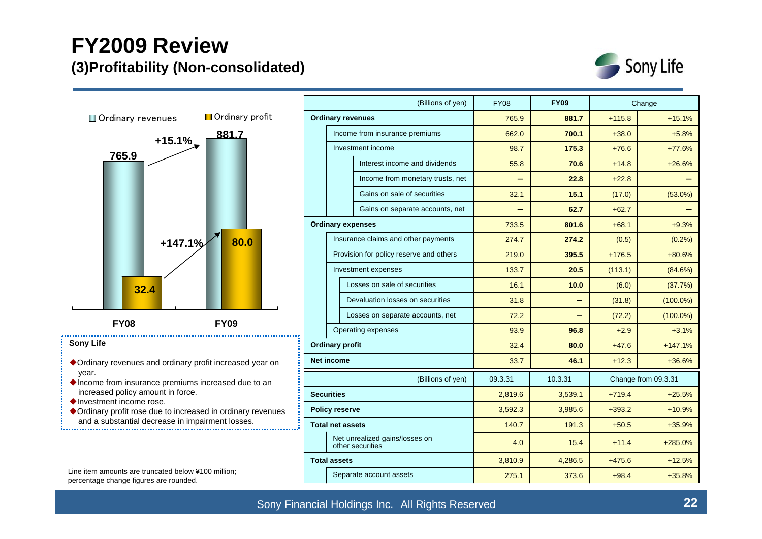# FY2009 Review

## (3)Profitability (Non-consolidated)

Ordinary revenues / Ordinary profit

| | FY08 | FY09 | Change |
|---|---|---|---|
| Ordinary revenues | 765.9 | 881.7 | +15.1% |
| Ordinary profit | 32.4 | 80.0 | +147.1% |

**Sony Life**

- ◆Ordinary revenues and ordinary profit increased year on year.
- ◆Income from insurance premiums increased due to an increased policy amount in force.
- ◆Investment income rose.
- ◆Ordinary profit rose due to increased in ordinary revenues and a substantial decrease in impairment losses.

Line item amounts are truncated below ¥100 million; percentage change figures are rounded.

| (Billions of yen) | FY08 | FY09 | Change | |
|---|---|---|---|---|
| **Ordinary revenues** | 765.9 | **881.7** | +115.8 | +15.1% |
| Income from insurance premiums | 662.0 | **700.1** | +38.0 | +5.8% |
| Investment income | 98.7 | **175.3** | +76.6 | +77.6% |
| Interest income and dividends | 55.8 | **70.6** | +14.8 | +26.6% |
| Income from monetary trusts, net | – | **22.8** | +22.8 | – |
| Gains on sale of securities | 32.1 | **15.1** | (17.0) | (53.0%) |
| Gains on separate accounts, net | – | **62.7** | +62.7 | – |
| **Ordinary expenses** | 733.5 | **801.6** | +68.1 | +9.3% |
| Insurance claims and other payments | 274.7 | **274.2** | (0.5) | (0.2%) |
| Provision for policy reserve and others | 219.0 | **395.5** | +176.5 | +80.6% |
| Investment expenses | 133.7 | **20.5** | (113.1) | (84.6%) |
| Losses on sale of securities | 16.1 | **10.0** | (6.0) | (37.7%) |
| Devaluation losses on securities | 31.8 | **–** | (31.8) | (100.0%) |
| Losses on separate accounts, net | 72.2 | **–** | (72.2) | (100.0%) |
| Operating expenses | 93.9 | **96.8** | +2.9 | +3.1% |
| **Ordinary profit** | 32.4 | **80.0** | +47.6 | +147.1% |
| **Net income** | 33.7 | **46.1** | +12.3 | +36.6% |

| (Billions of yen) | 09.3.31 | 10.3.31 | Change from 09.3.31 | |
|---|---|---|---|---|
| **Securities** | 2,819.6 | 3,539.1 | +719.4 | +25.5% |
| **Policy reserve** | 3,592.3 | 3,985.6 | +393.2 | +10.9% |
| **Total net assets** | 140.7 | 191.3 | +50.5 | +35.9% |
| Net unrealized gains/losses on other securities | 4.0 | 15.4 | +11.4 | +285.0% |
| **Total assets** | 3,810.9 | 4,286.5 | +475.6 | +12.5% |
| Separate account assets | 275.1 | 373.6 | +98.4 | +35.8% |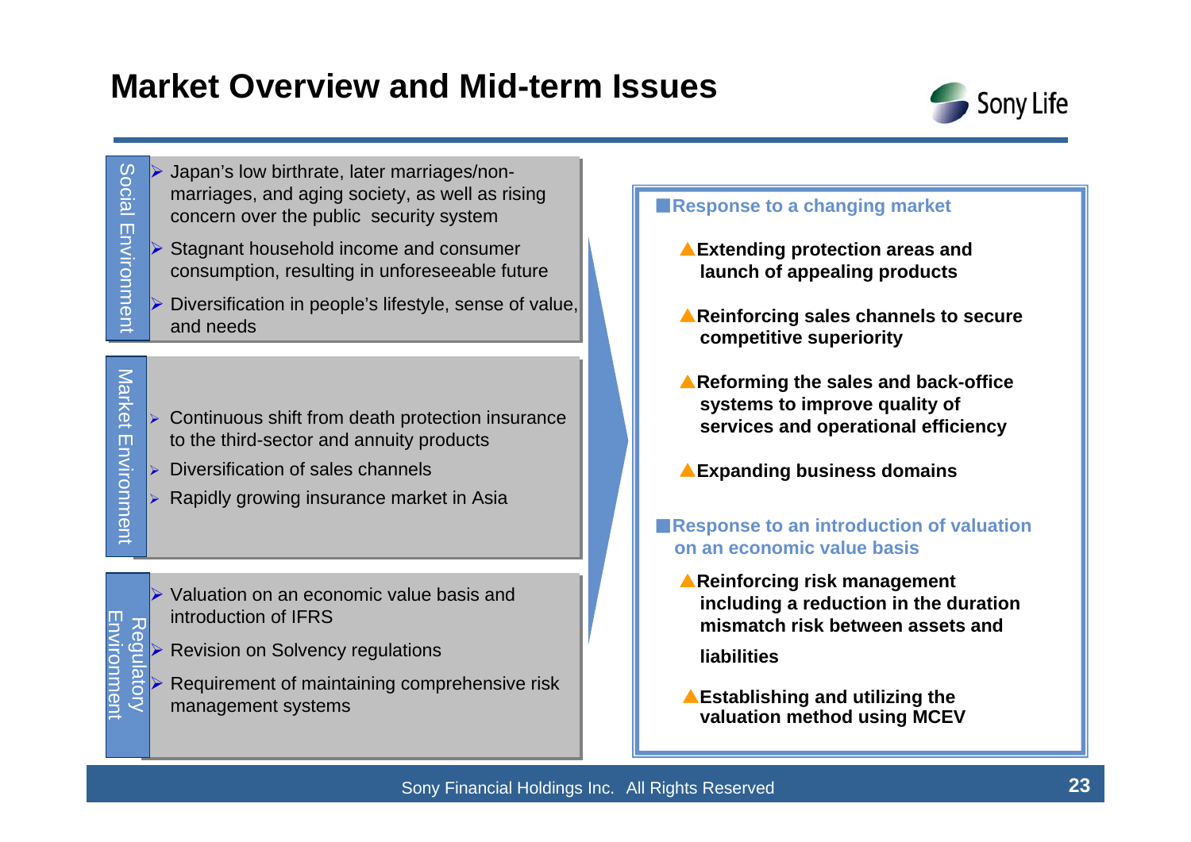# Market Overview and Mid-term Issues

### Social Environment

- Japan's low birthrate, later marriages/non-marriages, and aging society, as well as rising concern over the public security system
- Stagnant household income and consumer consumption, resulting in unforeseeable future
- Diversification in people's lifestyle, sense of value, and needs

### Market Environment

- Continuous shift from death protection insurance to the third-sector and annuity products
- Diversification of sales channels
- Rapidly growing insurance market in Asia

### Regulatory Environment

- Valuation on an economic value basis and introduction of IFRS
- Revision on Solvency regulations
- Requirement of maintaining comprehensive risk management systems

**■Response to a changing market**

- ▲**Extending protection areas and launch of appealing products**
- ▲**Reinforcing sales channels to secure competitive superiority**
- ▲**Reforming the sales and back-office systems to improve quality of services and operational efficiency**
- ▲**Expanding business domains**

**■Response to an introduction of valuation on an economic value basis**

- ▲**Reinforcing risk management including a reduction in the duration mismatch risk between assets and liabilities**
- ▲**Establishing and utilizing the valuation method using MCEV**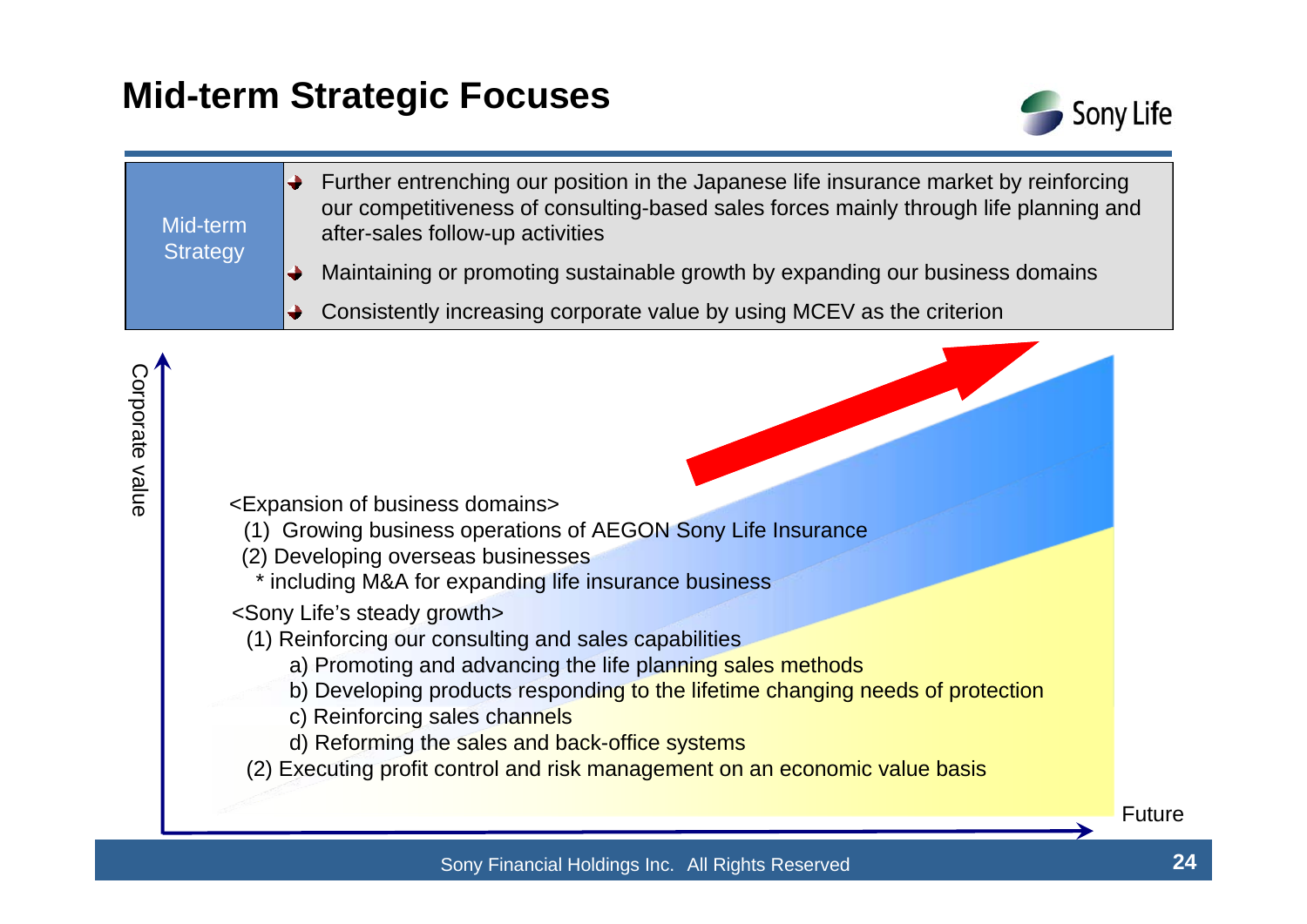# Mid-term Strategic Focuses

| Mid-term Strategy | |
|---|---|
| | Further entrenching our position in the Japanese life insurance market by reinforcing our competitiveness of consulting-based sales forces mainly through life planning and after-sales follow-up activities |
| | Maintaining or promoting sustainable growth by expanding our business domains |
| | Consistently increasing corporate value by using MCEV as the criterion |

Corporate value

<Expansion of business domains>

(1) Growing business operations of AEGON Sony Life Insurance

(2) Developing overseas businesses

* including M&A for expanding life insurance business

<Sony Life's steady growth>

(1) Reinforcing our consulting and sales capabilities

a) Promoting and advancing the life planning sales methods

b) Developing products responding to the lifetime changing needs of protection

c) Reinforcing sales channels

d) Reforming the sales and back-office systems

(2) Executing profit control and risk management on an economic value basis

Future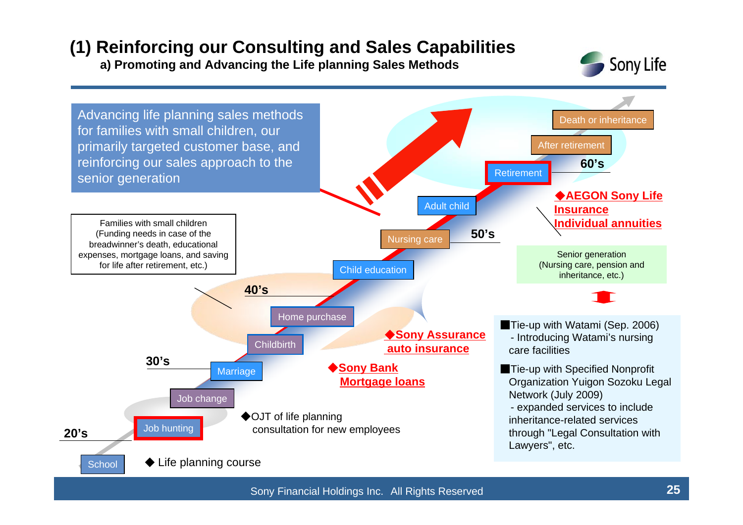# (1) Reinforcing our Consulting and Sales Capabilities

## a) Promoting and Advancing the Life planning Sales Methods

Advancing life planning sales methods for families with small children, our primarily targeted customer base, and reinforcing our sales approach to the senior generation

Families with small children (Funding needs in case of the breadwinner's death, educational expenses, mortgage loans, and saving for life after retirement, etc.)

- 20's: School, Job hunting
- 30's: Job change, Marriage, Childbirth
- 40's: Home purchase, Child education
- 50's: Nursing care, Adult child
- 60's: Retirement, After retirement, Death or inheritance

◆ Life planning course

◆OJT of life planning consultation for new employees

◆**Sony Bank Mortgage loans**

◆**Sony Assurance auto insurance**

◆**AEGON Sony Life Insurance Individual annuities**

Senior generation (Nursing care, pension and inheritance, etc.)

■Tie-up with Watami (Sep. 2006)
- Introducing Watami's nursing care facilities

■Tie-up with Specified Nonprofit Organization Yuigon Sozoku Legal Network (July 2009)
- expanded services to include inheritance-related services through "Legal Consultation with Lawyers", etc.

Sony Financial Holdings Inc. All Rights Reserved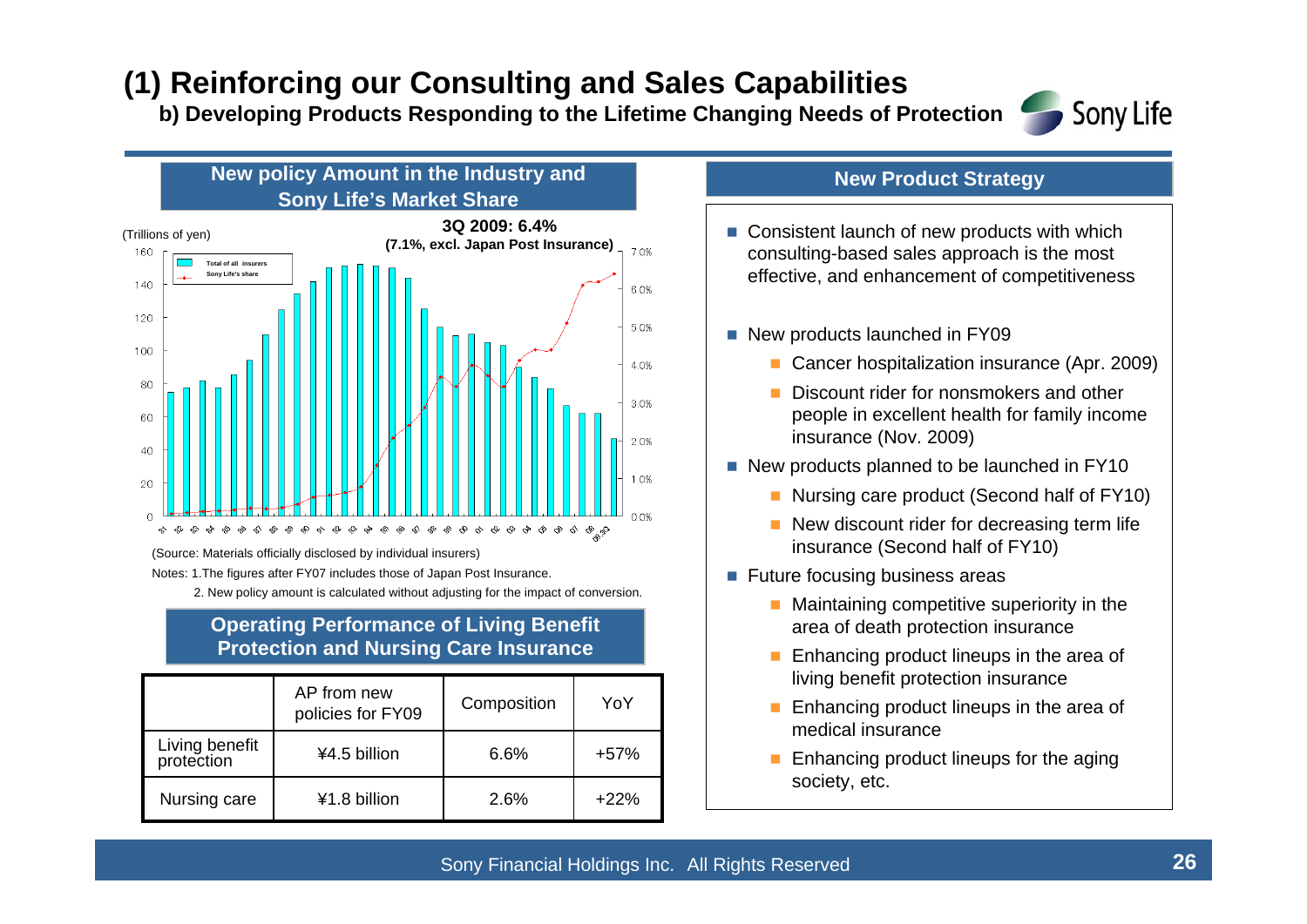# (1) Reinforcing our Consulting and Sales Capabilities

### b) Developing Products Responding to the Lifetime Changing Needs of Protection

## New policy Amount in the Industry and Sony Life's Market Share

**3Q 2009: 6.4%**
**(7.1%, excl. Japan Post Insurance)**

(Trillions of yen)

Total of all insurers
Sony Life's share

(Source: Materials officially disclosed by individual insurers)

Notes: 1.The figures after FY07 includes those of Japan Post Insurance.

2. New policy amount is calculated without adjusting for the impact of conversion.

## Operating Performance of Living Benefit Protection and Nursing Care Insurance

| | AP from new policies for FY09 | Composition | YoY |
|---|---|---|---|
| Living benefit protection | ¥4.5 billion | 6.6% | +57% |
| Nursing care | ¥1.8 billion | 2.6% | +22% |

## New Product Strategy

- Consistent launch of new products with which consulting-based sales approach is the most effective, and enhancement of competitiveness
- New products launched in FY09
  - Cancer hospitalization insurance (Apr. 2009)
  - Discount rider for nonsmokers and other people in excellent health for family income insurance (Nov. 2009)
- New products planned to be launched in FY10
  - Nursing care product (Second half of FY10)
  - New discount rider for decreasing term life insurance (Second half of FY10)
- Future focusing business areas
  - Maintaining competitive superiority in the area of death protection insurance
  - Enhancing product lineups in the area of living benefit protection insurance
  - Enhancing product lineups in the area of medical insurance
  - Enhancing product lineups for the aging society, etc.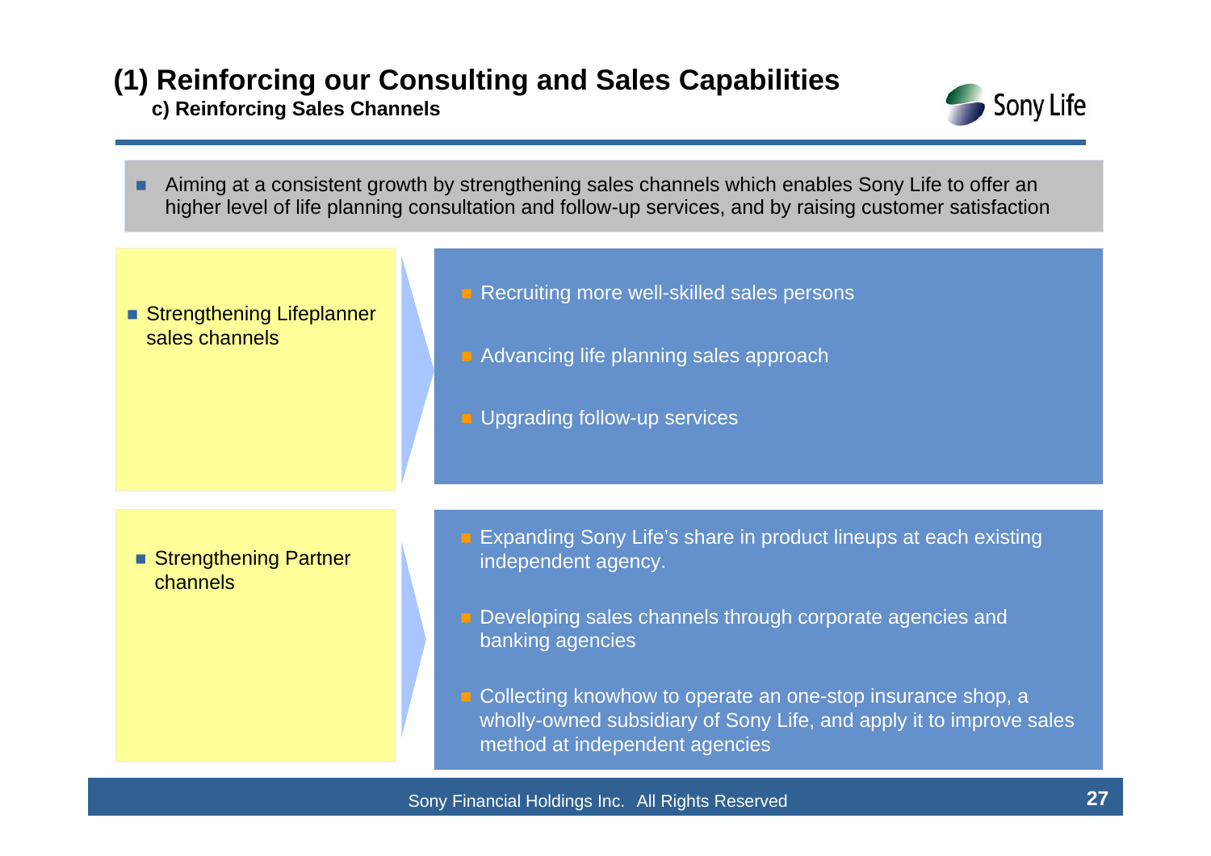# (1) Reinforcing our Consulting and Sales Capabilities

## c) Reinforcing Sales Channels

- Aiming at a consistent growth by strengthening sales channels which enables Sony Life to offer an higher level of life planning consultation and follow-up services, and by raising customer satisfaction

**Strengthening Lifeplanner sales channels**

- Recruiting more well-skilled sales persons
- Advancing life planning sales approach
- Upgrading follow-up services

**Strengthening Partner channels**

- Expanding Sony Life's share in product lineups at each existing independent agency.
- Developing sales channels through corporate agencies and banking agencies
- Collecting knowhow to operate an one-stop insurance shop, a wholly-owned subsidiary of Sony Life, and apply it to improve sales method at independent agencies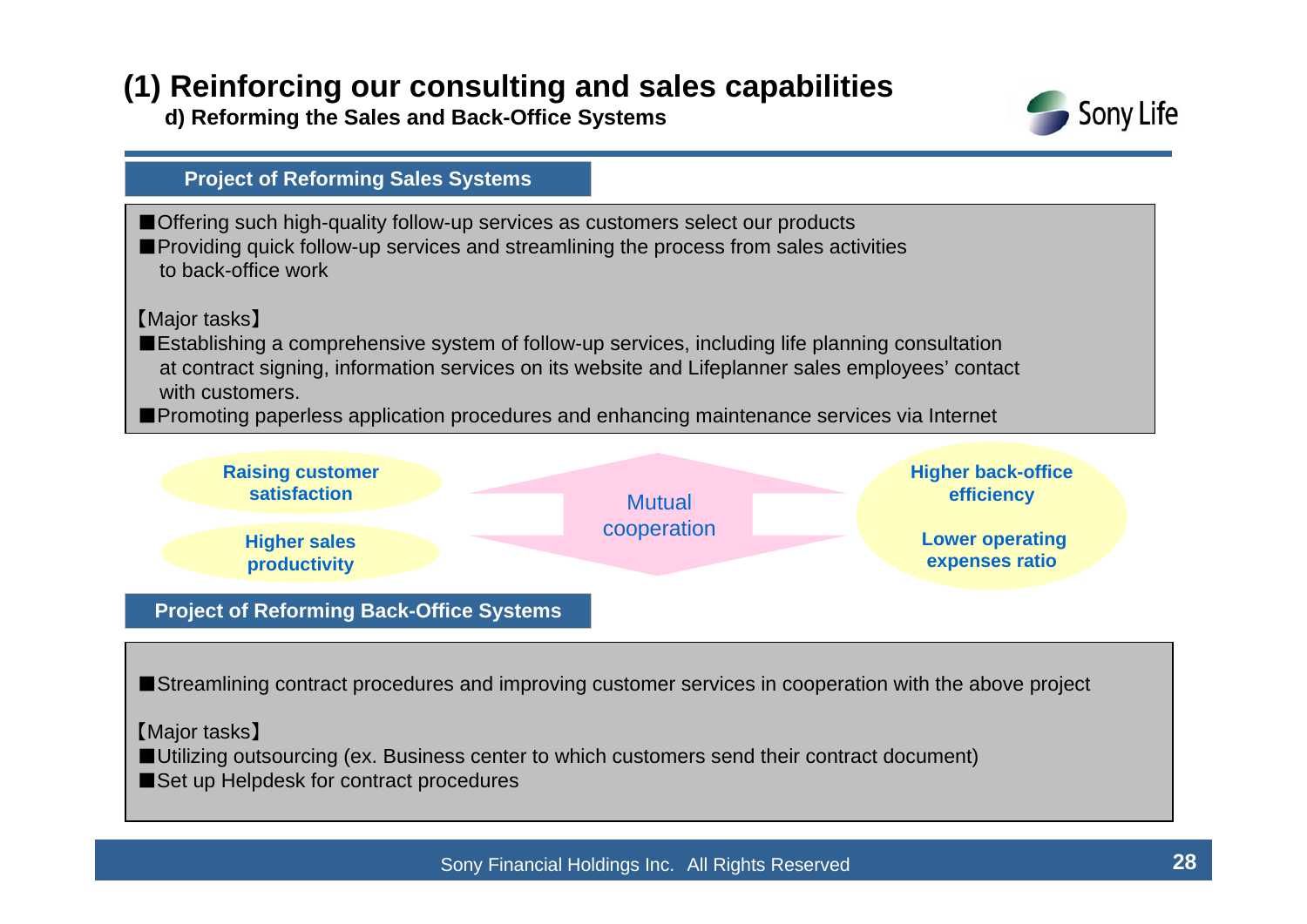# (1) Reinforcing our consulting and sales capabilities

## d) Reforming the Sales and Back-Office Systems

### Project of Reforming Sales Systems

- Offering such high-quality follow-up services as customers select our products
- Providing quick follow-up services and streamlining the process from sales activities to back-office work

【Major tasks】

- Establishing a comprehensive system of follow-up services, including life planning consultation at contract signing, information services on its website and Lifeplanner sales employees' contact with customers.
- Promoting paperless application procedures and enhancing maintenance services via Internet

**Raising customer satisfaction**

**Higher sales productivity**

Mutual cooperation

**Higher back-office efficiency**

**Lower operating expenses ratio**

### Project of Reforming Back-Office Systems

- Streamlining contract procedures and improving customer services in cooperation with the above project

【Major tasks】

- Utilizing outsourcing (ex. Business center to which customers send their contract document)
- Set up Helpdesk for contract procedures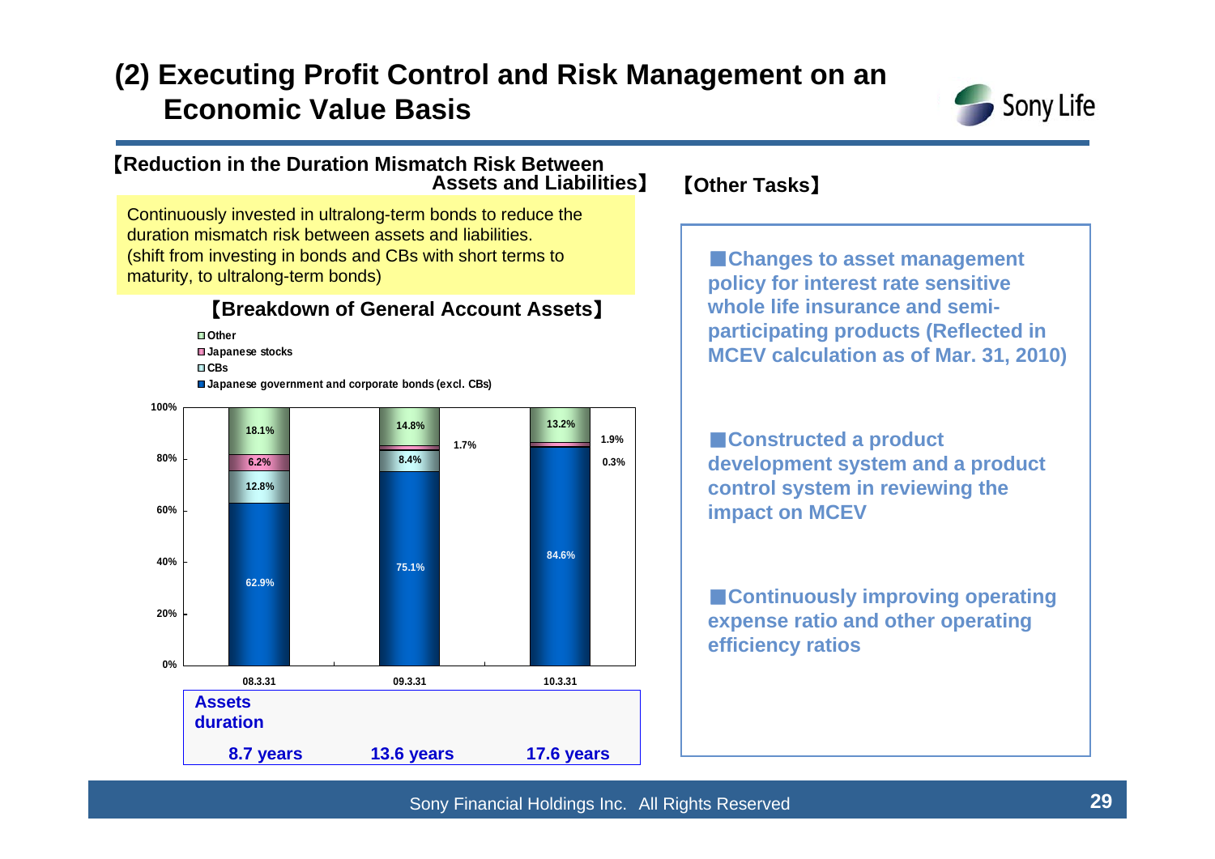# (2) Executing Profit Control and Risk Management on an Economic Value Basis

## 【Reduction in the Duration Mismatch Risk Between Assets and Liabilities】

Continuously invested in ultralong-term bonds to reduce the duration mismatch risk between assets and liabilities.
(shift from investing in bonds and CBs with short terms to maturity, to ultralong-term bonds)

### 【Breakdown of General Account Assets】

| | 08.3.31 | 09.3.31 | 10.3.31 |
|---|---|---|---|
| Other | 18.1% | 14.8% | 13.2% |
| Japanese stocks | 6.2% | 1.7% | 1.9% |
| CBs | 12.8% | 8.4% | 0.3% |
| Japanese government and corporate bonds (excl. CBs) | 62.9% | 75.1% | 84.6% |
| Assets duration | 8.7 years | 13.6 years | 17.6 years |

## 【Other Tasks】

- **Changes to asset management policy for interest rate sensitive whole life insurance and semi-participating products (Reflected in MCEV calculation as of Mar. 31, 2010)**
- **Constructed a product development system and a product control system in reviewing the impact on MCEV**
- **Continuously improving operating expense ratio and other operating efficiency ratios**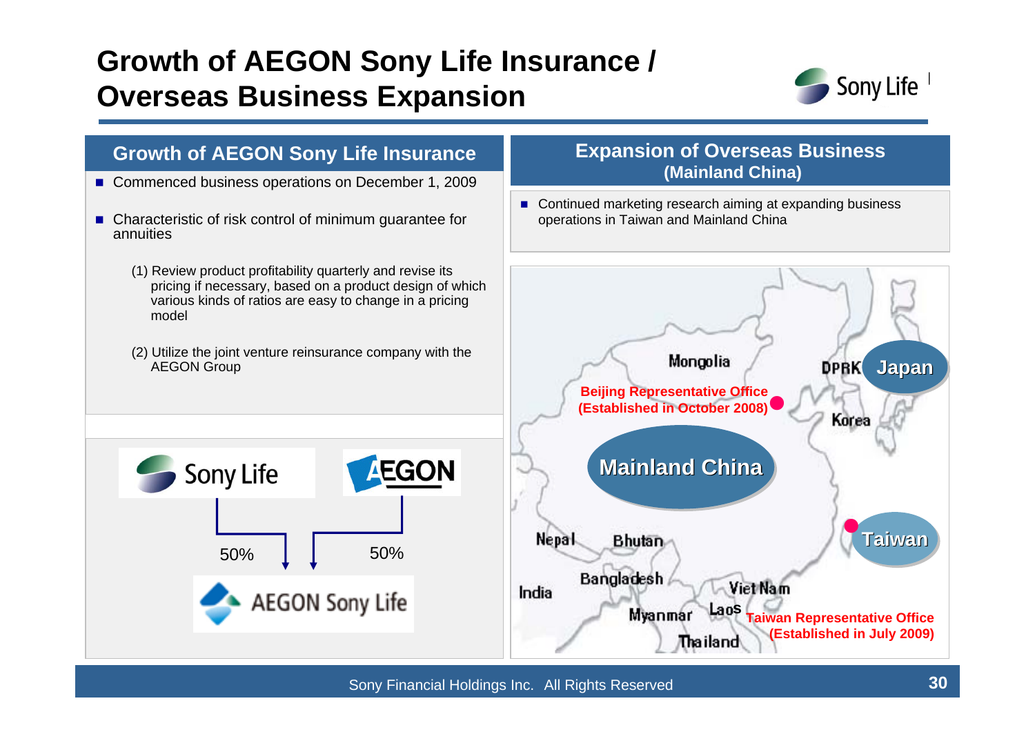# Growth of AEGON Sony Life Insurance / Overseas Business Expansion

## Growth of AEGON Sony Life Insurance

- Commenced business operations on December 1, 2009
- Characteristic of risk control of minimum guarantee for annuities

  (1) Review product profitability quarterly and revise its pricing if necessary, based on a product design of which various kinds of ratios are easy to change in a pricing model

  (2) Utilize the joint venture reinsurance company with the AEGON Group

Sony Life 50% / AEGON 50% → AEGON Sony Life

## Expansion of Overseas Business (Mainland China)

- Continued marketing research aiming at expanding business operations in Taiwan and Mainland China

Beijing Representative Office (Established in October 2008)

Taiwan Representative Office (Established in July 2009)

Mongolia, DPRK, Japan, Korea, Mainland China, Taiwan, Nepal, Bhutan, India, Bangladesh, Viet Nam, Myanmar, Laos, Thailand

Sony Financial Holdings Inc. All Rights Reserved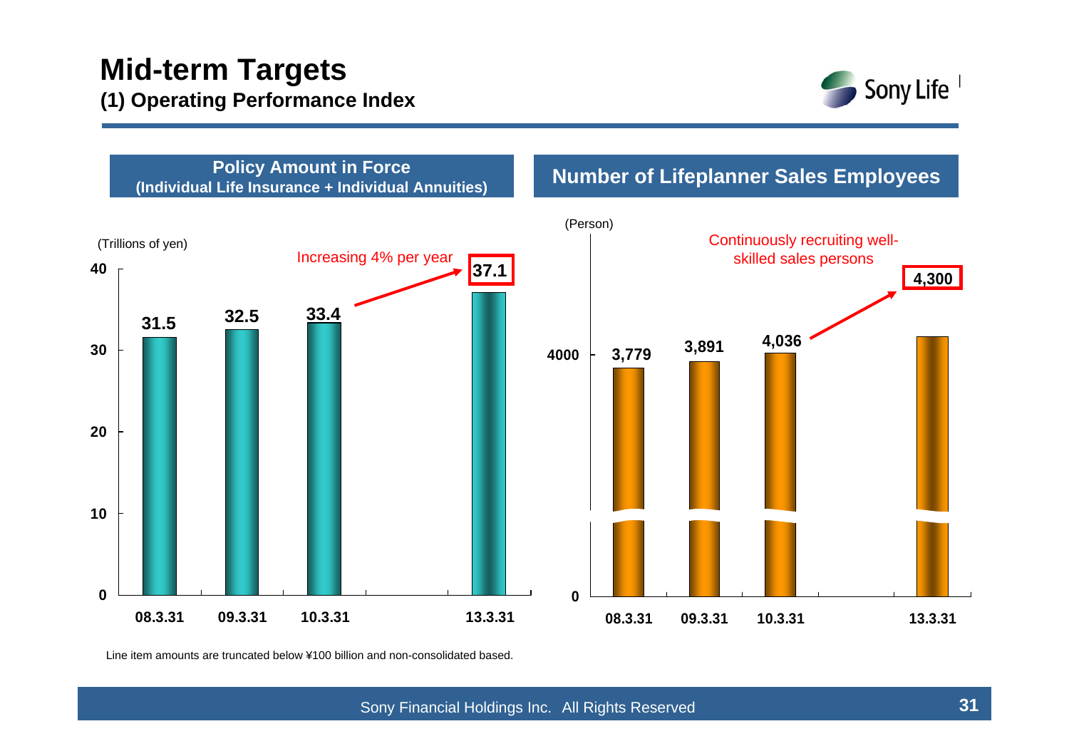# Mid-term Targets

## (1) Operating Performance Index

### Policy Amount in Force (Individual Life Insurance + Individual Annuities)

(Trillions of yen)

Increasing 4% per year

| | 08.3.31 | 09.3.31 | 10.3.31 | 13.3.31 |
|---|---|---|---|---|
| Policy Amount in Force | 31.5 | 32.5 | 33.4 | 37.1 |

### Number of Lifeplanner Sales Employees

(Person)

Continuously recruiting well-skilled sales persons

| | 08.3.31 | 09.3.31 | 10.3.31 | 13.3.31 |
|---|---|---|---|---|
| Number of Lifeplanner Sales Employees | 3,779 | 3,891 | 4,036 | 4,300 |

Line item amounts are truncated below ¥100 billion and non-consolidated based.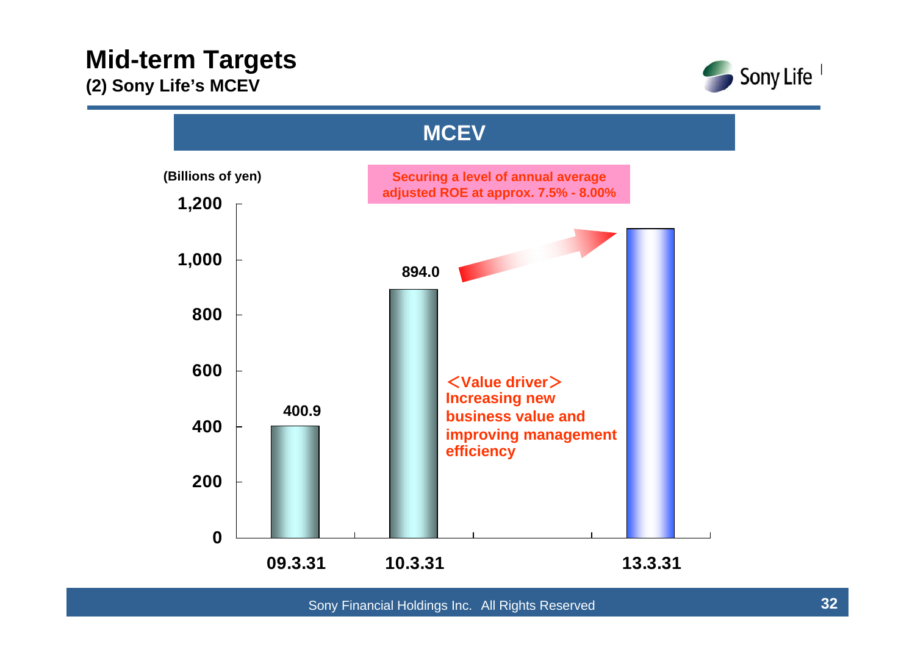# Mid-term Targets

**(2) Sony Life's MCEV**

## MCEV

(Billions of yen)

**Securing a level of annual average adjusted ROE at approx. 7.5% - 8.00%**

| Date | MCEV |
|---|---|
| 09.3.31 | 400.9 |
| 10.3.31 | 894.0 |
| 13.3.31 | |

**＜Value driver＞**
**Increasing new business value and improving management efficiency**

Sony Financial Holdings Inc. All Rights Reserved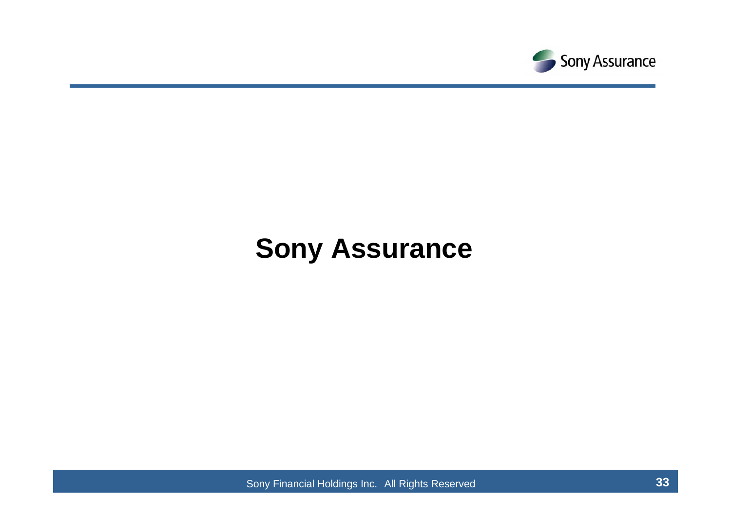# Sony Assurance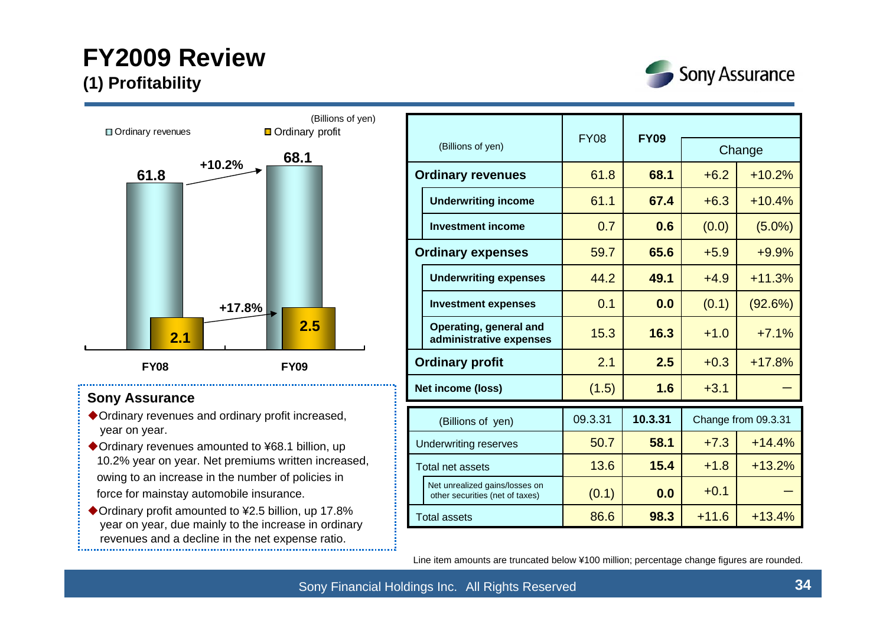# FY2009 Review

## (1) Profitability

(Billions of yen)

| | FY08 | FY09 |
|---|---|---|
| Ordinary revenues | 61.8 | 68.1 (+10.2%) |
| Ordinary profit | 2.1 | 2.5 (+17.8%) |

### Sony Assurance

- ◆Ordinary revenues and ordinary profit increased, year on year.
- ◆Ordinary revenues amounted to ¥68.1 billion, up 10.2% year on year. Net premiums written increased, owing to an increase in the number of policies in force for mainstay automobile insurance.
- ◆Ordinary profit amounted to ¥2.5 billion, up 17.8% year on year, due mainly to the increase in ordinary revenues and a decline in the net expense ratio.

| (Billions of yen) | FY08 | FY09 | Change | |
|---|---|---|---|---|
| **Ordinary revenues** | 61.8 | **68.1** | +6.2 | +10.2% |
| **Underwriting income** | 61.1 | **67.4** | +6.3 | +10.4% |
| **Investment income** | 0.7 | **0.6** | (0.0) | (5.0%) |
| **Ordinary expenses** | 59.7 | **65.6** | +5.9 | +9.9% |
| **Underwriting expenses** | 44.2 | **49.1** | +4.9 | +11.3% |
| **Investment expenses** | 0.1 | **0.0** | (0.1) | (92.6%) |
| **Operating, general and administrative expenses** | 15.3 | **16.3** | +1.0 | +7.1% |
| **Ordinary profit** | 2.1 | **2.5** | +0.3 | +17.8% |
| **Net income (loss)** | (1.5) | **1.6** | +3.1 | — |

| (Billions of yen) | 09.3.31 | 10.3.31 | Change from 09.3.31 | |
|---|---|---|---|---|
| Underwriting reserves | 50.7 | **58.1** | +7.3 | +14.4% |
| Total net assets | 13.6 | **15.4** | +1.8 | +13.2% |
| Net unrealized gains/losses on other securities (net of taxes) | (0.1) | **0.0** | +0.1 | — |
| Total assets | 86.6 | **98.3** | +11.6 | +13.4% |

Line item amounts are truncated below ¥100 million; percentage change figures are rounded.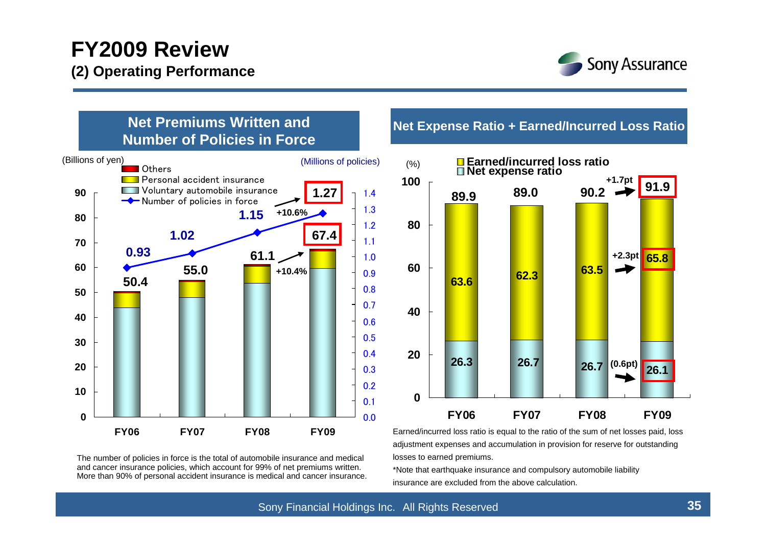# FY2009 Review

## (2) Operating Performance

### Net Premiums Written and Number of Policies in Force

(Billions of yen) / (Millions of policies)

| | FY06 | FY07 | FY08 | FY09 |
|---|---|---|---|---|
| Net premiums written (Billions of yen) | 50.4 | 55.0 | 61.1 | 67.4 (+10.4%) |
| Number of policies in force (Millions of policies) | 0.93 | 1.02 | 1.15 | 1.27 (+10.6%) |

Legend: Others; Personal accident insurance; Voluntary automobile insurance; Number of policies in force

The number of policies in force is the total of automobile insurance and medical and cancer insurance policies, which account for 99% of net premiums written. More than 90% of personal accident insurance is medical and cancer insurance.

### Net Expense Ratio + Earned/Incurred Loss Ratio

(%)

| | FY06 | FY07 | FY08 | FY09 |
|---|---|---|---|---|
| Total | 89.9 | 89.0 | 90.2 | 91.9 (+1.7pt) |
| Earned/incurred loss ratio | 63.6 | 62.3 | 63.5 | 65.8 (+2.3pt) |
| Net expense ratio | 26.3 | 26.7 | 26.7 | 26.1 (0.6pt) |

Earned/incurred loss ratio is equal to the ratio of the sum of net losses paid, loss adjustment expenses and accumulation in provision for reserve for outstanding losses to earned premiums.

*Note that earthquake insurance and compulsory automobile liability insurance are excluded from the above calculation.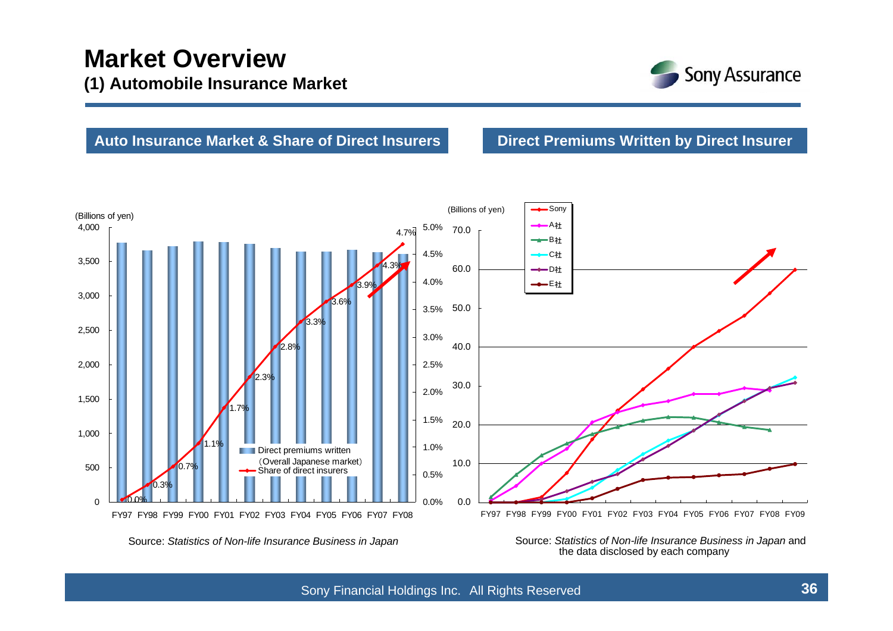# Market Overview

## (1) Automobile Insurance Market

### Auto Insurance Market & Share of Direct Insurers

(Billions of yen)

| | FY97 | FY98 | FY99 | FY00 | FY01 | FY02 | FY03 | FY04 | FY05 | FY06 | FY07 | FY08 |
|---|---|---|---|---|---|---|---|---|---|---|---|---|
| Share of direct insurers | 0.0% | 0.3% | 0.7% | 1.1% | 1.7% | 2.3% | 2.8% | 3.3% | 3.6% | 3.9% | 4.3% | 4.7% |

Legend: Direct premiums written (Overall Japanese market); Share of direct insurers

Source: *Statistics of Non-life Insurance Business in Japan*

### Direct Premiums Written by Direct Insurer

(Billions of yen)

Legend: Sony, A社, B社, C社, D社, E社

FY97 FY98 FY99 FY00 FY01 FY02 FY03 FY04 FY05 FY06 FY07 FY08 FY09

Source: *Statistics of Non-life Insurance Business in Japan* and the data disclosed by each company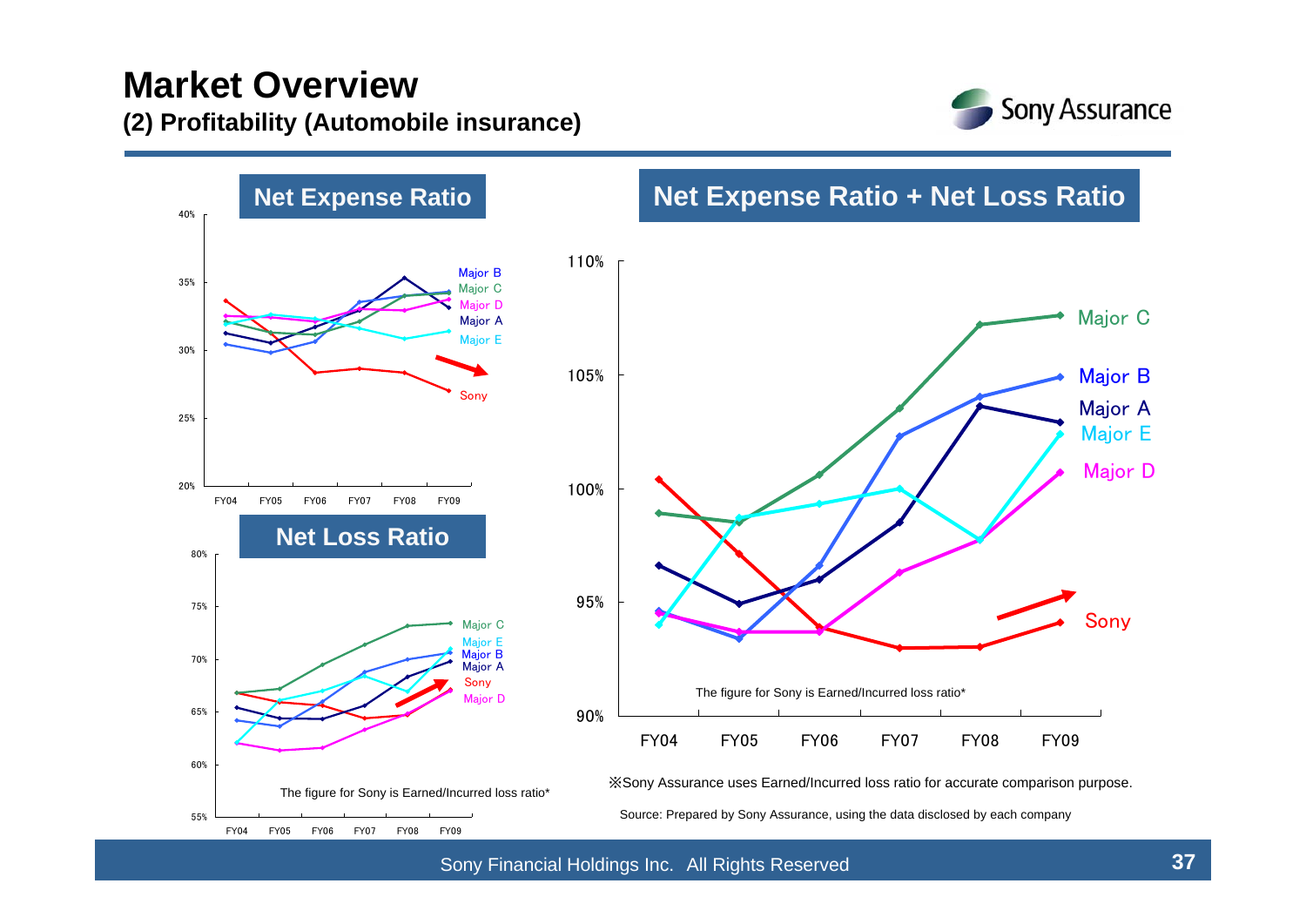# Market Overview

## (2) Profitability (Automobile insurance)

### Net Expense Ratio

Y-axis: 20% – 40%; X-axis: FY04, FY05, FY06, FY07, FY08, FY09

Series: Major B, Major C, Major D, Major A, Major E, Sony

### Net Loss Ratio

Y-axis: 55% – 80%; X-axis: FY04, FY05, FY06, FY07, FY08, FY09

Series: Major C, Major E, Major B, Major A, Sony, Major D

The figure for Sony is Earned/Incurred loss ratio*

### Net Expense Ratio + Net Loss Ratio

Y-axis: 90% – 110%; X-axis: FY04, FY05, FY06, FY07, FY08, FY09

Series: Major C, Major B, Major A, Major E, Major D, Sony

The figure for Sony is Earned/Incurred loss ratio*

※Sony Assurance uses Earned/Incurred loss ratio for accurate comparison purpose.

Source: Prepared by Sony Assurance, using the data disclosed by each company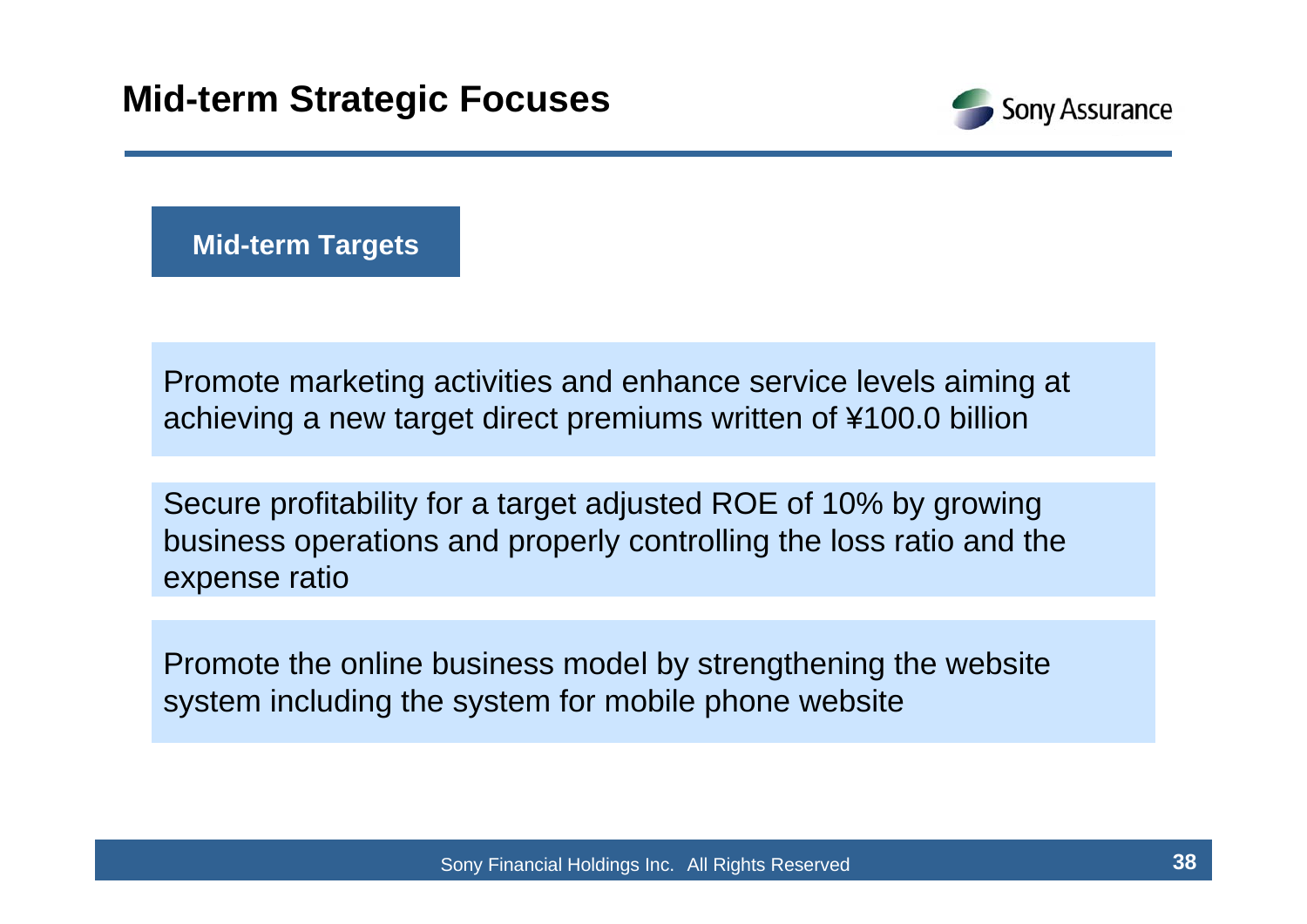# Mid-term Strategic Focuses

## Mid-term Targets

Promote marketing activities and enhance service levels aiming at achieving a new target direct premiums written of ¥100.0 billion

Secure profitability for a target adjusted ROE of 10% by growing business operations and properly controlling the loss ratio and the expense ratio

Promote the online business model by strengthening the website system including the system for mobile phone website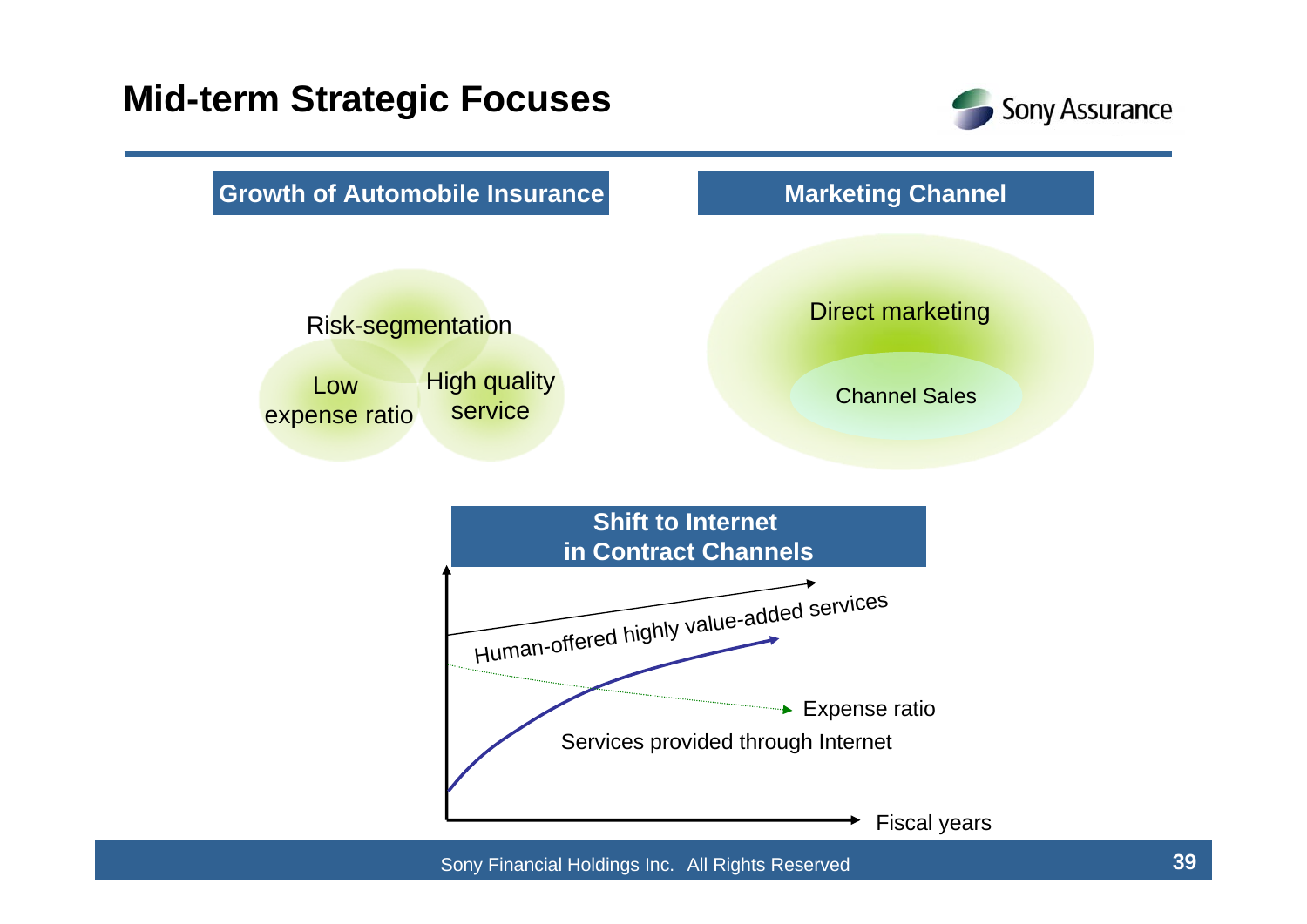# Mid-term Strategic Focuses

Sony Assurance

## Growth of Automobile Insurance

Risk-segmentation

Low expense ratio

High quality service

## Marketing Channel

Direct marketing

Channel Sales

## Shift to Internet in Contract Channels

Human-offered highly value-added services

Expense ratio

Services provided through Internet

Fiscal years

Sony Financial Holdings Inc. All Rights Reserved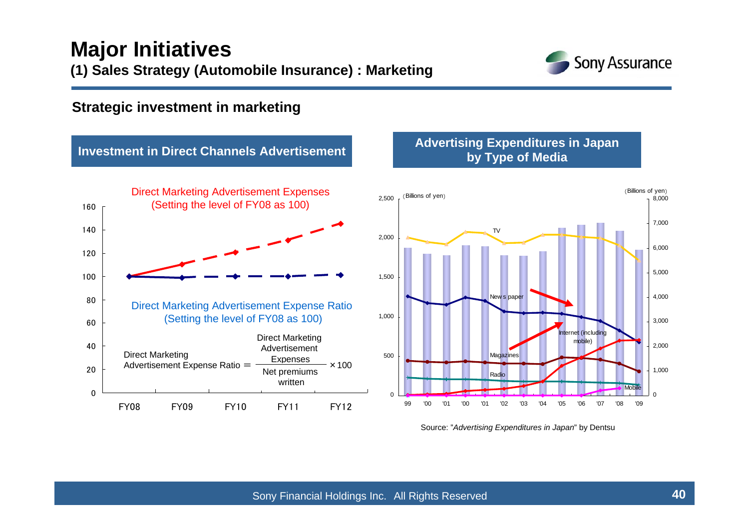# Major Initiatives

## (1) Sales Strategy (Automobile Insurance) : Marketing

### Strategic investment in marketing

**Investment in Direct Channels Advertisement**

Direct Marketing Advertisement Expenses (Setting the level of FY08 as 100)

Direct Marketing Advertisement Expense Ratio (Setting the level of FY08 as 100)

$$\text{Direct Marketing Advertisement Expense Ratio} = \frac{\text{Direct Marketing Advertisement Expenses}}{\text{Net premiums written}} \times 100$$

160, 140, 120, 100, 80, 60, 40, 20, 0

FY08, FY09, FY10, FY11, FY12

**Advertising Expenditures in Japan by Type of Media**

(Billions of yen) 2,500, 2,000, 1,500, 1,000, 500, 0

(Billions of yen) 8,000, 7,000, 6,000, 5,000, 4,000, 3,000, 2,000, 1,000, 0

TV, News paper, Internet (including mobile), Magazines, Radio, Mobile

99, '00, '01, '00, '01, '02, '03, '04, '05, '06, '07, '08, '09

Source: "*Advertising Expenditures in Japan*" by Dentsu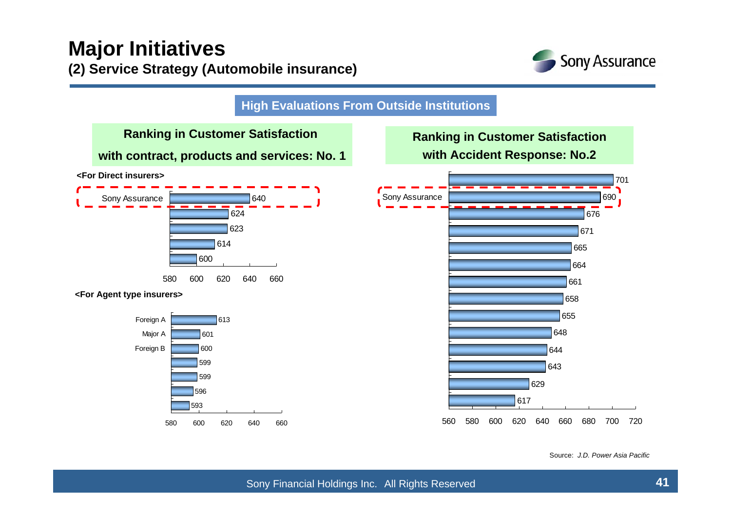# Major Initiatives

## (2) Service Strategy (Automobile insurance)

### High Evaluations From Outside Institutions

**Ranking in Customer Satisfaction with contract, products and services: No. 1**

**<For Direct insurers>**

| Insurer | Score |
|---|---|
| Sony Assurance | 640 |
| | 624 |
| | 623 |
| | 614 |
| | 600 |

**<For Agent type insurers>**

| Insurer | Score |
|---|---|
| Foreign A | 613 |
| Major A | 601 |
| Foreign B | 600 |
| | 599 |
| | 599 |
| | 596 |
| | 593 |

**Ranking in Customer Satisfaction with Accident Response: No.2**

| Insurer | Score |
|---|---|
| | 701 |
| Sony Assurance | 690 |
| | 676 |
| | 671 |
| | 665 |
| | 664 |
| | 661 |
| | 658 |
| | 655 |
| | 648 |
| | 644 |
| | 643 |
| | 629 |
| | 617 |

Source: *J.D. Power Asia Pacific*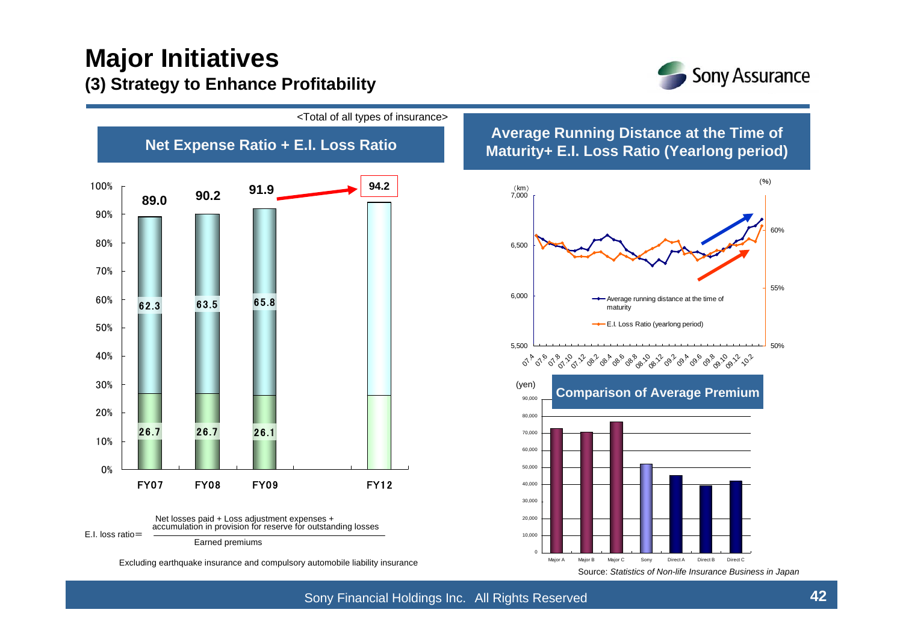# Major Initiatives

## (3) Strategy to Enhance Profitability

<Total of all types of insurance>

### Net Expense Ratio + E.I. Loss Ratio

| | FY07 | FY08 | FY09 | FY12 |
|---|---|---|---|---|
| Total | 89.0 | 90.2 | 91.9 | 94.2 |
| E.I. Loss Ratio | 62.3 | 63.5 | 65.8 | |
| Net Expense Ratio | 26.7 | 26.7 | 26.1 | |

$$\text{E.I. loss ratio} = \frac{\text{Net losses paid + Loss adjustment expenses + accumulation in provision for reserve for outstanding losses}}{\text{Earned premiums}}$$

Excluding earthquake insurance and compulsory automobile liability insurance

### Average Running Distance at the Time of Maturity+ E.I. Loss Ratio (Yearlong period)

(km) 7,000 / 6,500 / 6,000 / 5,500 — (%) 60% / 55% / 50%

07.4, 07.6, 07.8, 07.10, 07.12, 08.2, 08.4, 08.6, 08.8, 08.10, 08.12, 09.2, 09.4, 09.6, 09.8, 09.10, 09.12, 10.2

- Average running distance at the time of maturity
- E.I. Loss Ratio (yearlong period)

### Comparison of Average Premium

(yen)

Major A, Major B, Major C, Sony, Direct A, Direct B, Direct C

Source: *Statistics of Non-life Insurance Business in Japan*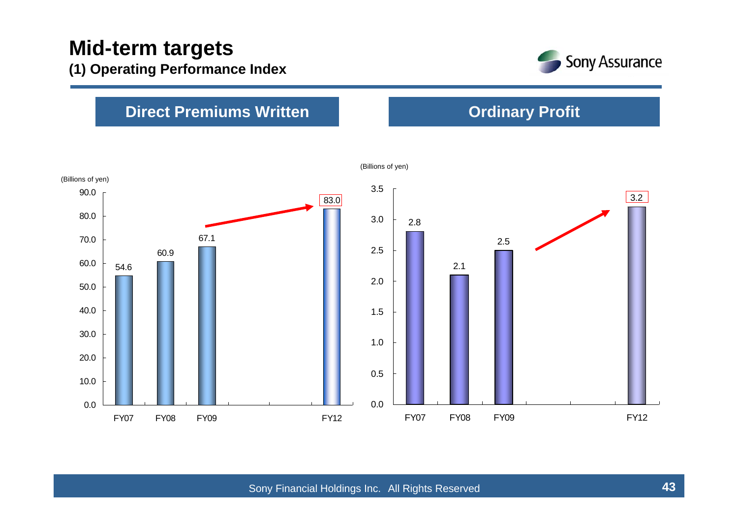# Mid-term targets

## (1) Operating Performance Index

### Direct Premiums Written

(Billions of yen)

| | FY07 | FY08 | FY09 | FY12 |
|---|---|---|---|---|
| Direct Premiums Written | 54.6 | 60.9 | 67.1 | 83.0 |

### Ordinary Profit

(Billions of yen)

| | FY07 | FY08 | FY09 | FY12 |
|---|---|---|---|---|
| Ordinary Profit | 2.8 | 2.1 | 2.5 | 3.2 |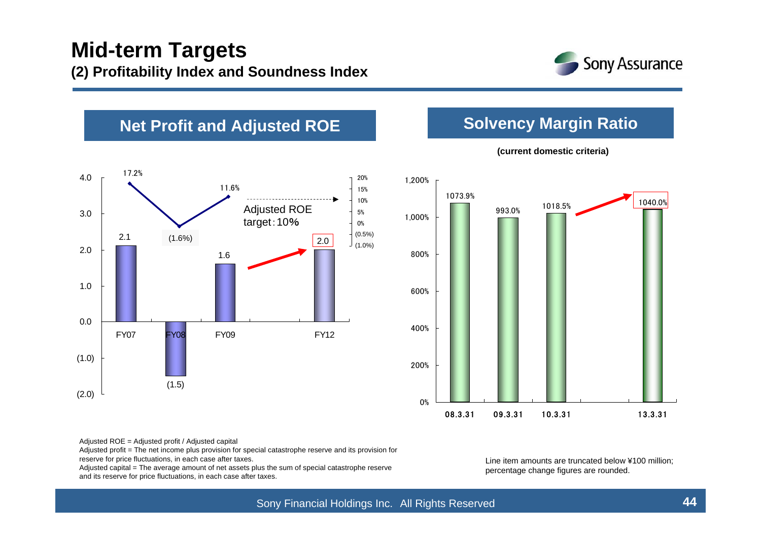# Mid-term Targets

## (2) Profitability Index and Soundness Index

### Net Profit and Adjusted ROE

| | FY07 | FY08 | FY09 | FY12 |
|---|---|---|---|---|
| Net Profit | 2.1 | (1.5) | 1.6 | 2.0 |
| Adjusted ROE | 17.2% | (1.6%) | 11.6% | Adjusted ROE target：10% |

Adjusted ROE = Adjusted profit / Adjusted capital

Adjusted profit = The net income plus provision for special catastrophe reserve and its provision for reserve for price fluctuations, in each case after taxes.

Adjusted capital = The average amount of net assets plus the sum of special catastrophe reserve and its reserve for price fluctuations, in each case after taxes.

### Solvency Margin Ratio

**(current domestic criteria)**

| 08.3.31 | 09.3.31 | 10.3.31 | 13.3.31 |
|---|---|---|---|
| 1073.9% | 993.0% | 1018.5% | 1040.0% |

Line item amounts are truncated below ¥100 million; percentage change figures are rounded.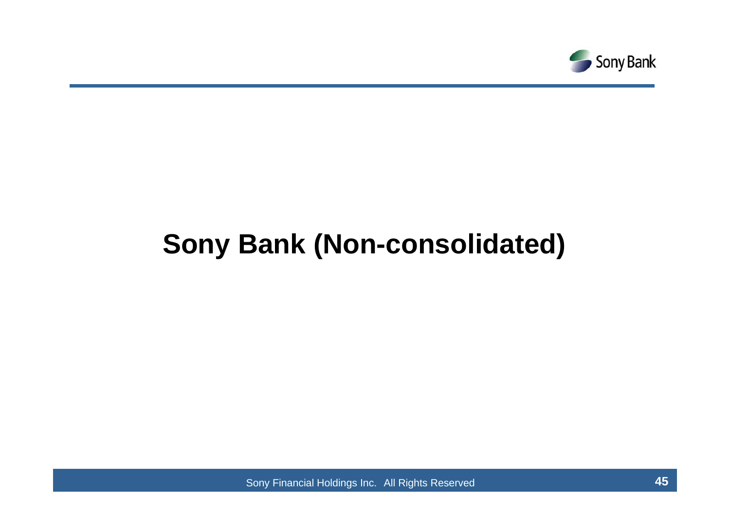# Sony Bank (Non-consolidated)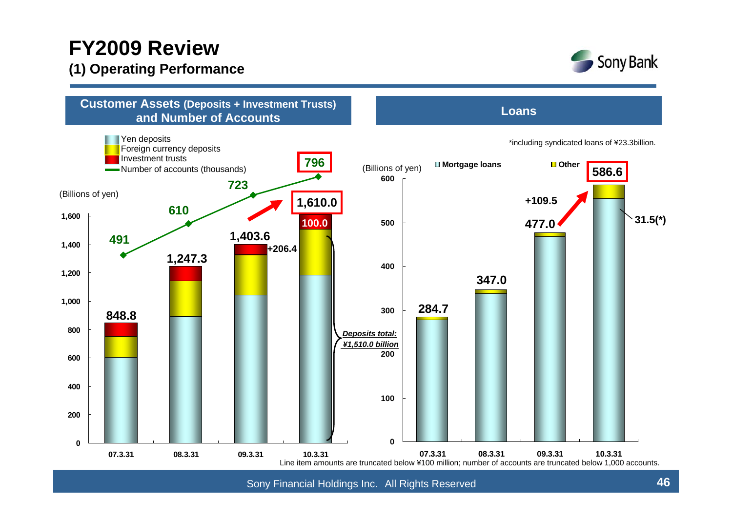# FY2009 Review

## (1) Operating Performance

### Customer Assets (Deposits + Investment Trusts) and Number of Accounts

(Billions of yen)

| | 07.3.31 | 08.3.31 | 09.3.31 | 10.3.31 |
|---|---|---|---|---|
| Customer assets total | 848.8 | 1,247.3 | 1,403.6 | 1,610.0 |
| Investment trusts (10.3.31) | | | | 100.0 |
| Number of accounts (thousands) | 491 | 610 | 723 | 796 |

Legend: Yen deposits; Foreign currency deposits; Investment trusts; Number of accounts (thousands)

+206.4

*Deposits total:*
*¥1,510.0 billion*

### Loans

*including syndicated loans of ¥23.3billion.

(Billions of yen)

| | 07.3.31 | 08.3.31 | 09.3.31 | 10.3.31 |
|---|---|---|---|---|
| Loans total | 284.7 | 347.0 | 477.0 | 586.6 |

Legend: Mortgage loans; Other

+109.5

31.5(*)

Line item amounts are truncated below ¥100 million; number of accounts are truncated below 1,000 accounts.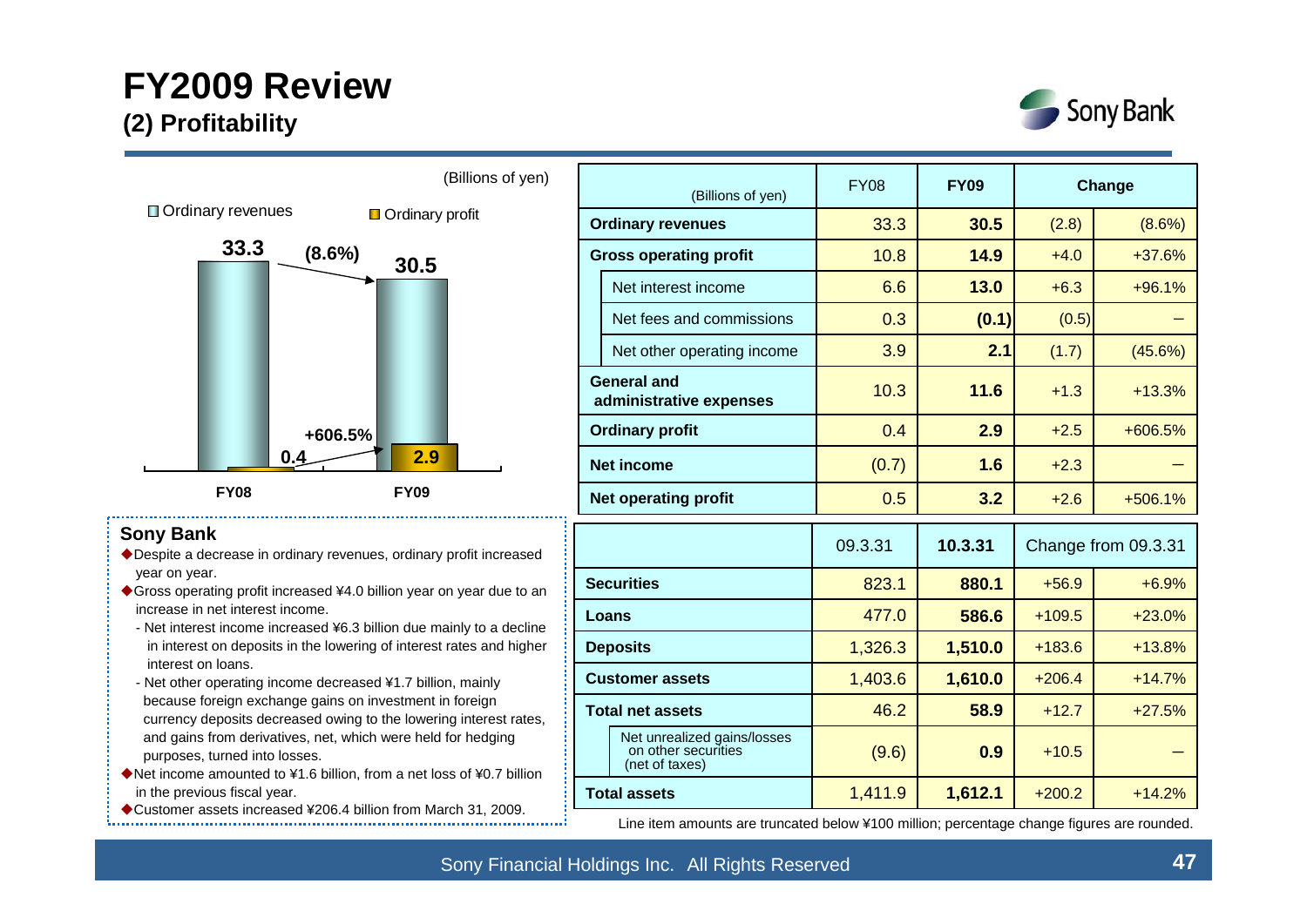# FY2009 Review

## (2) Profitability

(Billions of yen)

Ordinary revenues / Ordinary profit

| | FY08 | FY09 | Change |
|---|---|---|---|
| Ordinary revenues | 33.3 | 30.5 | (8.6%) |
| Ordinary profit | 0.4 | 2.9 | +606.5% |

| (Billions of yen) | FY08 | FY09 | Change | |
|---|---|---|---|---|
| **Ordinary revenues** | 33.3 | **30.5** | (2.8) | (8.6%) |
| **Gross operating profit** | 10.8 | **14.9** | +4.0 | +37.6% |
| Net interest income | 6.6 | **13.0** | +6.3 | +96.1% |
| Net fees and commissions | 0.3 | **(0.1)** | (0.5) | – |
| Net other operating income | 3.9 | **2.1** | (1.7) | (45.6%) |
| **General and administrative expenses** | 10.3 | **11.6** | +1.3 | +13.3% |
| **Ordinary profit** | 0.4 | **2.9** | +2.5 | +606.5% |
| **Net income** | (0.7) | **1.6** | +2.3 | – |
| **Net operating profit** | 0.5 | **3.2** | +2.6 | +506.1% |

| | 09.3.31 | 10.3.31 | Change from 09.3.31 | |
|---|---|---|---|---|
| **Securities** | 823.1 | **880.1** | +56.9 | +6.9% |
| **Loans** | 477.0 | **586.6** | +109.5 | +23.0% |
| **Deposits** | 1,326.3 | **1,510.0** | +183.6 | +13.8% |
| **Customer assets** | 1,403.6 | **1,610.0** | +206.4 | +14.7% |
| **Total net assets** | 46.2 | **58.9** | +12.7 | +27.5% |
| Net unrealized gains/losses on other securities (net of taxes) | (9.6) | **0.9** | +10.5 | – |
| **Total assets** | 1,411.9 | **1,612.1** | +200.2 | +14.2% |

Line item amounts are truncated below ¥100 million; percentage change figures are rounded.

### Sony Bank

- ◆Despite a decrease in ordinary revenues, ordinary profit increased year on year.
- ◆Gross operating profit increased ¥4.0 billion year on year due to an increase in net interest income.
  - Net interest income increased ¥6.3 billion due mainly to a decline in interest on deposits in the lowering of interest rates and higher interest on loans.
  - Net other operating income decreased ¥1.7 billion, mainly because foreign exchange gains on investment in foreign currency deposits decreased owing to the lowering interest rates, and gains from derivatives, net, which were held for hedging purposes, turned into losses.
- ◆Net income amounted to ¥1.6 billion, from a net loss of ¥0.7 billion in the previous fiscal year.
- ◆Customer assets increased ¥206.4 billion from March 31, 2009.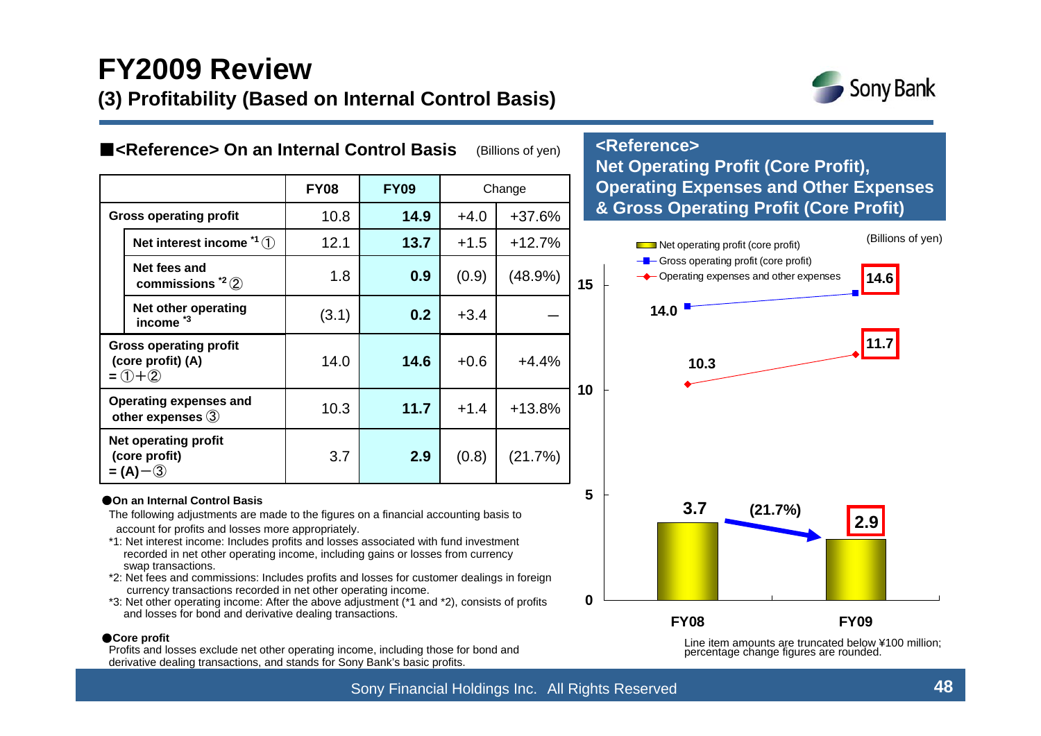# FY2009 Review

## (3) Profitability (Based on Internal Control Basis)

### ■<Reference> On an Internal Control Basis

(Billions of yen)

| | FY08 | FY09 | Change | |
|---|---|---|---|---|
| Gross operating profit | 10.8 | **14.9** | +4.0 | +37.6% |
| Net interest income [*1] ① | 12.1 | **13.7** | +1.5 | +12.7% |
| Net fees and commissions [*2] ② | 1.8 | **0.9** | (0.9) | (48.9%) |
| Net other operating income [*3] | (3.1) | **0.2** | +3.4 | — |
| Gross operating profit (core profit) (A) = ①+② | 14.0 | **14.6** | +0.6 | +4.4% |
| Operating expenses and other expenses ③ | 10.3 | **11.7** | +1.4 | +13.8% |
| Net operating profit (core profit) = (A)−③ | 3.7 | **2.9** | (0.8) | (21.7%) |

**●On an Internal Control Basis**

The following adjustments are made to the figures on a financial accounting basis to account for profits and losses more appropriately.

*1: Net interest income: Includes profits and losses associated with fund investment recorded in net other operating income, including gains or losses from currency swap transactions.

*2: Net fees and commissions: Includes profits and losses for customer dealings in foreign currency transactions recorded in net other operating income.

*3: Net other operating income: After the above adjustment (*1 and *2), consists of profits and losses for bond and derivative dealing transactions.

**●Core profit**

Profits and losses exclude net other operating income, including those for bond and derivative dealing transactions, and stands for Sony Bank's basic profits.

### <Reference> Net Operating Profit (Core Profit), Operating Expenses and Other Expenses & Gross Operating Profit (Core Profit)

(Billions of yen)

| | FY08 | FY09 |
|---|---|---|
| Net operating profit (core profit) | 3.7 | 2.9 |
| Gross operating profit (core profit) | 14.0 | 14.6 |
| Operating expenses and other expenses | 10.3 | 11.7 |

Net operating profit change: (21.7%)

Line item amounts are truncated below ¥100 million; percentage change figures are rounded.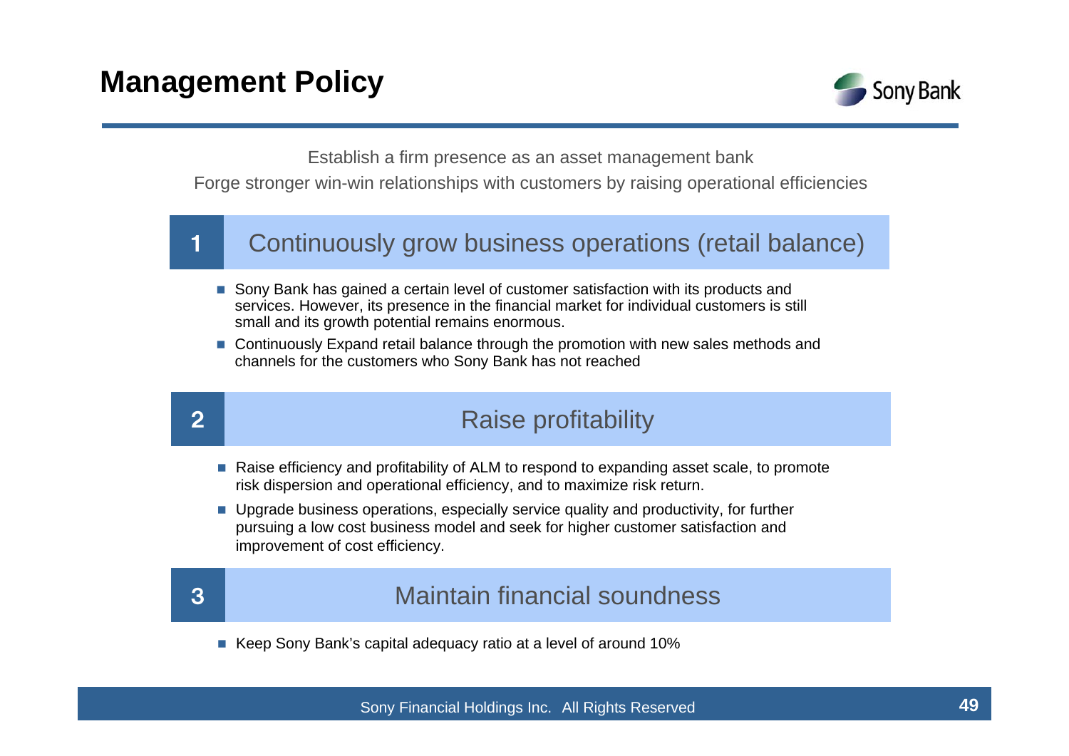# Management Policy

Establish a firm presence as an asset management bank

Forge stronger win-win relationships with customers by raising operational efficiencies

## 1 Continuously grow business operations (retail balance)

- Sony Bank has gained a certain level of customer satisfaction with its products and services. However, its presence in the financial market for individual customers is still small and its growth potential remains enormous.
- Continuously Expand retail balance through the promotion with new sales methods and channels for the customers who Sony Bank has not reached

## 2 Raise profitability

- Raise efficiency and profitability of ALM to respond to expanding asset scale, to promote risk dispersion and operational efficiency, and to maximize risk return.
- Upgrade business operations, especially service quality and productivity, for further pursuing a low cost business model and seek for higher customer satisfaction and improvement of cost efficiency.

## 3 Maintain financial soundness

- Keep Sony Bank's capital adequacy ratio at a level of around 10%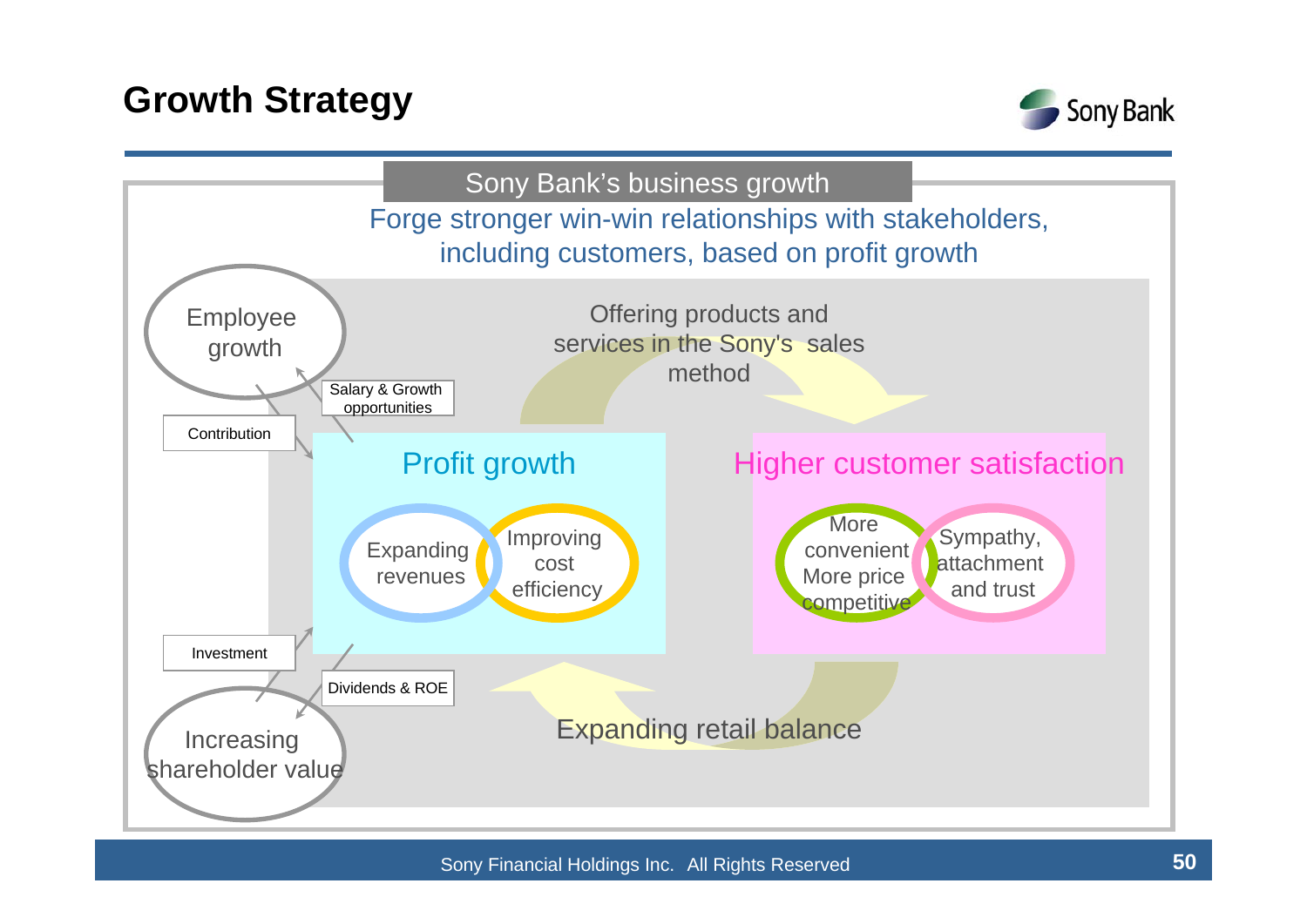# Growth Strategy

Sony Bank's business growth

Forge stronger win-win relationships with stakeholders, including customers, based on profit growth

Employee growth

Salary & Growth opportunities

Contribution

Offering products and services in the Sony's sales method

**Profit growth**

- Expanding revenues
- Improving cost efficiency

**Higher customer satisfaction**

- More convenient More price competitive
- Sympathy, attachment and trust

Investment

Dividends & ROE

Expanding retail balance

Increasing shareholder value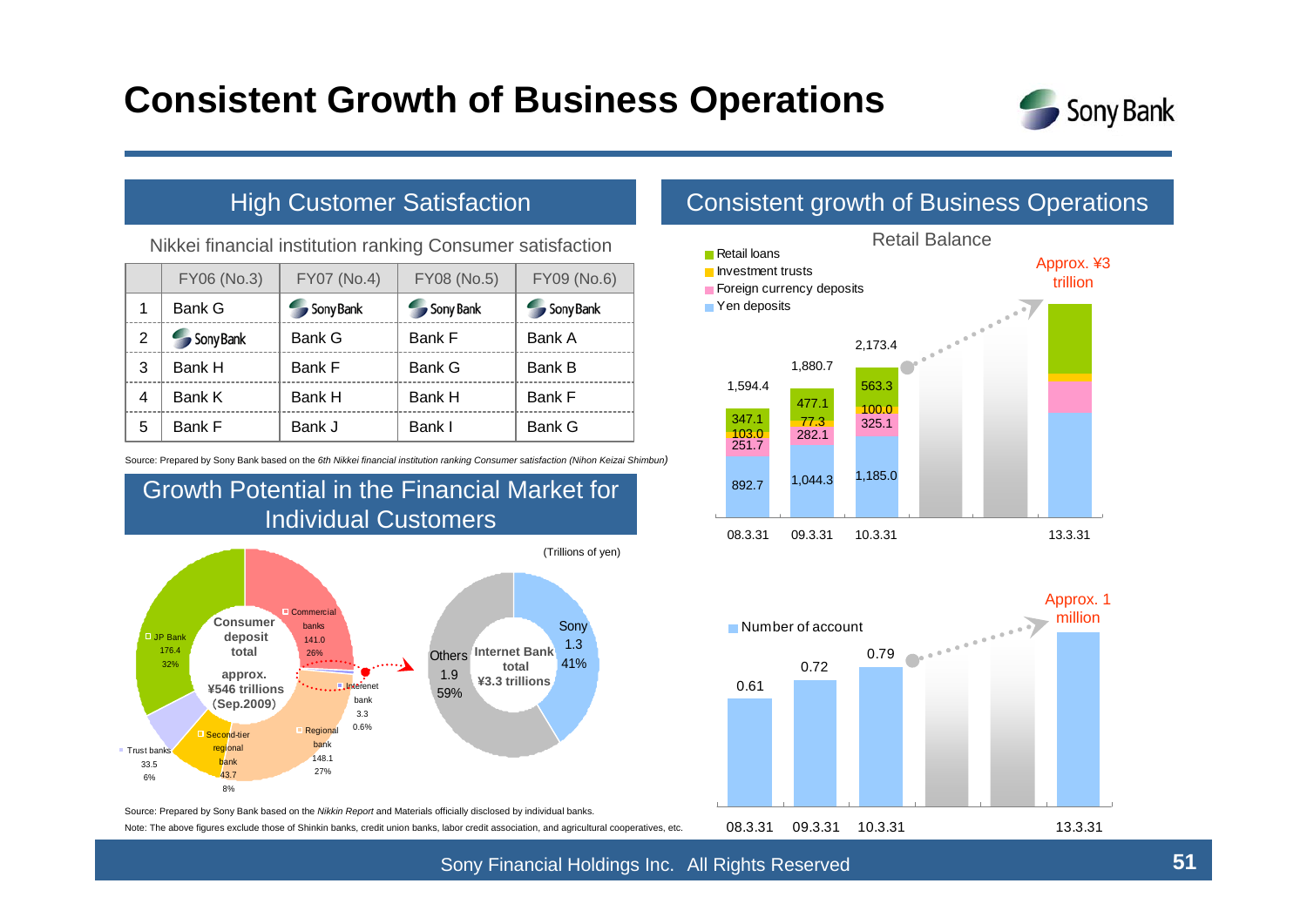# Consistent Growth of Business Operations

## High Customer Satisfaction

Nikkei financial institution ranking Consumer satisfaction

| | FY06 (No.3) | FY07 (No.4) | FY08 (No.5) | FY09 (No.6) |
|---|---|---|---|---|
| 1 | Bank G | Sony Bank | Sony Bank | Sony Bank |
| 2 | Sony Bank | Bank G | Bank F | Bank A |
| 3 | Bank H | Bank F | Bank G | Bank B |
| 4 | Bank K | Bank H | Bank H | Bank F |
| 5 | Bank F | Bank J | Bank I | Bank G |

Source: Prepared by Sony Bank based on the *6th Nikkei financial institution ranking Consumer satisfaction (Nihon Keizai Shimbun)*

## Growth Potential in the Financial Market for Individual Customers

(Trillions of yen)

Consumer deposit total approx. ¥546 trillions (Sep.2009)

| Category | Amount | Share |
|---|---|---|
| Commercial banks | 141.0 | 26% |
| Interenet bank | 3.3 | 0.6% |
| Regional bank | 148.1 | 27% |
| Second-tier regional bank | 43.7 | 8% |
| Trust banks | 33.5 | 6% |
| JP Bank | 176.4 | 32% |

Internet Bank total ¥3.3 trillions

| Category | Amount | Share |
|---|---|---|
| Sony | 1.3 | 41% |
| Others | 1.9 | 59% |

Source: Prepared by Sony Bank based on the *Nikkin Report* and Materials officially disclosed by individual banks.

Note: The above figures exclude those of Shinkin banks, credit union banks, labor credit association, and agricultural cooperatives, etc.

## Consistent growth of Business Operations

Retail Balance

| | 08.3.31 | 09.3.31 | 10.3.31 | 13.3.31 |
|---|---|---|---|---|
| Retail loans | 347.1 | 477.1 | 563.3 | |
| Investment trusts | 103.0 | 77.3 | 100.0 | |
| Foreign currency deposits | 251.7 | 282.1 | 325.1 | |
| Yen deposits | 892.7 | 1,044.3 | 1,185.0 | |
| Total | 1,594.4 | 1,880.7 | 2,173.4 | Approx. ¥3 trillion |

Number of account

| 08.3.31 | 09.3.31 | 10.3.31 | 13.3.31 |
|---|---|---|---|
| 0.61 | 0.72 | 0.79 | Approx. 1 million |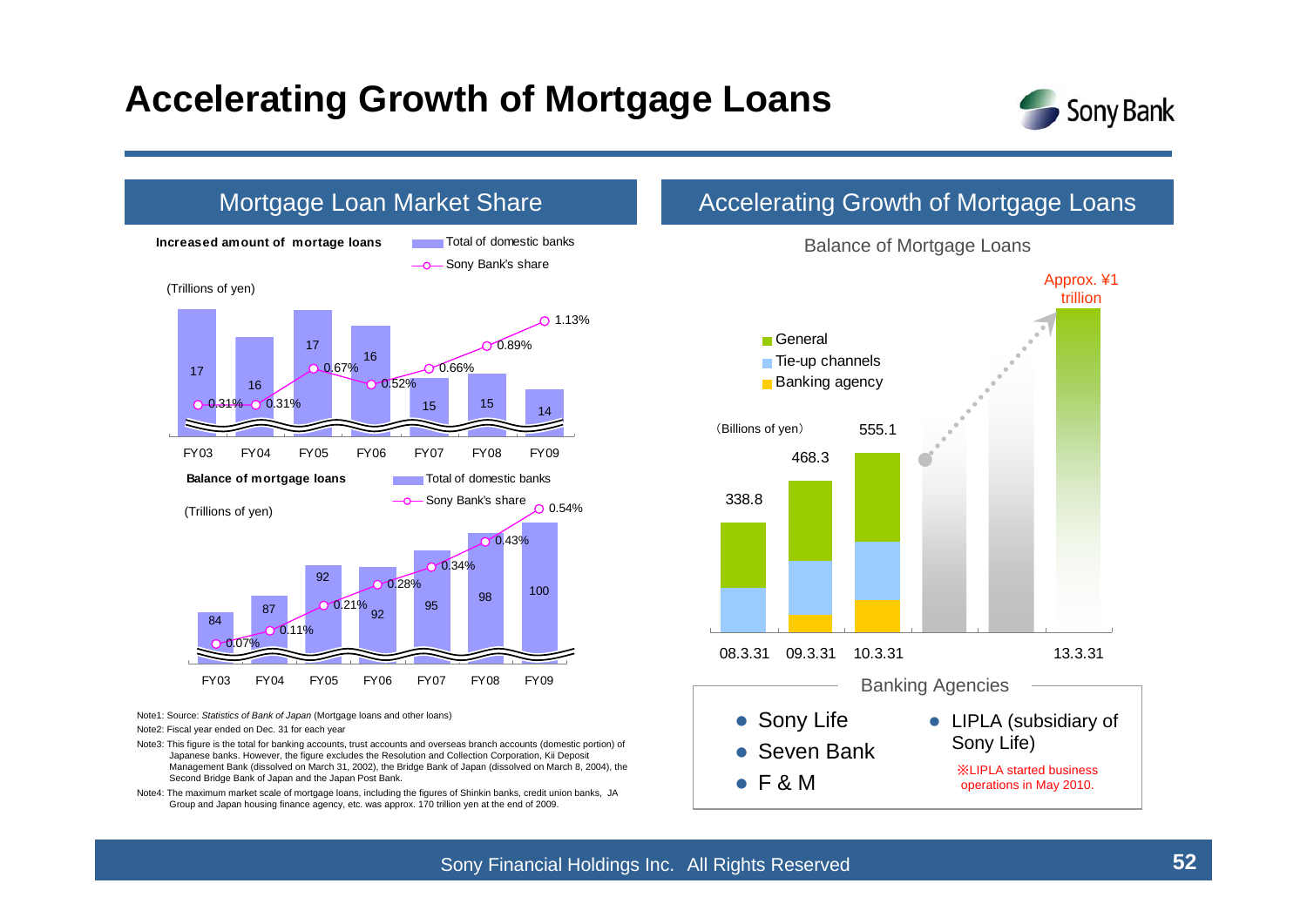# Accelerating Growth of Mortgage Loans

## Mortgage Loan Market Share

**Increased amount of mortage loans**

(Trillions of yen)

| | FY03 | FY04 | FY05 | FY06 | FY07 | FY08 | FY09 |
|---|---|---|---|---|---|---|---|
| Total of domestic banks | 17 | 16 | 17 | 16 | 15 | 15 | 14 |
| Sony Bank's share | 0.31% | 0.31% | 0.67% | 0.52% | 0.66% | 0.89% | 1.13% |

**Balance of mortgage loans**

(Trillions of yen)

| | FY03 | FY04 | FY05 | FY06 | FY07 | FY08 | FY09 |
|---|---|---|---|---|---|---|---|
| Total of domestic banks | 84 | 87 | 92 | 92 | 95 | 98 | 100 |
| Sony Bank's share | 0.07% | 0.11% | 0.21% | 0.28% | 0.34% | 0.43% | 0.54% |

Note1: Source: *Statistics of Bank of Japan* (Mortgage loans and other loans)

Note2: Fiscal year ended on Dec. 31 for each year

Note3: This figure is the total for banking accounts, trust accounts and overseas branch accounts (domestic portion) of Japanese banks. However, the figure excludes the Resolution and Collection Corporation, Kii Deposit Management Bank (dissolved on March 31, 2002), the Bridge Bank of Japan (dissolved on March 8, 2004), the Second Bridge Bank of Japan and the Japan Post Bank.

Note4: The maximum market scale of mortgage loans, including the figures of Shinkin banks, credit union banks, JA Group and Japan housing finance agency, etc. was approx. 170 trillion yen at the end of 2009.

## Accelerating Growth of Mortgage Loans

Balance of Mortgage Loans

（Billions of yen）

Legend: General / Tie-up channels / Banking agency

| | 08.3.31 | 09.3.31 | 10.3.31 | 13.3.31 |
|---|---|---|---|---|
| Balance | 338.8 | 468.3 | 555.1 | Approx. ¥1 trillion |

**Banking Agencies**

- Sony Life
- Seven Bank
- F & M
- LIPLA (subsidiary of Sony Life)

※LIPLA started business operations in May 2010.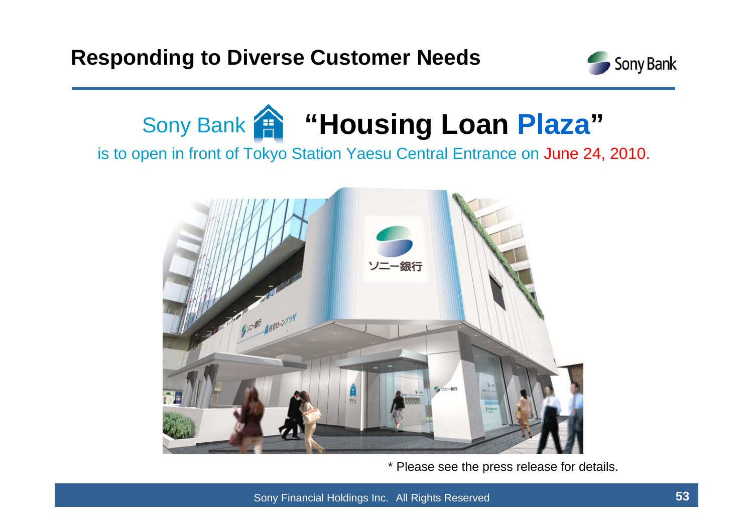# Responding to Diverse Customer Needs

## Sony Bank "Housing Loan Plaza"

is to open in front of Tokyo Station Yaesu Central Entrance on June 24, 2010.

* Please see the press release for details.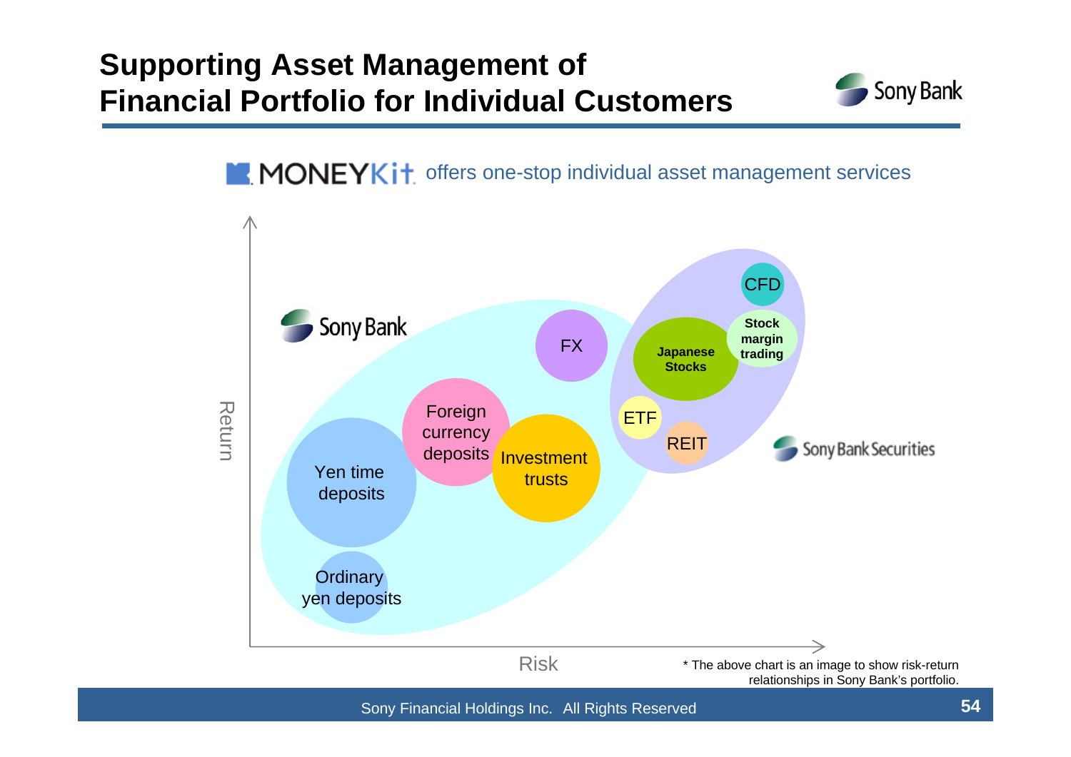# Supporting Asset Management of Financial Portfolio for Individual Customers

MONEYKit offers one-stop individual asset management services

Sony Bank

- Ordinary yen deposits
- Yen time deposits
- Foreign currency deposits
- Investment trusts
- FX

Sony Bank Securities

- ETF
- REIT
- Japanese Stocks
- Stock margin trading
- CFD

Return

Risk

* The above chart is an image to show risk-return relationships in Sony Bank's portfolio.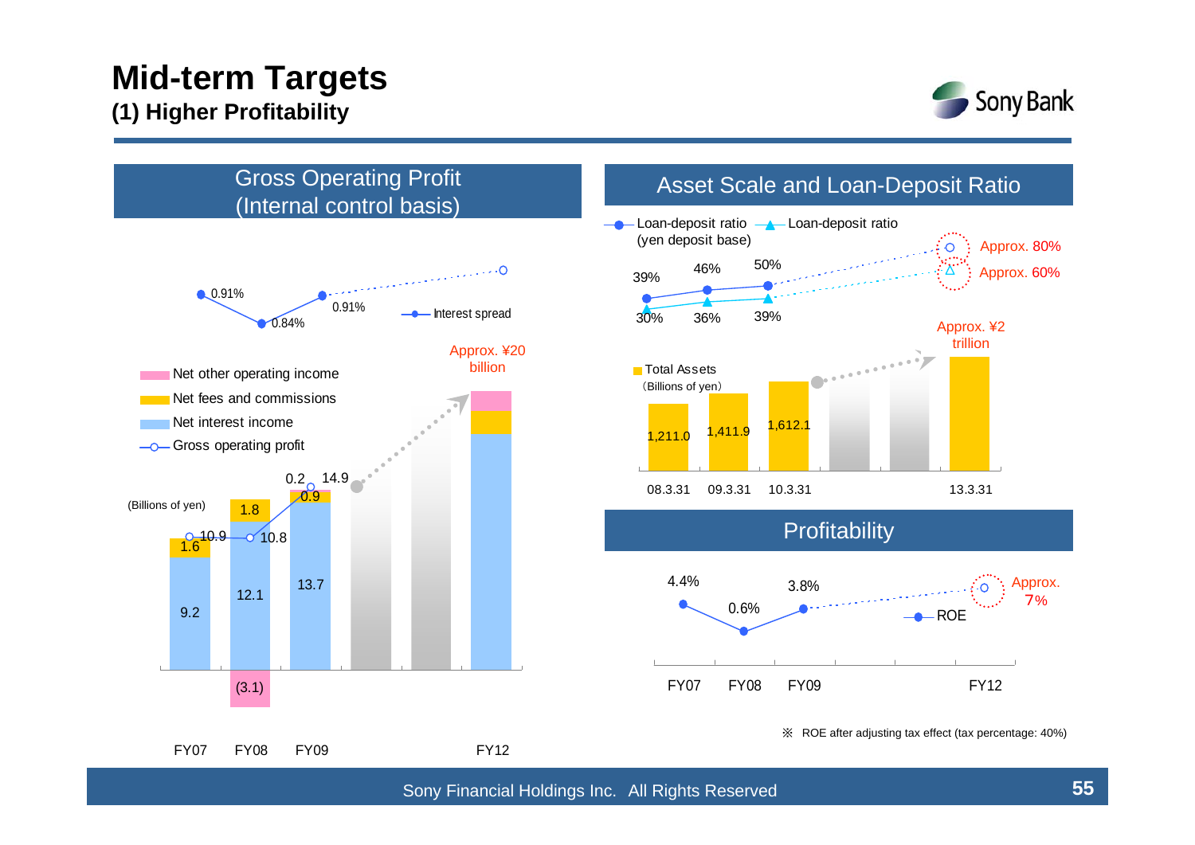# Mid-term Targets

## (1) Higher Profitability

### Gross Operating Profit (Internal control basis)

(Billions of yen)

| | FY07 | FY08 | FY09 | FY12 |
|---|---|---|---|---|
| Net interest income | 9.2 | 12.1 | 13.7 | |
| Net fees and commissions | 1.6 | 1.8 | 0.9 | |
| Net other operating income | | (3.1) | 0.2 | |
| Gross operating profit | 10.9 | 10.8 | 14.9 | Approx. ¥20 billion |
| Interest spread | 0.91% | 0.84% | 0.91% | |

### Asset Scale and Loan-Deposit Ratio

| | 08.3.31 | 09.3.31 | 10.3.31 | 13.3.31 |
|---|---|---|---|---|
| Loan-deposit ratio (yen deposit base) | 39% | 46% | 50% | Approx. 80% |
| Loan-deposit ratio | 30% | 36% | 39% | Approx. 60% |
| Total Assets (Billions of yen) | 1,211.0 | 1,411.9 | 1,612.1 | Approx. ¥2 trillion |

### Profitability

| | FY07 | FY08 | FY09 | FY12 |
|---|---|---|---|---|
| ROE | 4.4% | 0.6% | 3.8% | Approx. 7% |

※ ROE after adjusting tax effect (tax percentage: 40%)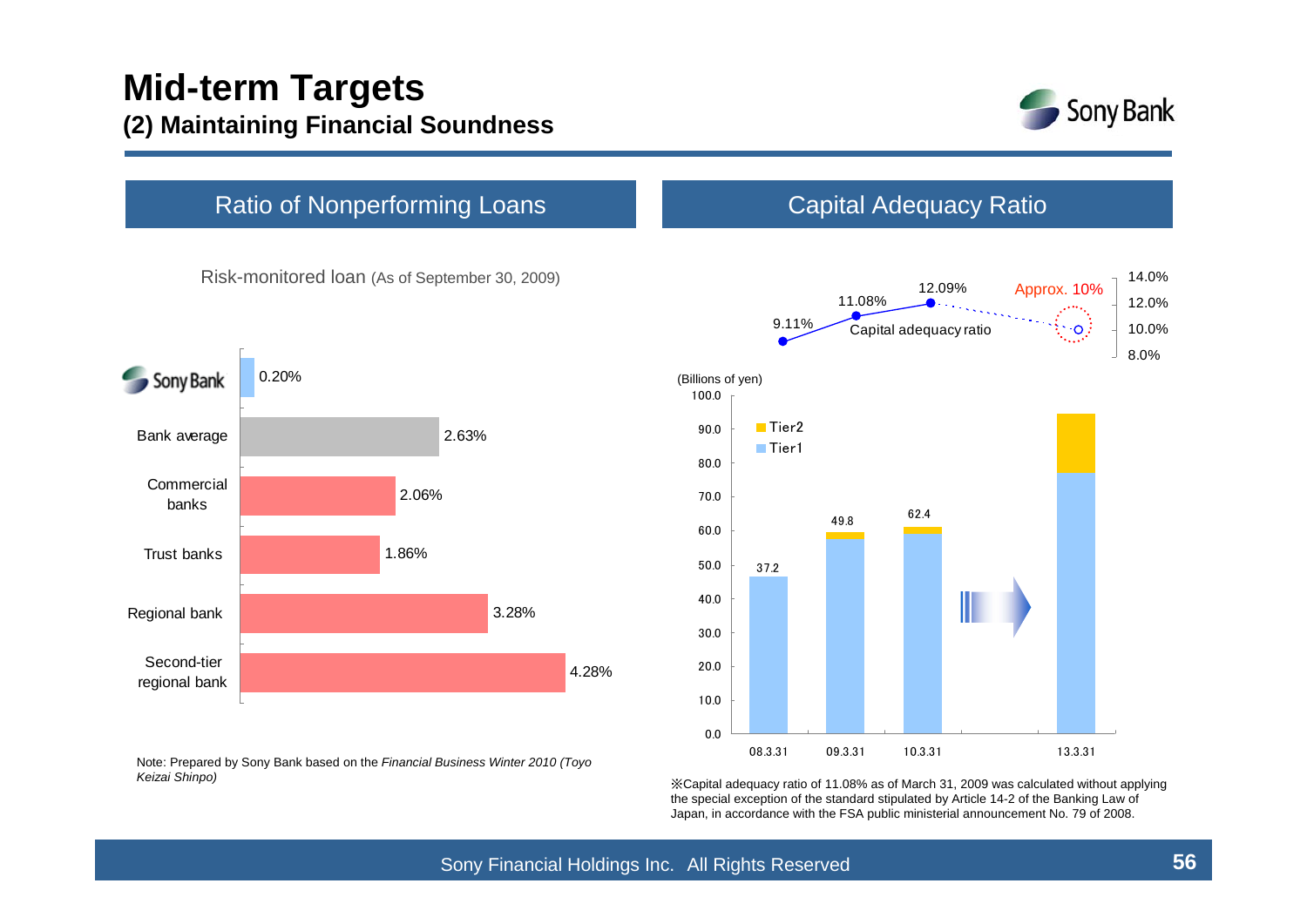# Mid-term Targets

## (2) Maintaining Financial Soundness

### Ratio of Nonperforming Loans

Risk-monitored loan (As of September 30, 2009)

| | Ratio |
|---|---|
| Sony Bank | 0.20% |
| Bank average | 2.63% |
| Commercial banks | 2.06% |
| Trust banks | 1.86% |
| Regional bank | 3.28% |
| Second-tier regional bank | 4.28% |

Note: Prepared by Sony Bank based on the *Financial Business Winter 2010 (Toyo Keizai Shinpo)*

### Capital Adequacy Ratio

(Billions of yen)

| | 08.3.31 | 09.3.31 | 10.3.31 | 13.3.31 |
|---|---|---|---|---|
| Tier1 + Tier2 | 37.2 | 49.8 | 62.4 | |
| Capital adequacy ratio | 9.11% | 11.08% | 12.09% | Approx. 10% |

※Capital adequacy ratio of 11.08% as of March 31, 2009 was calculated without applying the special exception of the standard stipulated by Article 14-2 of the Banking Law of Japan, in accordance with the FSA public ministerial announcement No. 79 of 2008.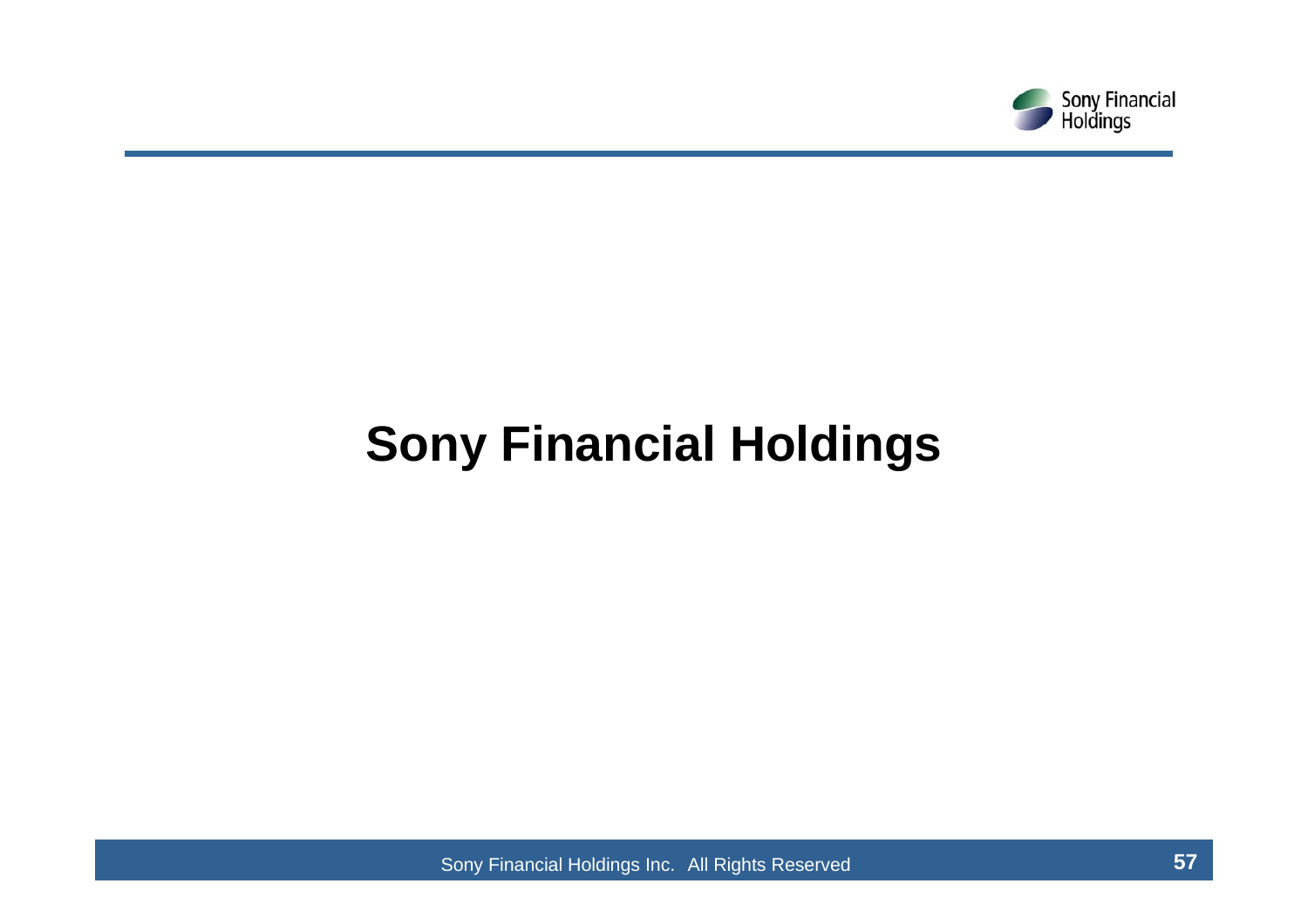# Sony Financial Holdings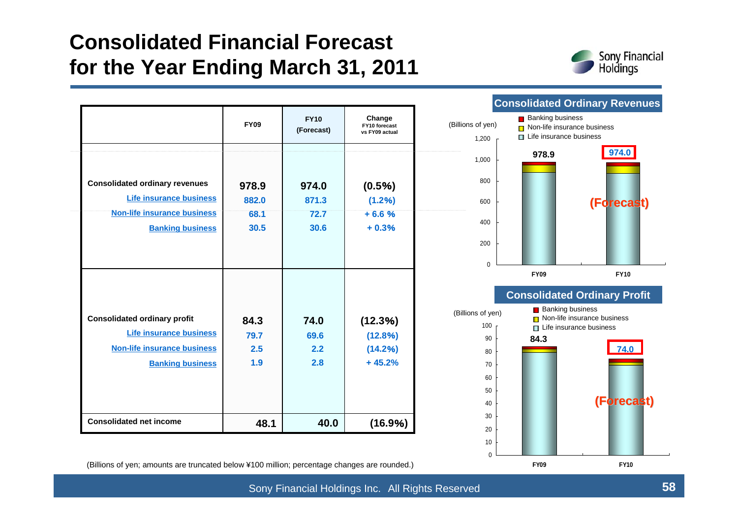# Consolidated Financial Forecast for the Year Ending March 31, 2011

| | FY09 | FY10 (Forecast) | Change FY10 forecast vs FY09 actual |
|---|---|---|---|
| **Consolidated ordinary revenues** | **978.9** | **974.0** | **(0.5%)** |
| Life insurance business | 882.0 | 871.3 | (1.2%) |
| Non-life insurance business | 68.1 | 72.7 | + 6.6 % |
| Banking business | 30.5 | 30.6 | + 0.3% |
| **Consolidated ordinary profit** | **84.3** | **74.0** | **(12.3%)** |
| Life insurance business | 79.7 | 69.6 | (12.8%) |
| Non-life insurance business | 2.5 | 2.2 | (14.2%) |
| Banking business | 1.9 | 2.8 | + 45.2% |
| **Consolidated net income** | **48.1** | **40.0** | **(16.9%)** |

(Billions of yen; amounts are truncated below ¥100 million; percentage changes are rounded.)

## Consolidated Ordinary Revenues

(Billions of yen)

Banking business / Non-life insurance business / Life insurance business

| | FY09 | FY10 (Forecast) |
|---|---|---|
| Total | 978.9 | 974.0 |

## Consolidated Ordinary Profit

(Billions of yen)

Banking business / Non-life insurance business / Life insurance business

| | FY09 | FY10 (Forecast) |
|---|---|---|
| Total | 84.3 | 74.0 |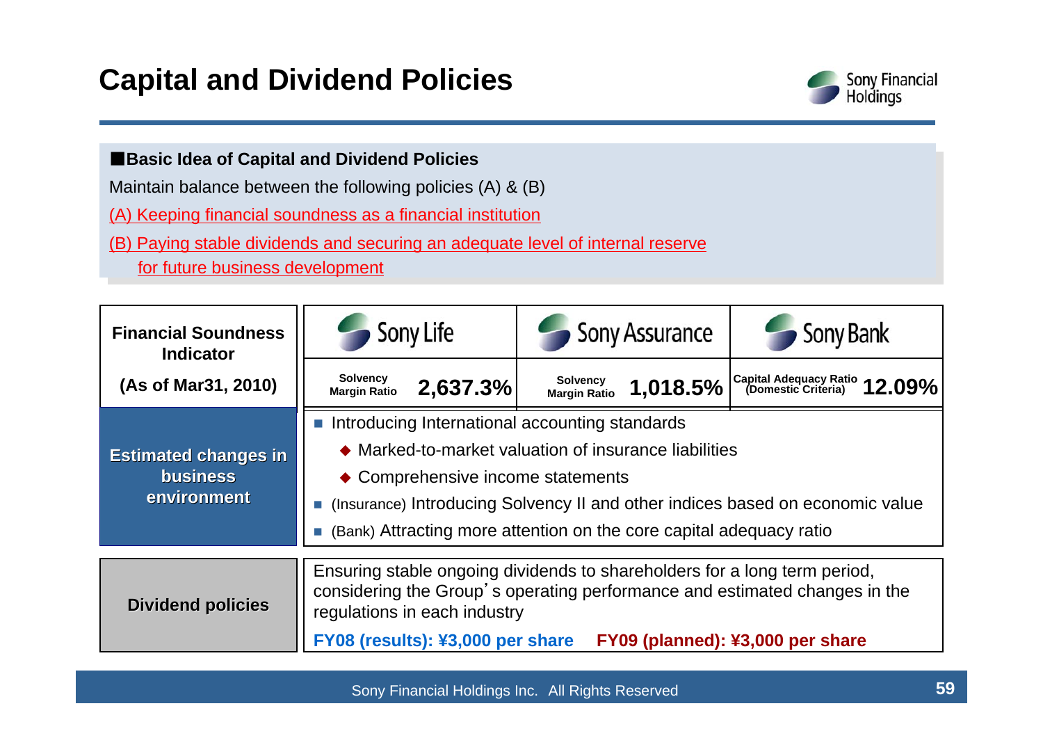# Capital and Dividend Policies

**■Basic Idea of Capital and Dividend Policies**

Maintain balance between the following policies (A) & (B)

(A) Keeping financial soundness as a financial institution

(B) Paying stable dividends and securing an adequate level of internal reserve for future business development

| Financial Soundness Indicator (As of Mar31, 2010) | Sony Life | Sony Assurance | Sony Bank |
|---|---|---|---|
| | Solvency Margin Ratio 2,637.3% | Solvency Margin Ratio 1,018.5% | Capital Adequacy Ratio (Domestic Criteria) 12.09% |

**Estimated changes in business environment**

- Introducing International accounting standards
  - Marked-to-market valuation of insurance liabilities
  - Comprehensive income statements
- (Insurance) Introducing Solvency II and other indices based on economic value
- (Bank) Attracting more attention on the core capital adequacy ratio

**Dividend policies**

Ensuring stable ongoing dividends to shareholders for a long term period, considering the Group's operating performance and estimated changes in the regulations in each industry

**FY08 (results): ¥3,000 per share** **FY09 (planned): ¥3,000 per share**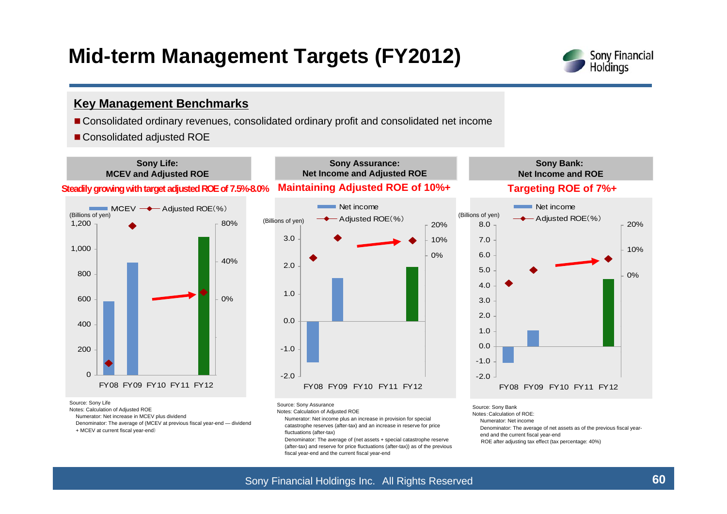# Mid-term Management Targets (FY2012)

## Key Management Benchmarks

- Consolidated ordinary revenues, consolidated ordinary profit and consolidated net income
- Consolidated adjusted ROE

### Sony Life: MCEV and Adjusted ROE

**Steadily growing with target adjusted ROE of 7.5%-8.0%**

MCEV — Adjusted ROE(%)

(Billions of yen)

FY08 FY09 FY10 FY11 FY12

Source: Sony Life

Notes: Calculation of Adjusted ROE

Numerator: Net increase in MCEV plus dividend

Denominator: The average of (MCEV at previous fiscal year-end — dividend + MCEV at current fiscal year-end)

### Sony Assurance: Net Income and Adjusted ROE

**Maintaining Adjusted ROE of 10%+**

Net income — Adjusted ROE(%)

(Billions of yen)

FY08 FY09 FY10 FY11 FY12

Source: Sony Assurance

Notes: Calculation of Adjusted ROE

Numerator: Net income plus an increase in provision for special catastrophe reserves (after-tax) and an increase in reserve for price fluctuations (after-tax)

Denominator: The average of (net assets + special catastrophe reserve (after-tax) and reserve for price fluctuations (after-tax)) as of the previous fiscal year-end and the current fiscal year-end

### Sony Bank: Net Income and ROE

**Targeting ROE of 7%+**

Net income — Adjusted ROE(%)

(Billions of yen)

FY08 FY09 FY10 FY11 FY12

Source: Sony Bank

Notes: Calculation of ROE:

Numerator: Net income

Denominator: The average of net assets as of the previous fiscal year-end and the current fiscal year-end

ROE after adjusting tax effect (tax percentage: 40%)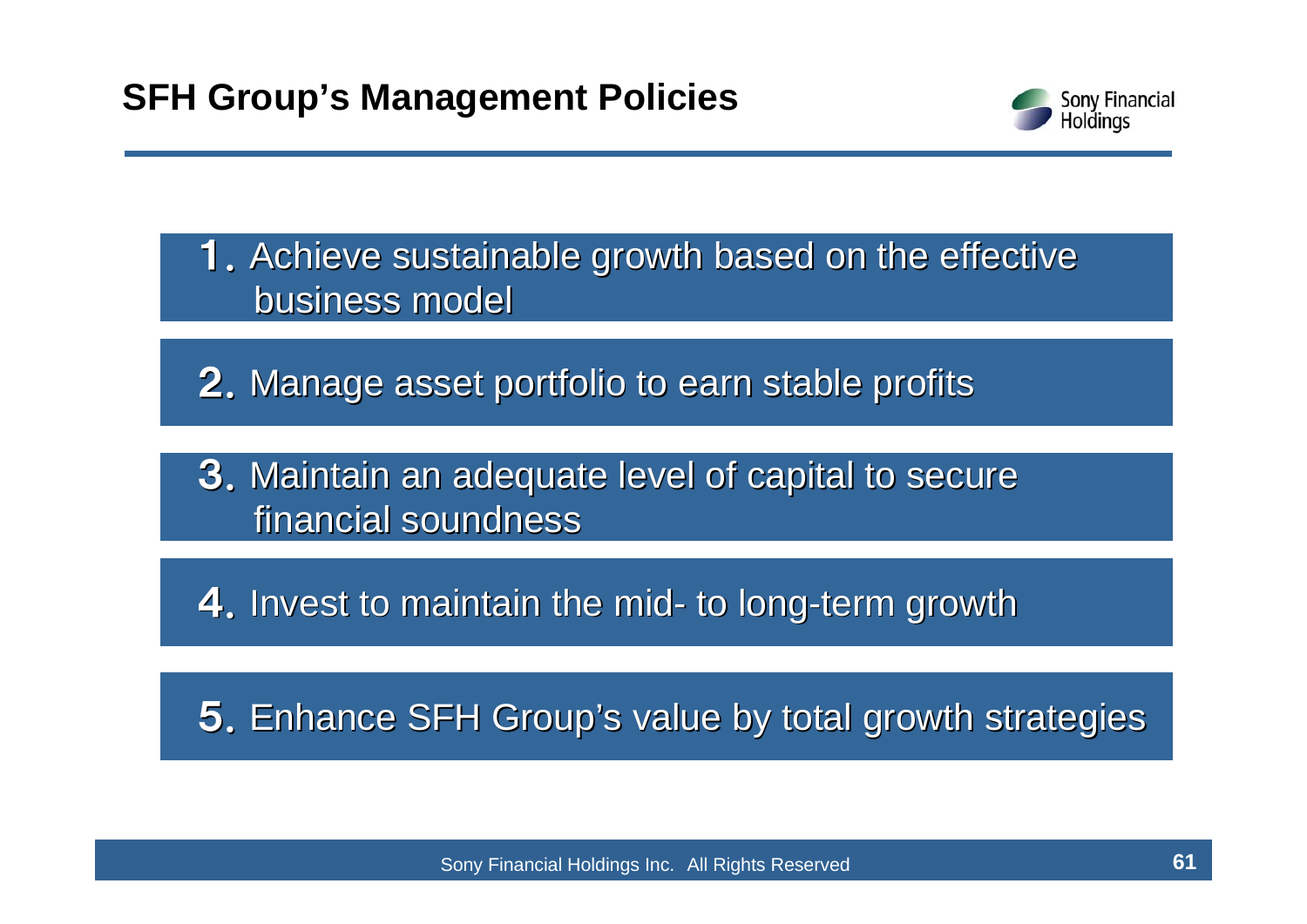# SFH Group's Management Policies

1. Achieve sustainable growth based on the effective business model
2. Manage asset portfolio to earn stable profits
3. Maintain an adequate level of capital to secure financial soundness
4. Invest to maintain the mid- to long-term growth
5. Enhance SFH Group's value by total growth strategies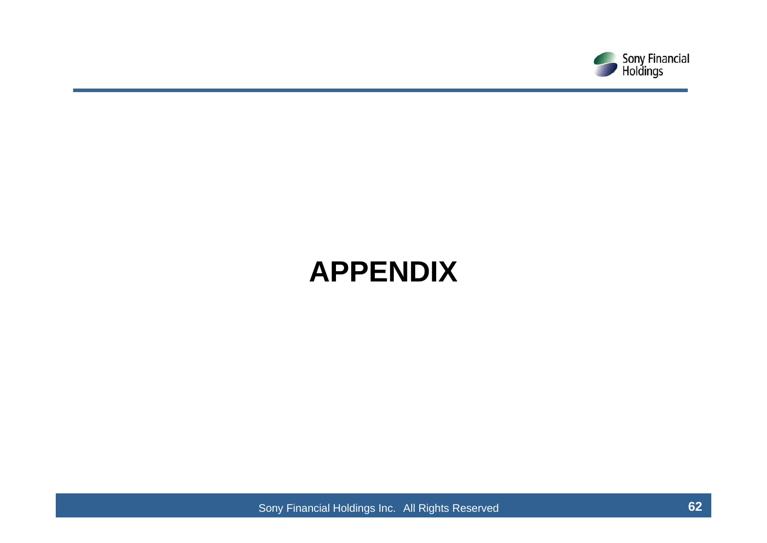# APPENDIX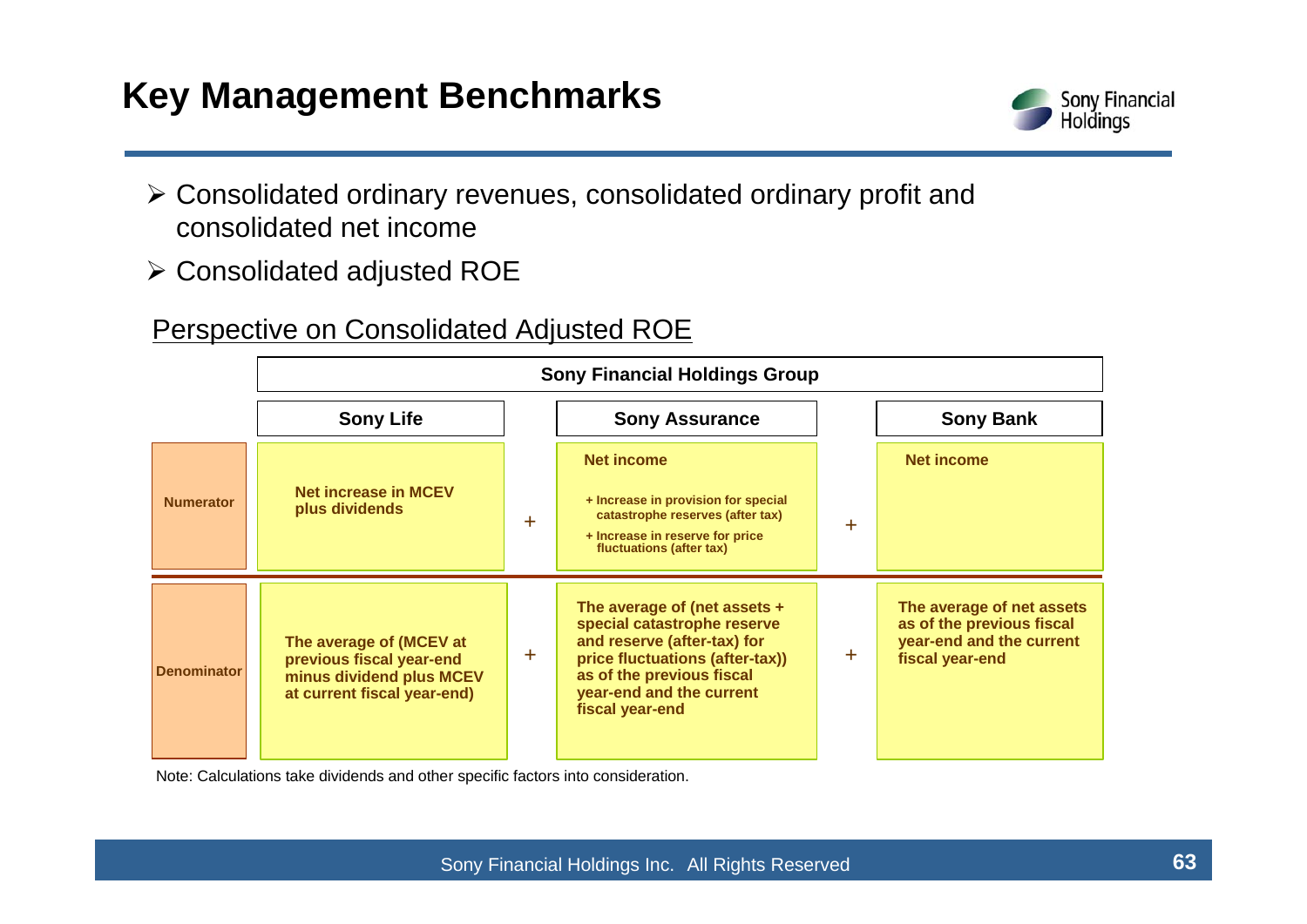# Key Management Benchmarks

- Consolidated ordinary revenues, consolidated ordinary profit and consolidated net income
- Consolidated adjusted ROE

## Perspective on Consolidated Adjusted ROE

| | Sony Financial Holdings Group | | | | |
|---|---|---|---|---|---|
| | **Sony Life** | | **Sony Assurance** | | **Sony Bank** |
| **Numerator** | Net increase in MCEV plus dividends | + | Net income<br>+ Increase in provision for special catastrophe reserves (after tax)<br>+ Increase in reserve for price fluctuations (after tax) | + | Net income |
| **Denominator** | The average of (MCEV at previous fiscal year-end minus dividend plus MCEV at current fiscal year-end) | + | The average of (net assets + special catastrophe reserve and reserve (after-tax) for price fluctuations (after-tax)) as of the previous fiscal year-end and the current fiscal year-end | + | The average of net assets as of the previous fiscal year-end and the current fiscal year-end |

Note: Calculations take dividends and other specific factors into consideration.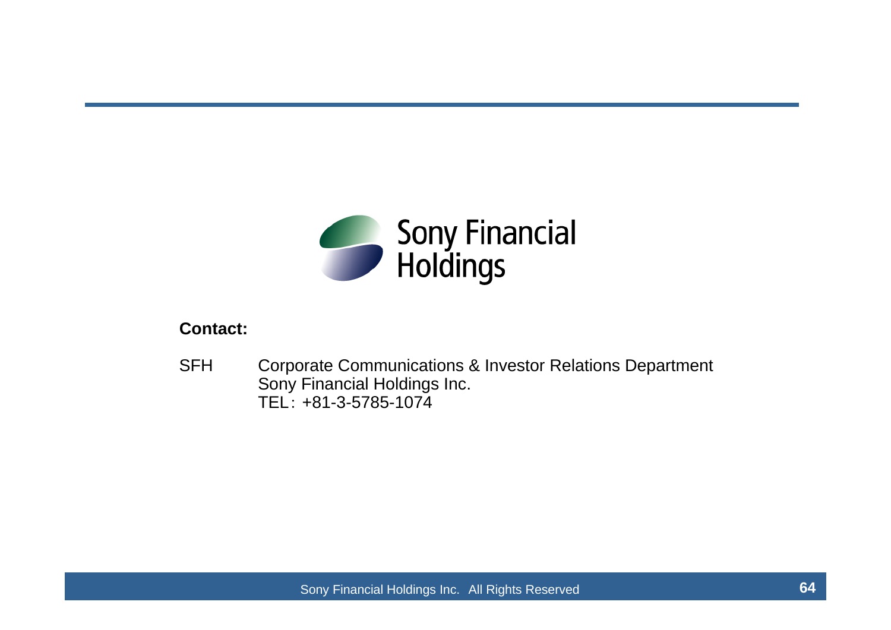Sony Financial Holdings

**Contact:**

SFH Corporate Communications & Investor Relations Department
Sony Financial Holdings Inc.
TEL：+81-3-5785-1074